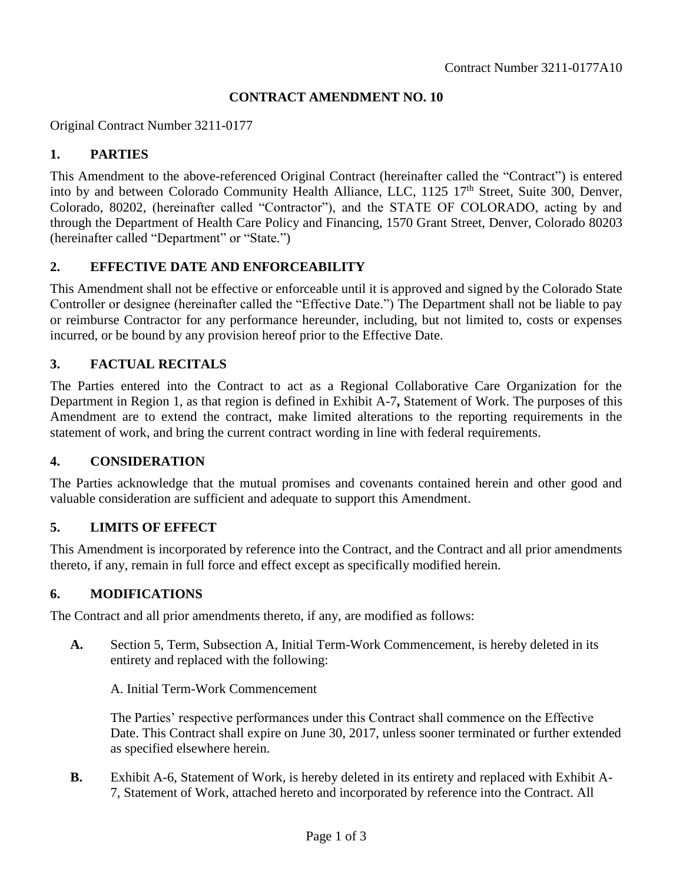Contract Number 3211-0177A10

# CONTRACT AMENDMENT NO. 10

Original Contract Number 3211-0177

## 1. PARTIES

This Amendment to the above-referenced Original Contract (hereinafter called the "Contract") is entered into by and between Colorado Community Health Alliance, LLC, 1125 17th Street, Suite 300, Denver, Colorado, 80202, (hereinafter called "Contractor"), and the STATE OF COLORADO, acting by and through the Department of Health Care Policy and Financing, 1570 Grant Street, Denver, Colorado 80203 (hereinafter called "Department" or "State.")

## 2. EFFECTIVE DATE AND ENFORCEABILITY

This Amendment shall not be effective or enforceable until it is approved and signed by the Colorado State Controller or designee (hereinafter called the "Effective Date.") The Department shall not be liable to pay or reimburse Contractor for any performance hereunder, including, but not limited to, costs or expenses incurred, or be bound by any provision hereof prior to the Effective Date.

## 3. FACTUAL RECITALS

The Parties entered into the Contract to act as a Regional Collaborative Care Organization for the Department in Region 1, as that region is defined in Exhibit A-7**,** Statement of Work. The purposes of this Amendment are to extend the contract, make limited alterations to the reporting requirements in the statement of work, and bring the current contract wording in line with federal requirements.

## 4. CONSIDERATION

The Parties acknowledge that the mutual promises and covenants contained herein and other good and valuable consideration are sufficient and adequate to support this Amendment.

## 5. LIMITS OF EFFECT

This Amendment is incorporated by reference into the Contract, and the Contract and all prior amendments thereto, if any, remain in full force and effect except as specifically modified herein.

## 6. MODIFICATIONS

The Contract and all prior amendments thereto, if any, are modified as follows:

**A.** Section 5, Term, Subsection A, Initial Term-Work Commencement, is hereby deleted in its entirety and replaced with the following:

A. Initial Term-Work Commencement

The Parties' respective performances under this Contract shall commence on the Effective Date. This Contract shall expire on June 30, 2017, unless sooner terminated or further extended as specified elsewhere herein.

**B.** Exhibit A-6, Statement of Work, is hereby deleted in its entirety and replaced with Exhibit A-7, Statement of Work, attached hereto and incorporated by reference into the Contract. All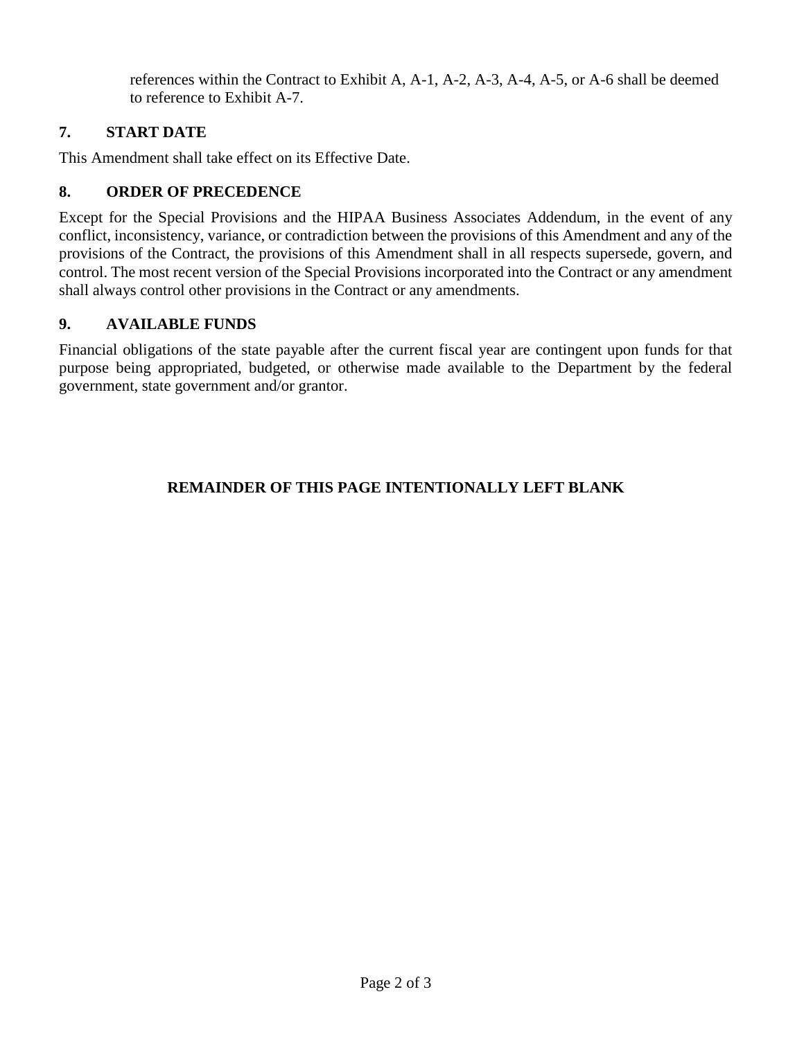references within the Contract to Exhibit A, A-1, A-2, A-3, A-4, A-5, or A-6 shall be deemed to reference to Exhibit A-7.

## 7. START DATE

This Amendment shall take effect on its Effective Date.

## 8. ORDER OF PRECEDENCE

Except for the Special Provisions and the HIPAA Business Associates Addendum, in the event of any conflict, inconsistency, variance, or contradiction between the provisions of this Amendment and any of the provisions of the Contract, the provisions of this Amendment shall in all respects supersede, govern, and control. The most recent version of the Special Provisions incorporated into the Contract or any amendment shall always control other provisions in the Contract or any amendments.

## 9. AVAILABLE FUNDS

Financial obligations of the state payable after the current fiscal year are contingent upon funds for that purpose being appropriated, budgeted, or otherwise made available to the Department by the federal government, state government and/or grantor.

**REMAINDER OF THIS PAGE INTENTIONALLY LEFT BLANK**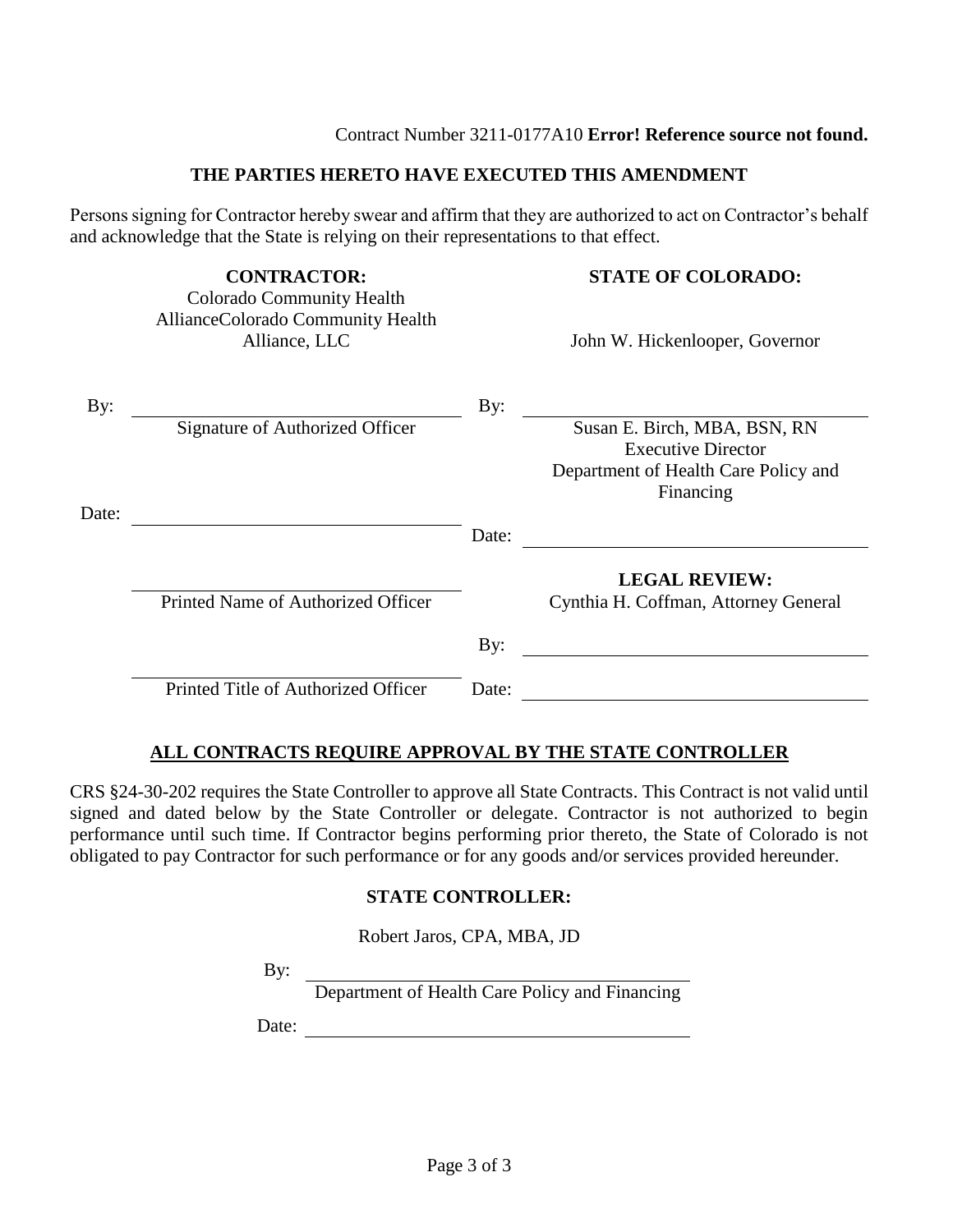Contract Number 3211-0177A10 **Error! Reference source not found.**

**THE PARTIES HERETO HAVE EXECUTED THIS AMENDMENT**

Persons signing for Contractor hereby swear and affirm that they are authorized to act on Contractor's behalf and acknowledge that the State is relying on their representations to that effect.

| **CONTRACTOR:** Colorado Community Health AllianceColorado Community Health Alliance, LLC | **STATE OF COLORADO:** John W. Hickenlooper, Governor |
|---|---|
| By: ______________________ Signature of Authorized Officer | By: ______________________ Susan E. Birch, MBA, BSN, RN Executive Director Department of Health Care Policy and Financing |
| Date: ______________________ | Date: ______________________ |
| ______________________ Printed Name of Authorized Officer | **LEGAL REVIEW:** Cynthia H. Coffman, Attorney General |
| | By: ______________________ |
| ______________________ Printed Title of Authorized Officer | Date: ______________________ |

**ALL CONTRACTS REQUIRE APPROVAL BY THE STATE CONTROLLER**

CRS §24-30-202 requires the State Controller to approve all State Contracts. This Contract is not valid until signed and dated below by the State Controller or delegate. Contractor is not authorized to begin performance until such time. If Contractor begins performing prior thereto, the State of Colorado is not obligated to pay Contractor for such performance or for any goods and/or services provided hereunder.

**STATE CONTROLLER:**

Robert Jaros, CPA, MBA, JD

By: ______________________
Department of Health Care Policy and Financing

Date: ______________________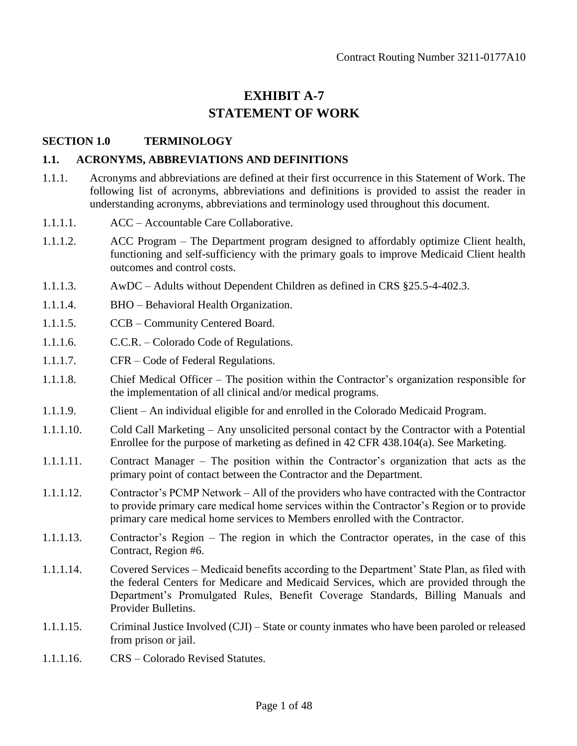# EXHIBIT A-7
# STATEMENT OF WORK

## SECTION 1.0 TERMINOLOGY

### 1.1. ACRONYMS, ABBREVIATIONS AND DEFINITIONS

1.1.1. Acronyms and abbreviations are defined at their first occurrence in this Statement of Work. The following list of acronyms, abbreviations and definitions is provided to assist the reader in understanding acronyms, abbreviations and terminology used throughout this document.

1.1.1.1. ACC – Accountable Care Collaborative.

1.1.1.2. ACC Program – The Department program designed to affordably optimize Client health, functioning and self-sufficiency with the primary goals to improve Medicaid Client health outcomes and control costs.

1.1.1.3. AwDC – Adults without Dependent Children as defined in CRS §25.5-4-402.3.

1.1.1.4. BHO – Behavioral Health Organization.

1.1.1.5. CCB – Community Centered Board.

1.1.1.6. C.C.R. – Colorado Code of Regulations.

1.1.1.7. CFR – Code of Federal Regulations.

1.1.1.8. Chief Medical Officer – The position within the Contractor's organization responsible for the implementation of all clinical and/or medical programs.

1.1.1.9. Client – An individual eligible for and enrolled in the Colorado Medicaid Program.

1.1.1.10. Cold Call Marketing – Any unsolicited personal contact by the Contractor with a Potential Enrollee for the purpose of marketing as defined in 42 CFR 438.104(a). See Marketing.

1.1.1.11. Contract Manager – The position within the Contractor's organization that acts as the primary point of contact between the Contractor and the Department.

1.1.1.12. Contractor's PCMP Network – All of the providers who have contracted with the Contractor to provide primary care medical home services within the Contractor's Region or to provide primary care medical home services to Members enrolled with the Contractor.

1.1.1.13. Contractor's Region – The region in which the Contractor operates, in the case of this Contract, Region #6.

1.1.1.14. Covered Services – Medicaid benefits according to the Department' State Plan, as filed with the federal Centers for Medicare and Medicaid Services, which are provided through the Department's Promulgated Rules, Benefit Coverage Standards, Billing Manuals and Provider Bulletins.

1.1.1.15. Criminal Justice Involved (CJI) – State or county inmates who have been paroled or released from prison or jail.

1.1.1.16. CRS – Colorado Revised Statutes.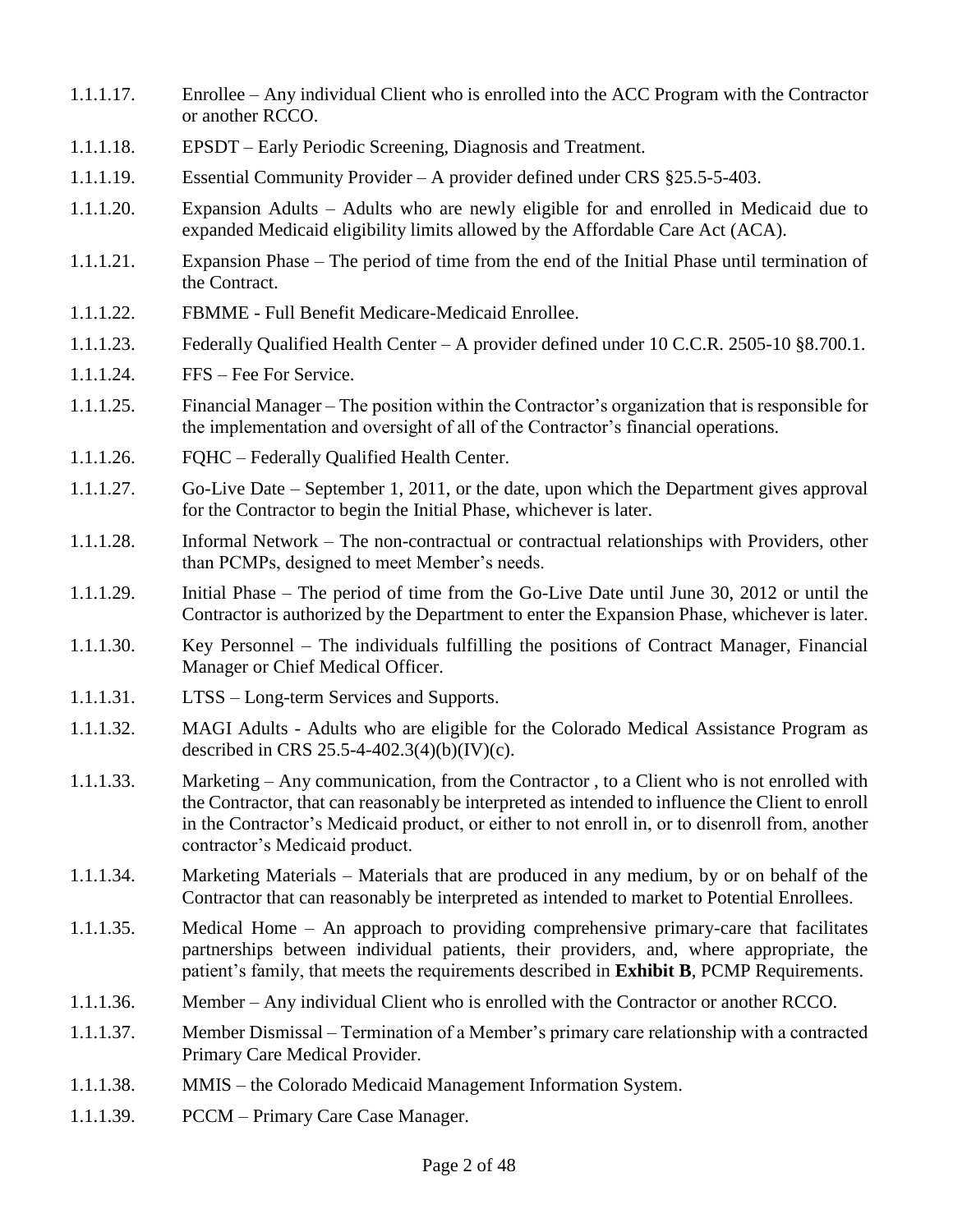1.1.1.17. Enrollee – Any individual Client who is enrolled into the ACC Program with the Contractor or another RCCO.

1.1.1.18. EPSDT – Early Periodic Screening, Diagnosis and Treatment.

1.1.1.19. Essential Community Provider – A provider defined under CRS §25.5-5-403.

1.1.1.20. Expansion Adults – Adults who are newly eligible for and enrolled in Medicaid due to expanded Medicaid eligibility limits allowed by the Affordable Care Act (ACA).

1.1.1.21. Expansion Phase – The period of time from the end of the Initial Phase until termination of the Contract.

1.1.1.22. FBMME - Full Benefit Medicare-Medicaid Enrollee.

1.1.1.23. Federally Qualified Health Center – A provider defined under 10 C.C.R. 2505-10 §8.700.1.

1.1.1.24. FFS – Fee For Service.

1.1.1.25. Financial Manager – The position within the Contractor's organization that is responsible for the implementation and oversight of all of the Contractor's financial operations.

1.1.1.26. FQHC – Federally Qualified Health Center.

1.1.1.27. Go-Live Date – September 1, 2011, or the date, upon which the Department gives approval for the Contractor to begin the Initial Phase, whichever is later.

1.1.1.28. Informal Network – The non-contractual or contractual relationships with Providers, other than PCMPs, designed to meet Member's needs.

1.1.1.29. Initial Phase – The period of time from the Go-Live Date until June 30, 2012 or until the Contractor is authorized by the Department to enter the Expansion Phase, whichever is later.

1.1.1.30. Key Personnel – The individuals fulfilling the positions of Contract Manager, Financial Manager or Chief Medical Officer.

1.1.1.31. LTSS – Long-term Services and Supports.

1.1.1.32. MAGI Adults - Adults who are eligible for the Colorado Medical Assistance Program as described in CRS 25.5-4-402.3(4)(b)(IV)(c).

1.1.1.33. Marketing – Any communication, from the Contractor , to a Client who is not enrolled with the Contractor, that can reasonably be interpreted as intended to influence the Client to enroll in the Contractor's Medicaid product, or either to not enroll in, or to disenroll from, another contractor's Medicaid product.

1.1.1.34. Marketing Materials – Materials that are produced in any medium, by or on behalf of the Contractor that can reasonably be interpreted as intended to market to Potential Enrollees.

1.1.1.35. Medical Home – An approach to providing comprehensive primary-care that facilitates partnerships between individual patients, their providers, and, where appropriate, the patient's family, that meets the requirements described in **Exhibit B**, PCMP Requirements.

1.1.1.36. Member – Any individual Client who is enrolled with the Contractor or another RCCO.

1.1.1.37. Member Dismissal – Termination of a Member's primary care relationship with a contracted Primary Care Medical Provider.

1.1.1.38. MMIS – the Colorado Medicaid Management Information System.

1.1.1.39. PCCM – Primary Care Case Manager.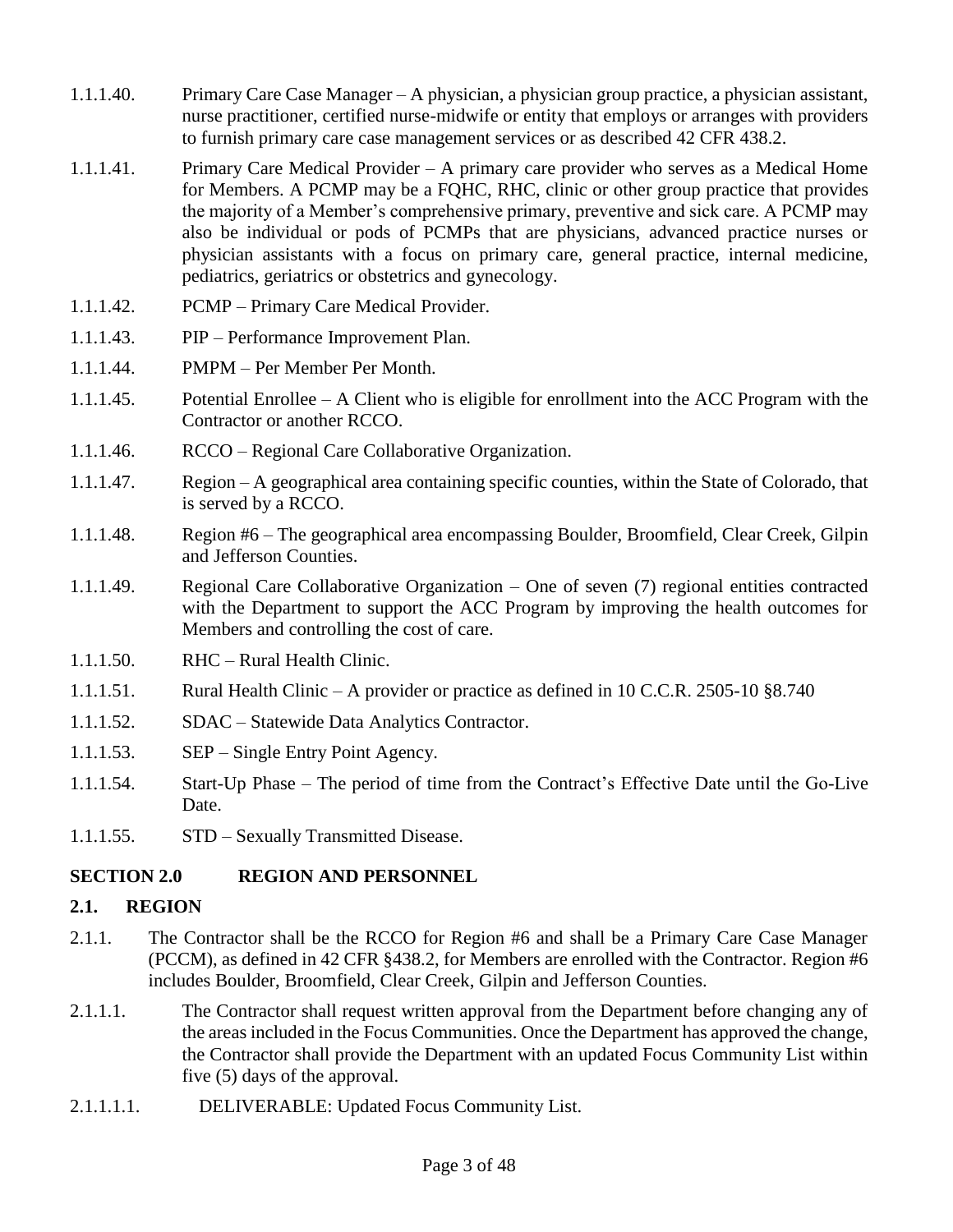1.1.1.40. Primary Care Case Manager – A physician, a physician group practice, a physician assistant, nurse practitioner, certified nurse-midwife or entity that employs or arranges with providers to furnish primary care case management services or as described 42 CFR 438.2.

1.1.1.41. Primary Care Medical Provider – A primary care provider who serves as a Medical Home for Members. A PCMP may be a FQHC, RHC, clinic or other group practice that provides the majority of a Member's comprehensive primary, preventive and sick care. A PCMP may also be individual or pods of PCMPs that are physicians, advanced practice nurses or physician assistants with a focus on primary care, general practice, internal medicine, pediatrics, geriatrics or obstetrics and gynecology.

1.1.1.42. PCMP – Primary Care Medical Provider.

1.1.1.43. PIP – Performance Improvement Plan.

1.1.1.44. PMPM – Per Member Per Month.

1.1.1.45. Potential Enrollee – A Client who is eligible for enrollment into the ACC Program with the Contractor or another RCCO.

1.1.1.46. RCCO – Regional Care Collaborative Organization.

1.1.1.47. Region – A geographical area containing specific counties, within the State of Colorado, that is served by a RCCO.

1.1.1.48. Region #6 – The geographical area encompassing Boulder, Broomfield, Clear Creek, Gilpin and Jefferson Counties.

1.1.1.49. Regional Care Collaborative Organization – One of seven (7) regional entities contracted with the Department to support the ACC Program by improving the health outcomes for Members and controlling the cost of care.

1.1.1.50. RHC – Rural Health Clinic.

1.1.1.51. Rural Health Clinic – A provider or practice as defined in 10 C.C.R. 2505-10 §8.740

1.1.1.52. SDAC – Statewide Data Analytics Contractor.

1.1.1.53. SEP – Single Entry Point Agency.

1.1.1.54. Start-Up Phase – The period of time from the Contract's Effective Date until the Go-Live Date.

1.1.1.55. STD – Sexually Transmitted Disease.

## SECTION 2.0 REGION AND PERSONNEL

### 2.1. REGION

2.1.1. The Contractor shall be the RCCO for Region #6 and shall be a Primary Care Case Manager (PCCM), as defined in 42 CFR §438.2, for Members are enrolled with the Contractor. Region #6 includes Boulder, Broomfield, Clear Creek, Gilpin and Jefferson Counties.

2.1.1.1. The Contractor shall request written approval from the Department before changing any of the areas included in the Focus Communities. Once the Department has approved the change, the Contractor shall provide the Department with an updated Focus Community List within five (5) days of the approval.

2.1.1.1.1. DELIVERABLE: Updated Focus Community List.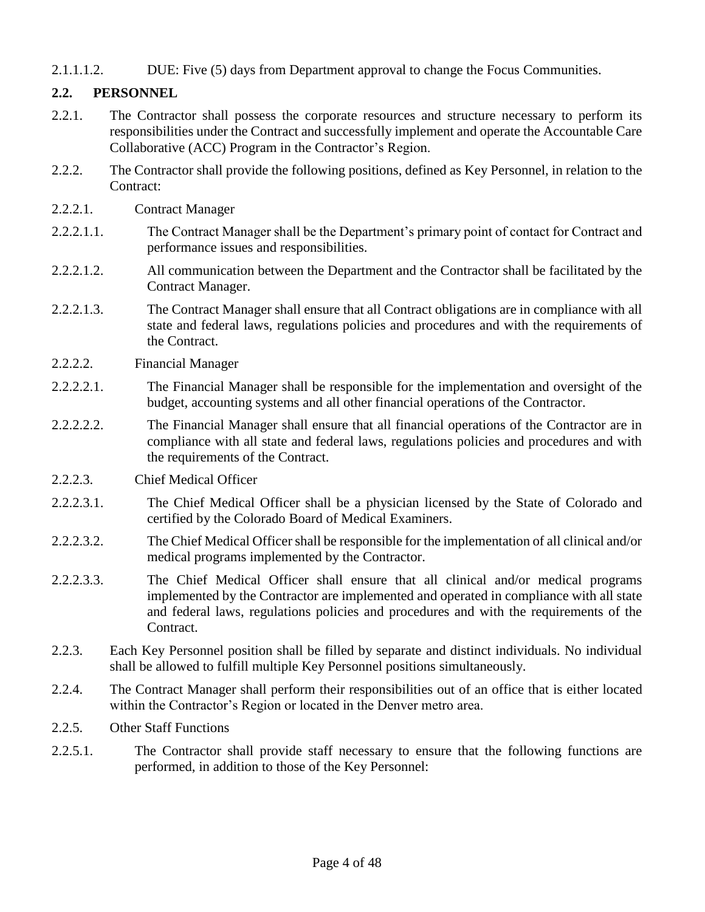2.1.1.1.2. DUE: Five (5) days from Department approval to change the Focus Communities.

## 2.2. PERSONNEL

2.2.1. The Contractor shall possess the corporate resources and structure necessary to perform its responsibilities under the Contract and successfully implement and operate the Accountable Care Collaborative (ACC) Program in the Contractor's Region.

2.2.2. The Contractor shall provide the following positions, defined as Key Personnel, in relation to the Contract:

2.2.2.1. Contract Manager

2.2.2.1.1. The Contract Manager shall be the Department's primary point of contact for Contract and performance issues and responsibilities.

2.2.2.1.2. All communication between the Department and the Contractor shall be facilitated by the Contract Manager.

2.2.2.1.3. The Contract Manager shall ensure that all Contract obligations are in compliance with all state and federal laws, regulations policies and procedures and with the requirements of the Contract.

2.2.2.2. Financial Manager

2.2.2.2.1. The Financial Manager shall be responsible for the implementation and oversight of the budget, accounting systems and all other financial operations of the Contractor.

2.2.2.2.2. The Financial Manager shall ensure that all financial operations of the Contractor are in compliance with all state and federal laws, regulations policies and procedures and with the requirements of the Contract.

2.2.2.3. Chief Medical Officer

2.2.2.3.1. The Chief Medical Officer shall be a physician licensed by the State of Colorado and certified by the Colorado Board of Medical Examiners.

2.2.2.3.2. The Chief Medical Officer shall be responsible for the implementation of all clinical and/or medical programs implemented by the Contractor.

2.2.2.3.3. The Chief Medical Officer shall ensure that all clinical and/or medical programs implemented by the Contractor are implemented and operated in compliance with all state and federal laws, regulations policies and procedures and with the requirements of the Contract.

2.2.3. Each Key Personnel position shall be filled by separate and distinct individuals. No individual shall be allowed to fulfill multiple Key Personnel positions simultaneously.

2.2.4. The Contract Manager shall perform their responsibilities out of an office that is either located within the Contractor's Region or located in the Denver metro area.

2.2.5. Other Staff Functions

2.2.5.1. The Contractor shall provide staff necessary to ensure that the following functions are performed, in addition to those of the Key Personnel: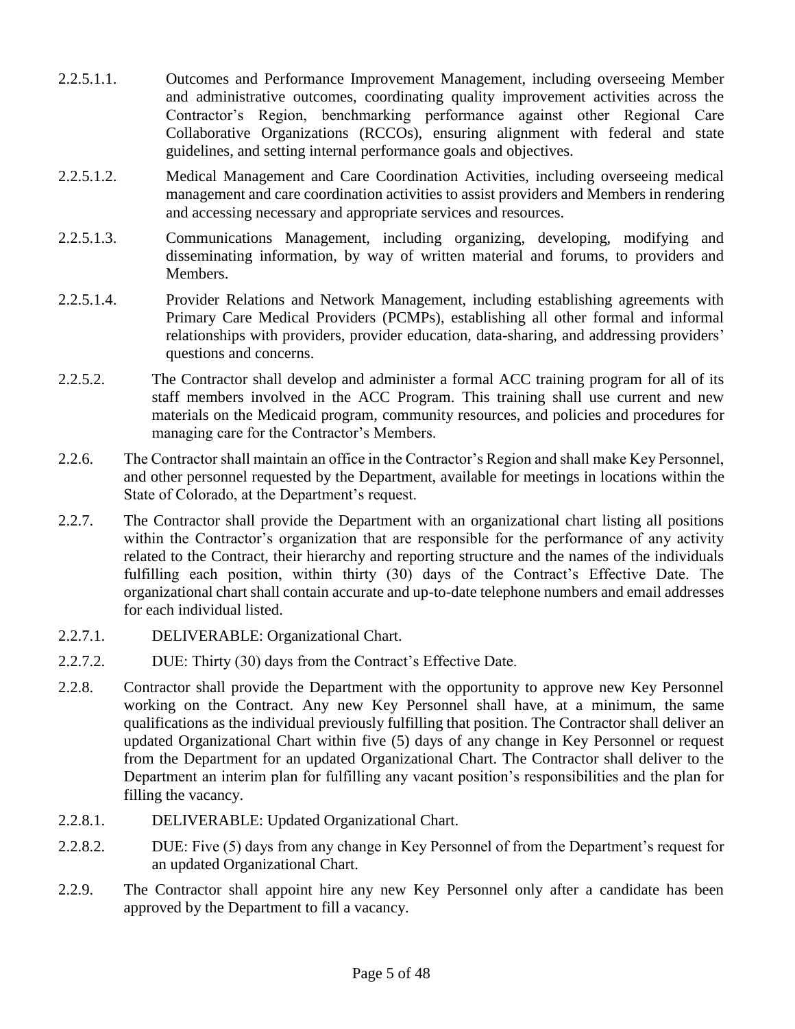2.2.5.1.1. Outcomes and Performance Improvement Management, including overseeing Member and administrative outcomes, coordinating quality improvement activities across the Contractor's Region, benchmarking performance against other Regional Care Collaborative Organizations (RCCOs), ensuring alignment with federal and state guidelines, and setting internal performance goals and objectives.

2.2.5.1.2. Medical Management and Care Coordination Activities, including overseeing medical management and care coordination activities to assist providers and Members in rendering and accessing necessary and appropriate services and resources.

2.2.5.1.3. Communications Management, including organizing, developing, modifying and disseminating information, by way of written material and forums, to providers and Members.

2.2.5.1.4. Provider Relations and Network Management, including establishing agreements with Primary Care Medical Providers (PCMPs), establishing all other formal and informal relationships with providers, provider education, data-sharing, and addressing providers' questions and concerns.

2.2.5.2. The Contractor shall develop and administer a formal ACC training program for all of its staff members involved in the ACC Program. This training shall use current and new materials on the Medicaid program, community resources, and policies and procedures for managing care for the Contractor's Members.

2.2.6. The Contractor shall maintain an office in the Contractor's Region and shall make Key Personnel, and other personnel requested by the Department, available for meetings in locations within the State of Colorado, at the Department's request.

2.2.7. The Contractor shall provide the Department with an organizational chart listing all positions within the Contractor's organization that are responsible for the performance of any activity related to the Contract, their hierarchy and reporting structure and the names of the individuals fulfilling each position, within thirty (30) days of the Contract's Effective Date. The organizational chart shall contain accurate and up-to-date telephone numbers and email addresses for each individual listed.

2.2.7.1. DELIVERABLE: Organizational Chart.

2.2.7.2. DUE: Thirty (30) days from the Contract's Effective Date.

2.2.8. Contractor shall provide the Department with the opportunity to approve new Key Personnel working on the Contract. Any new Key Personnel shall have, at a minimum, the same qualifications as the individual previously fulfilling that position. The Contractor shall deliver an updated Organizational Chart within five (5) days of any change in Key Personnel or request from the Department for an updated Organizational Chart. The Contractor shall deliver to the Department an interim plan for fulfilling any vacant position's responsibilities and the plan for filling the vacancy.

2.2.8.1. DELIVERABLE: Updated Organizational Chart.

2.2.8.2. DUE: Five (5) days from any change in Key Personnel of from the Department's request for an updated Organizational Chart.

2.2.9. The Contractor shall appoint hire any new Key Personnel only after a candidate has been approved by the Department to fill a vacancy.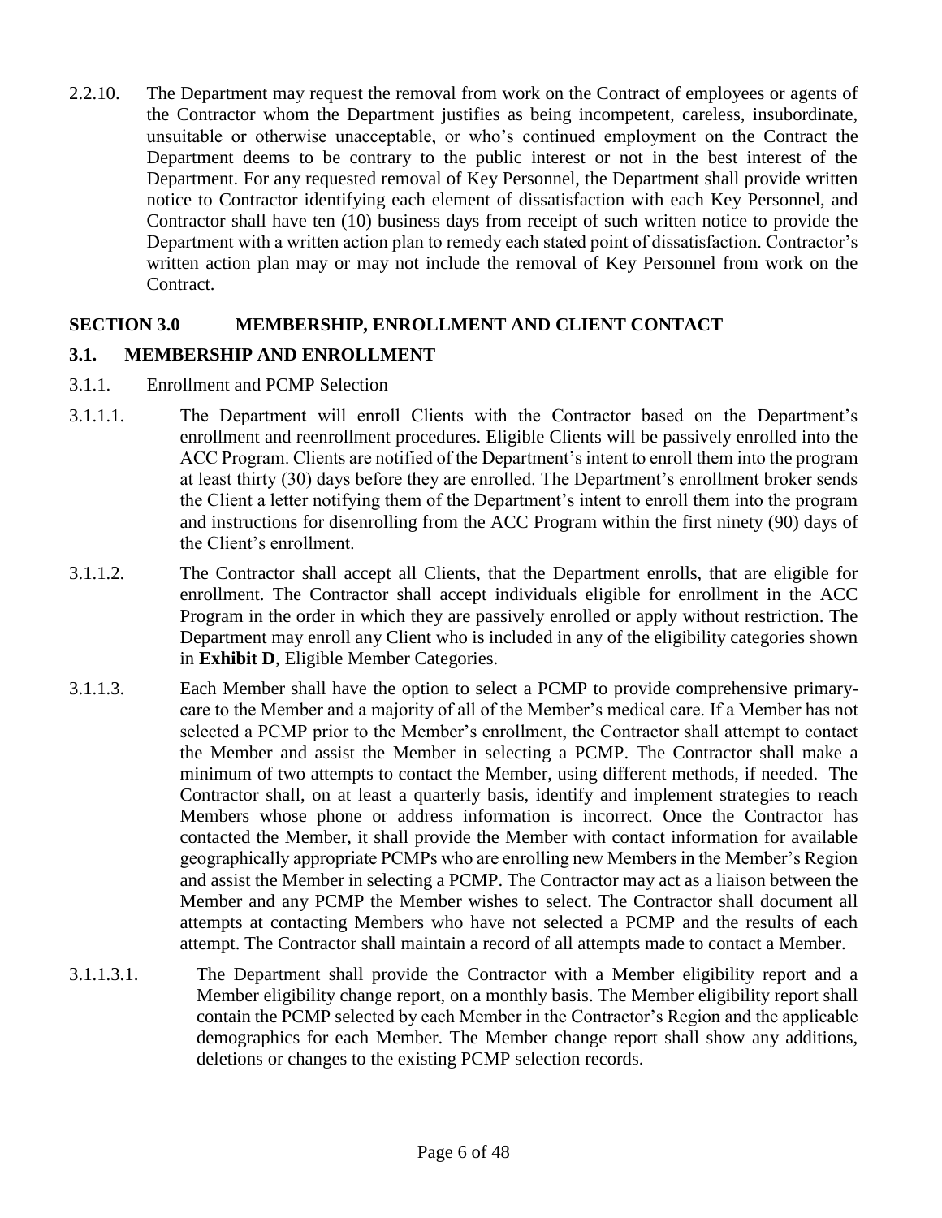2.2.10. The Department may request the removal from work on the Contract of employees or agents of the Contractor whom the Department justifies as being incompetent, careless, insubordinate, unsuitable or otherwise unacceptable, or who's continued employment on the Contract the Department deems to be contrary to the public interest or not in the best interest of the Department. For any requested removal of Key Personnel, the Department shall provide written notice to Contractor identifying each element of dissatisfaction with each Key Personnel, and Contractor shall have ten (10) business days from receipt of such written notice to provide the Department with a written action plan to remedy each stated point of dissatisfaction. Contractor's written action plan may or may not include the removal of Key Personnel from work on the Contract.

## SECTION 3.0 MEMBERSHIP, ENROLLMENT AND CLIENT CONTACT

### 3.1. MEMBERSHIP AND ENROLLMENT

3.1.1. Enrollment and PCMP Selection

3.1.1.1. The Department will enroll Clients with the Contractor based on the Department's enrollment and reenrollment procedures. Eligible Clients will be passively enrolled into the ACC Program. Clients are notified of the Department's intent to enroll them into the program at least thirty (30) days before they are enrolled. The Department's enrollment broker sends the Client a letter notifying them of the Department's intent to enroll them into the program and instructions for disenrolling from the ACC Program within the first ninety (90) days of the Client's enrollment.

3.1.1.2. The Contractor shall accept all Clients, that the Department enrolls, that are eligible for enrollment. The Contractor shall accept individuals eligible for enrollment in the ACC Program in the order in which they are passively enrolled or apply without restriction. The Department may enroll any Client who is included in any of the eligibility categories shown in **Exhibit D**, Eligible Member Categories.

3.1.1.3. Each Member shall have the option to select a PCMP to provide comprehensive primary-care to the Member and a majority of all of the Member's medical care. If a Member has not selected a PCMP prior to the Member's enrollment, the Contractor shall attempt to contact the Member and assist the Member in selecting a PCMP. The Contractor shall make a minimum of two attempts to contact the Member, using different methods, if needed. The Contractor shall, on at least a quarterly basis, identify and implement strategies to reach Members whose phone or address information is incorrect. Once the Contractor has contacted the Member, it shall provide the Member with contact information for available geographically appropriate PCMPs who are enrolling new Members in the Member's Region and assist the Member in selecting a PCMP. The Contractor may act as a liaison between the Member and any PCMP the Member wishes to select. The Contractor shall document all attempts at contacting Members who have not selected a PCMP and the results of each attempt. The Contractor shall maintain a record of all attempts made to contact a Member.

3.1.1.3.1. The Department shall provide the Contractor with a Member eligibility report and a Member eligibility change report, on a monthly basis. The Member eligibility report shall contain the PCMP selected by each Member in the Contractor's Region and the applicable demographics for each Member. The Member change report shall show any additions, deletions or changes to the existing PCMP selection records.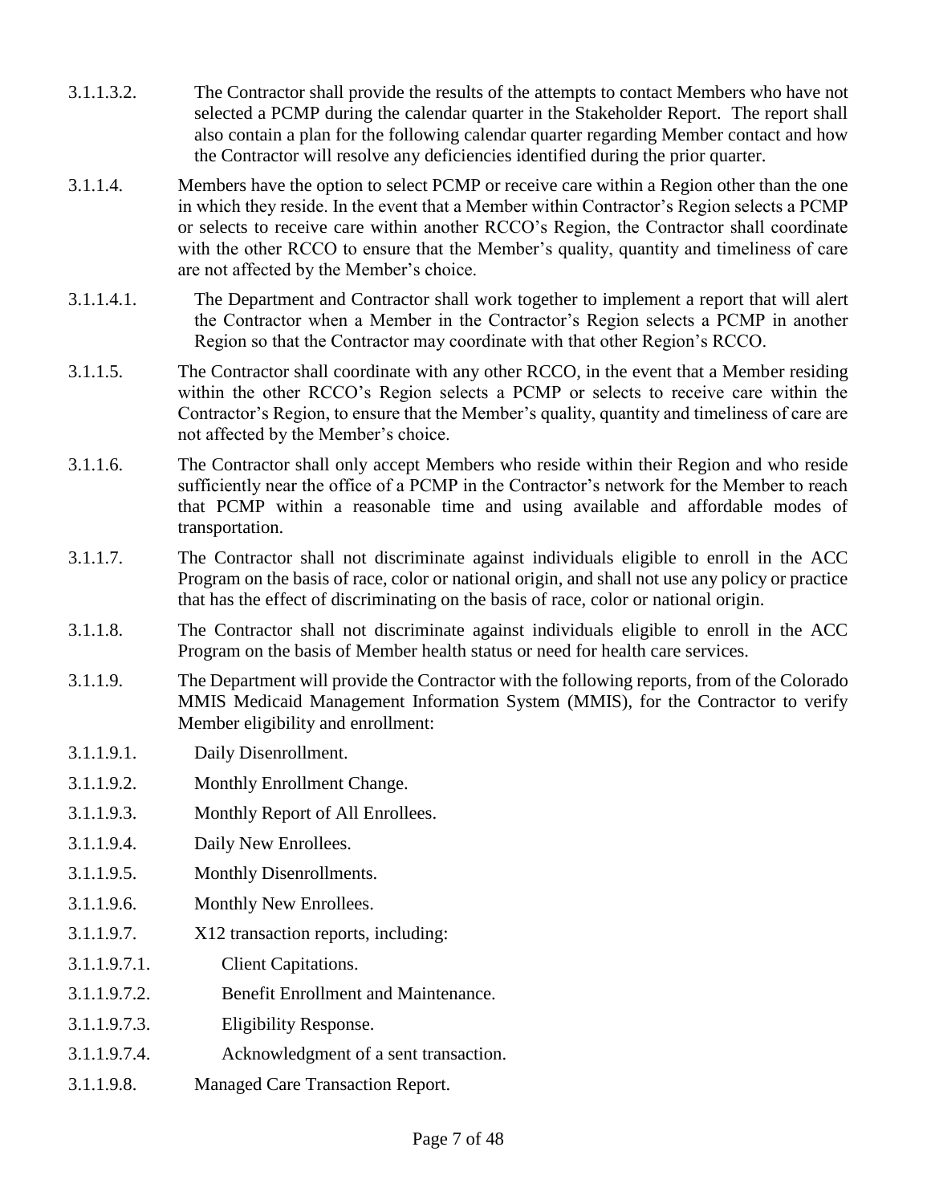3.1.1.3.2. The Contractor shall provide the results of the attempts to contact Members who have not selected a PCMP during the calendar quarter in the Stakeholder Report. The report shall also contain a plan for the following calendar quarter regarding Member contact and how the Contractor will resolve any deficiencies identified during the prior quarter.

3.1.1.4. Members have the option to select PCMP or receive care within a Region other than the one in which they reside. In the event that a Member within Contractor's Region selects a PCMP or selects to receive care within another RCCO's Region, the Contractor shall coordinate with the other RCCO to ensure that the Member's quality, quantity and timeliness of care are not affected by the Member's choice.

3.1.1.4.1. The Department and Contractor shall work together to implement a report that will alert the Contractor when a Member in the Contractor's Region selects a PCMP in another Region so that the Contractor may coordinate with that other Region's RCCO.

3.1.1.5. The Contractor shall coordinate with any other RCCO, in the event that a Member residing within the other RCCO's Region selects a PCMP or selects to receive care within the Contractor's Region, to ensure that the Member's quality, quantity and timeliness of care are not affected by the Member's choice.

3.1.1.6. The Contractor shall only accept Members who reside within their Region and who reside sufficiently near the office of a PCMP in the Contractor's network for the Member to reach that PCMP within a reasonable time and using available and affordable modes of transportation.

3.1.1.7. The Contractor shall not discriminate against individuals eligible to enroll in the ACC Program on the basis of race, color or national origin, and shall not use any policy or practice that has the effect of discriminating on the basis of race, color or national origin.

3.1.1.8. The Contractor shall not discriminate against individuals eligible to enroll in the ACC Program on the basis of Member health status or need for health care services.

3.1.1.9. The Department will provide the Contractor with the following reports, from of the Colorado MMIS Medicaid Management Information System (MMIS), for the Contractor to verify Member eligibility and enrollment:

3.1.1.9.1. Daily Disenrollment.

3.1.1.9.2. Monthly Enrollment Change.

3.1.1.9.3. Monthly Report of All Enrollees.

3.1.1.9.4. Daily New Enrollees.

3.1.1.9.5. Monthly Disenrollments.

3.1.1.9.6. Monthly New Enrollees.

3.1.1.9.7. X12 transaction reports, including:

3.1.1.9.7.1. Client Capitations.

3.1.1.9.7.2. Benefit Enrollment and Maintenance.

3.1.1.9.7.3. Eligibility Response.

3.1.1.9.7.4. Acknowledgment of a sent transaction.

3.1.1.9.8. Managed Care Transaction Report.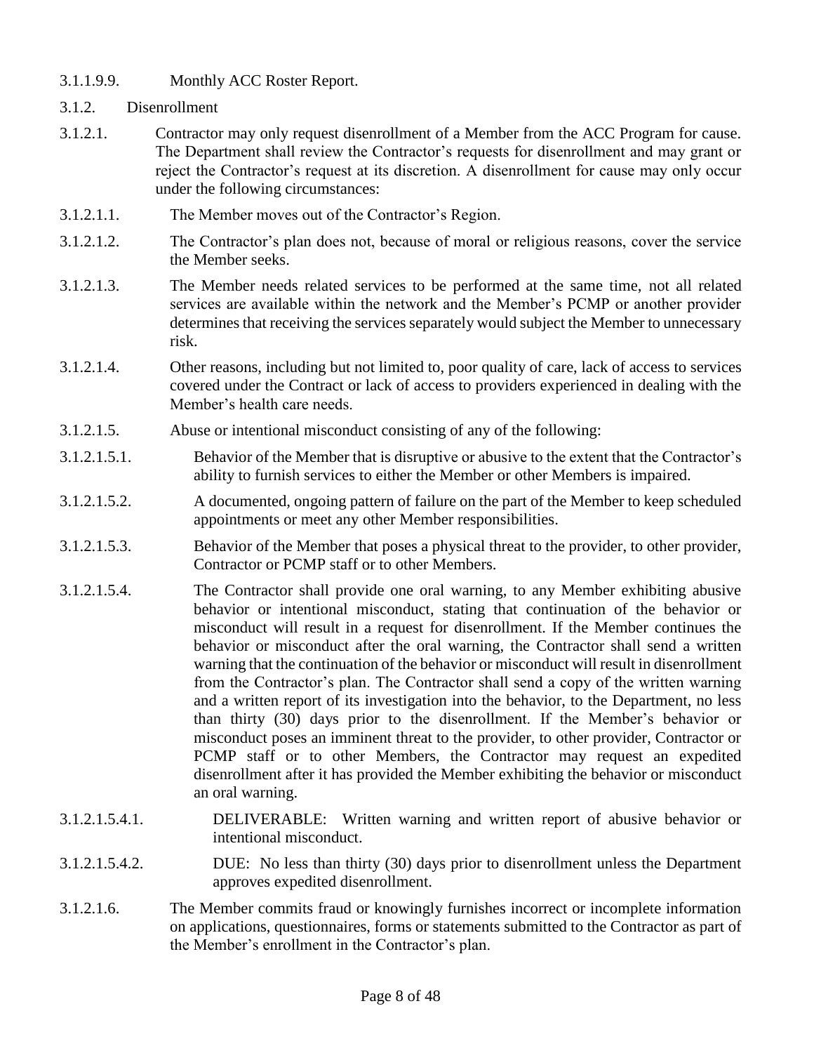3.1.1.9.9. Monthly ACC Roster Report.

3.1.2. Disenrollment

3.1.2.1. Contractor may only request disenrollment of a Member from the ACC Program for cause. The Department shall review the Contractor's requests for disenrollment and may grant or reject the Contractor's request at its discretion. A disenrollment for cause may only occur under the following circumstances:

3.1.2.1.1. The Member moves out of the Contractor's Region.

3.1.2.1.2. The Contractor's plan does not, because of moral or religious reasons, cover the service the Member seeks.

3.1.2.1.3. The Member needs related services to be performed at the same time, not all related services are available within the network and the Member's PCMP or another provider determines that receiving the services separately would subject the Member to unnecessary risk.

3.1.2.1.4. Other reasons, including but not limited to, poor quality of care, lack of access to services covered under the Contract or lack of access to providers experienced in dealing with the Member's health care needs.

3.1.2.1.5. Abuse or intentional misconduct consisting of any of the following:

3.1.2.1.5.1. Behavior of the Member that is disruptive or abusive to the extent that the Contractor's ability to furnish services to either the Member or other Members is impaired.

3.1.2.1.5.2. A documented, ongoing pattern of failure on the part of the Member to keep scheduled appointments or meet any other Member responsibilities.

3.1.2.1.5.3. Behavior of the Member that poses a physical threat to the provider, to other provider, Contractor or PCMP staff or to other Members.

3.1.2.1.5.4. The Contractor shall provide one oral warning, to any Member exhibiting abusive behavior or intentional misconduct, stating that continuation of the behavior or misconduct will result in a request for disenrollment. If the Member continues the behavior or misconduct after the oral warning, the Contractor shall send a written warning that the continuation of the behavior or misconduct will result in disenrollment from the Contractor's plan. The Contractor shall send a copy of the written warning and a written report of its investigation into the behavior, to the Department, no less than thirty (30) days prior to the disenrollment. If the Member's behavior or misconduct poses an imminent threat to the provider, to other provider, Contractor or PCMP staff or to other Members, the Contractor may request an expedited disenrollment after it has provided the Member exhibiting the behavior or misconduct an oral warning.

3.1.2.1.5.4.1. DELIVERABLE: Written warning and written report of abusive behavior or intentional misconduct.

3.1.2.1.5.4.2. DUE: No less than thirty (30) days prior to disenrollment unless the Department approves expedited disenrollment.

3.1.2.1.6. The Member commits fraud or knowingly furnishes incorrect or incomplete information on applications, questionnaires, forms or statements submitted to the Contractor as part of the Member's enrollment in the Contractor's plan.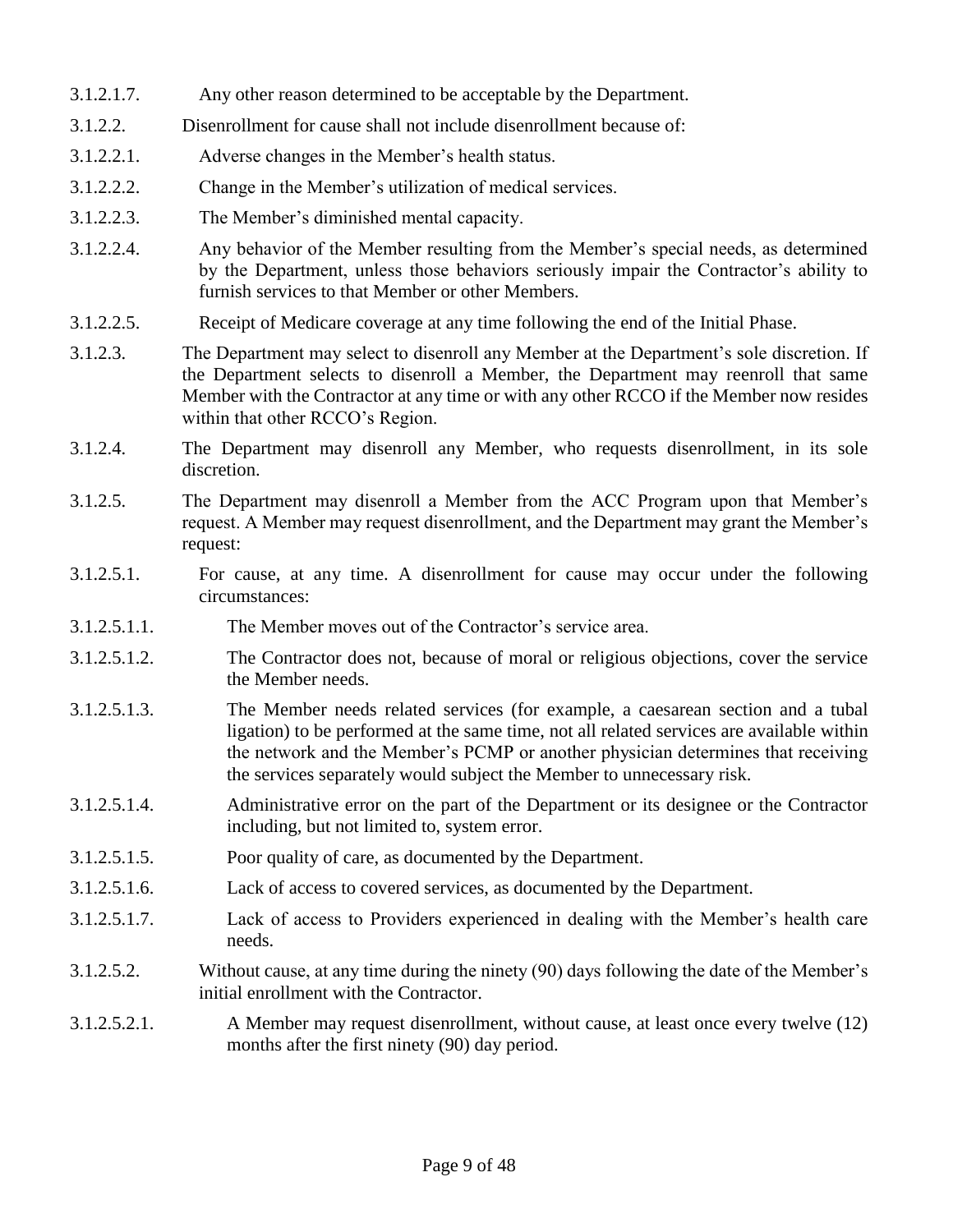3.1.2.1.7. Any other reason determined to be acceptable by the Department.

3.1.2.2. Disenrollment for cause shall not include disenrollment because of:

3.1.2.2.1. Adverse changes in the Member's health status.

3.1.2.2.2. Change in the Member's utilization of medical services.

3.1.2.2.3. The Member's diminished mental capacity.

3.1.2.2.4. Any behavior of the Member resulting from the Member's special needs, as determined by the Department, unless those behaviors seriously impair the Contractor's ability to furnish services to that Member or other Members.

3.1.2.2.5. Receipt of Medicare coverage at any time following the end of the Initial Phase.

3.1.2.3. The Department may select to disenroll any Member at the Department's sole discretion. If the Department selects to disenroll a Member, the Department may reenroll that same Member with the Contractor at any time or with any other RCCO if the Member now resides within that other RCCO's Region.

3.1.2.4. The Department may disenroll any Member, who requests disenrollment, in its sole discretion.

3.1.2.5. The Department may disenroll a Member from the ACC Program upon that Member's request. A Member may request disenrollment, and the Department may grant the Member's request:

3.1.2.5.1. For cause, at any time. A disenrollment for cause may occur under the following circumstances:

3.1.2.5.1.1. The Member moves out of the Contractor's service area.

3.1.2.5.1.2. The Contractor does not, because of moral or religious objections, cover the service the Member needs.

3.1.2.5.1.3. The Member needs related services (for example, a caesarean section and a tubal ligation) to be performed at the same time, not all related services are available within the network and the Member's PCMP or another physician determines that receiving the services separately would subject the Member to unnecessary risk.

3.1.2.5.1.4. Administrative error on the part of the Department or its designee or the Contractor including, but not limited to, system error.

3.1.2.5.1.5. Poor quality of care, as documented by the Department.

3.1.2.5.1.6. Lack of access to covered services, as documented by the Department.

3.1.2.5.1.7. Lack of access to Providers experienced in dealing with the Member's health care needs.

3.1.2.5.2. Without cause, at any time during the ninety (90) days following the date of the Member's initial enrollment with the Contractor.

3.1.2.5.2.1. A Member may request disenrollment, without cause, at least once every twelve (12) months after the first ninety (90) day period.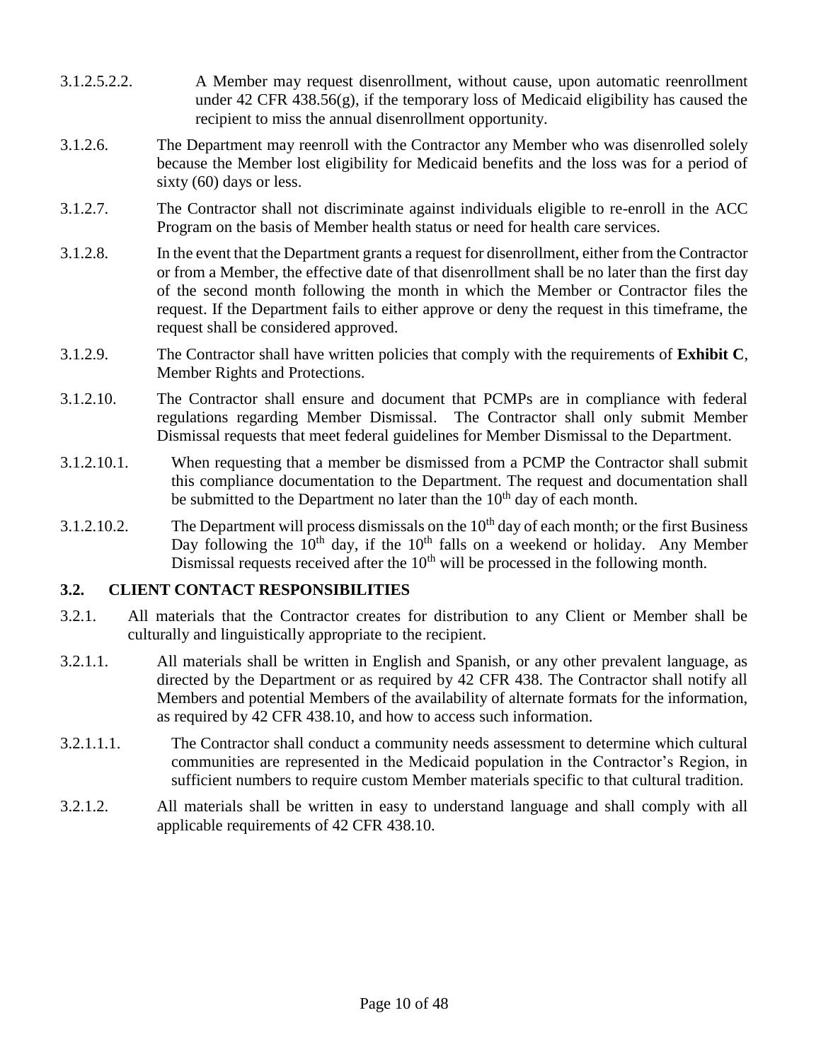3.1.2.5.2.2. A Member may request disenrollment, without cause, upon automatic reenrollment under 42 CFR 438.56(g), if the temporary loss of Medicaid eligibility has caused the recipient to miss the annual disenrollment opportunity.

3.1.2.6. The Department may reenroll with the Contractor any Member who was disenrolled solely because the Member lost eligibility for Medicaid benefits and the loss was for a period of sixty (60) days or less.

3.1.2.7. The Contractor shall not discriminate against individuals eligible to re-enroll in the ACC Program on the basis of Member health status or need for health care services.

3.1.2.8. In the event that the Department grants a request for disenrollment, either from the Contractor or from a Member, the effective date of that disenrollment shall be no later than the first day of the second month following the month in which the Member or Contractor files the request. If the Department fails to either approve or deny the request in this timeframe, the request shall be considered approved.

3.1.2.9. The Contractor shall have written policies that comply with the requirements of **Exhibit C**, Member Rights and Protections.

3.1.2.10. The Contractor shall ensure and document that PCMPs are in compliance with federal regulations regarding Member Dismissal. The Contractor shall only submit Member Dismissal requests that meet federal guidelines for Member Dismissal to the Department.

3.1.2.10.1. When requesting that a member be dismissed from a PCMP the Contractor shall submit this compliance documentation to the Department. The request and documentation shall be submitted to the Department no later than the 10th day of each month.

3.1.2.10.2. The Department will process dismissals on the 10th day of each month; or the first Business Day following the 10th day, if the 10th falls on a weekend or holiday. Any Member Dismissal requests received after the 10th will be processed in the following month.

### 3.2. CLIENT CONTACT RESPONSIBILITIES

3.2.1. All materials that the Contractor creates for distribution to any Client or Member shall be culturally and linguistically appropriate to the recipient.

3.2.1.1. All materials shall be written in English and Spanish, or any other prevalent language, as directed by the Department or as required by 42 CFR 438. The Contractor shall notify all Members and potential Members of the availability of alternate formats for the information, as required by 42 CFR 438.10, and how to access such information.

3.2.1.1.1. The Contractor shall conduct a community needs assessment to determine which cultural communities are represented in the Medicaid population in the Contractor's Region, in sufficient numbers to require custom Member materials specific to that cultural tradition.

3.2.1.2. All materials shall be written in easy to understand language and shall comply with all applicable requirements of 42 CFR 438.10.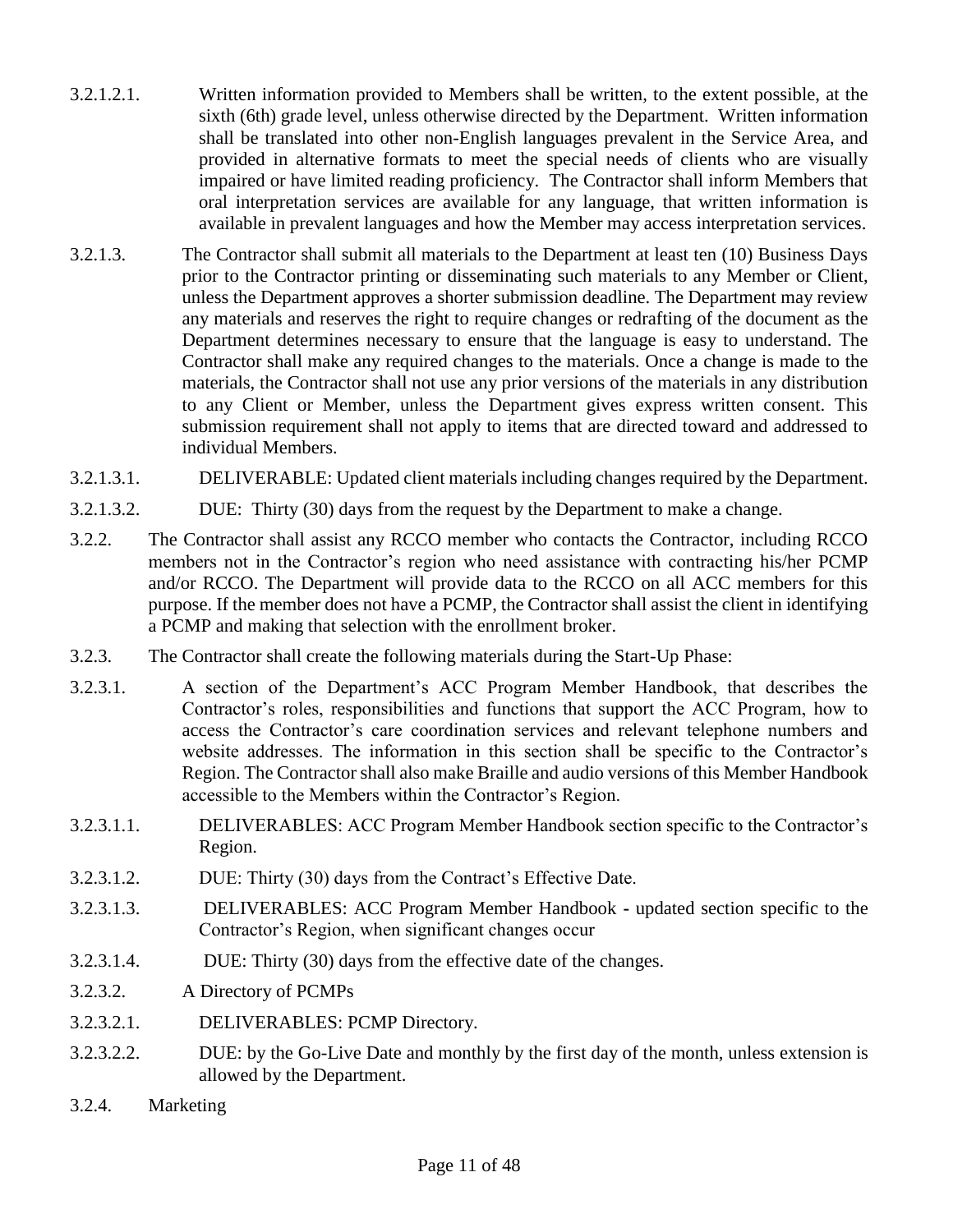3.2.1.2.1. Written information provided to Members shall be written, to the extent possible, at the sixth (6th) grade level, unless otherwise directed by the Department. Written information shall be translated into other non-English languages prevalent in the Service Area, and provided in alternative formats to meet the special needs of clients who are visually impaired or have limited reading proficiency. The Contractor shall inform Members that oral interpretation services are available for any language, that written information is available in prevalent languages and how the Member may access interpretation services.

3.2.1.3. The Contractor shall submit all materials to the Department at least ten (10) Business Days prior to the Contractor printing or disseminating such materials to any Member or Client, unless the Department approves a shorter submission deadline. The Department may review any materials and reserves the right to require changes or redrafting of the document as the Department determines necessary to ensure that the language is easy to understand. The Contractor shall make any required changes to the materials. Once a change is made to the materials, the Contractor shall not use any prior versions of the materials in any distribution to any Client or Member, unless the Department gives express written consent. This submission requirement shall not apply to items that are directed toward and addressed to individual Members.

3.2.1.3.1. DELIVERABLE: Updated client materials including changes required by the Department.

3.2.1.3.2. DUE: Thirty (30) days from the request by the Department to make a change.

3.2.2. The Contractor shall assist any RCCO member who contacts the Contractor, including RCCO members not in the Contractor's region who need assistance with contracting his/her PCMP and/or RCCO. The Department will provide data to the RCCO on all ACC members for this purpose. If the member does not have a PCMP, the Contractor shall assist the client in identifying a PCMP and making that selection with the enrollment broker.

3.2.3. The Contractor shall create the following materials during the Start-Up Phase:

3.2.3.1. A section of the Department's ACC Program Member Handbook, that describes the Contractor's roles, responsibilities and functions that support the ACC Program, how to access the Contractor's care coordination services and relevant telephone numbers and website addresses. The information in this section shall be specific to the Contractor's Region. The Contractor shall also make Braille and audio versions of this Member Handbook accessible to the Members within the Contractor's Region.

3.2.3.1.1. DELIVERABLES: ACC Program Member Handbook section specific to the Contractor's Region.

3.2.3.1.2. DUE: Thirty (30) days from the Contract's Effective Date.

3.2.3.1.3. DELIVERABLES: ACC Program Member Handbook - updated section specific to the Contractor's Region, when significant changes occur

3.2.3.1.4. DUE: Thirty (30) days from the effective date of the changes.

3.2.3.2. A Directory of PCMPs

3.2.3.2.1. DELIVERABLES: PCMP Directory.

3.2.3.2.2. DUE: by the Go-Live Date and monthly by the first day of the month, unless extension is allowed by the Department.

3.2.4. Marketing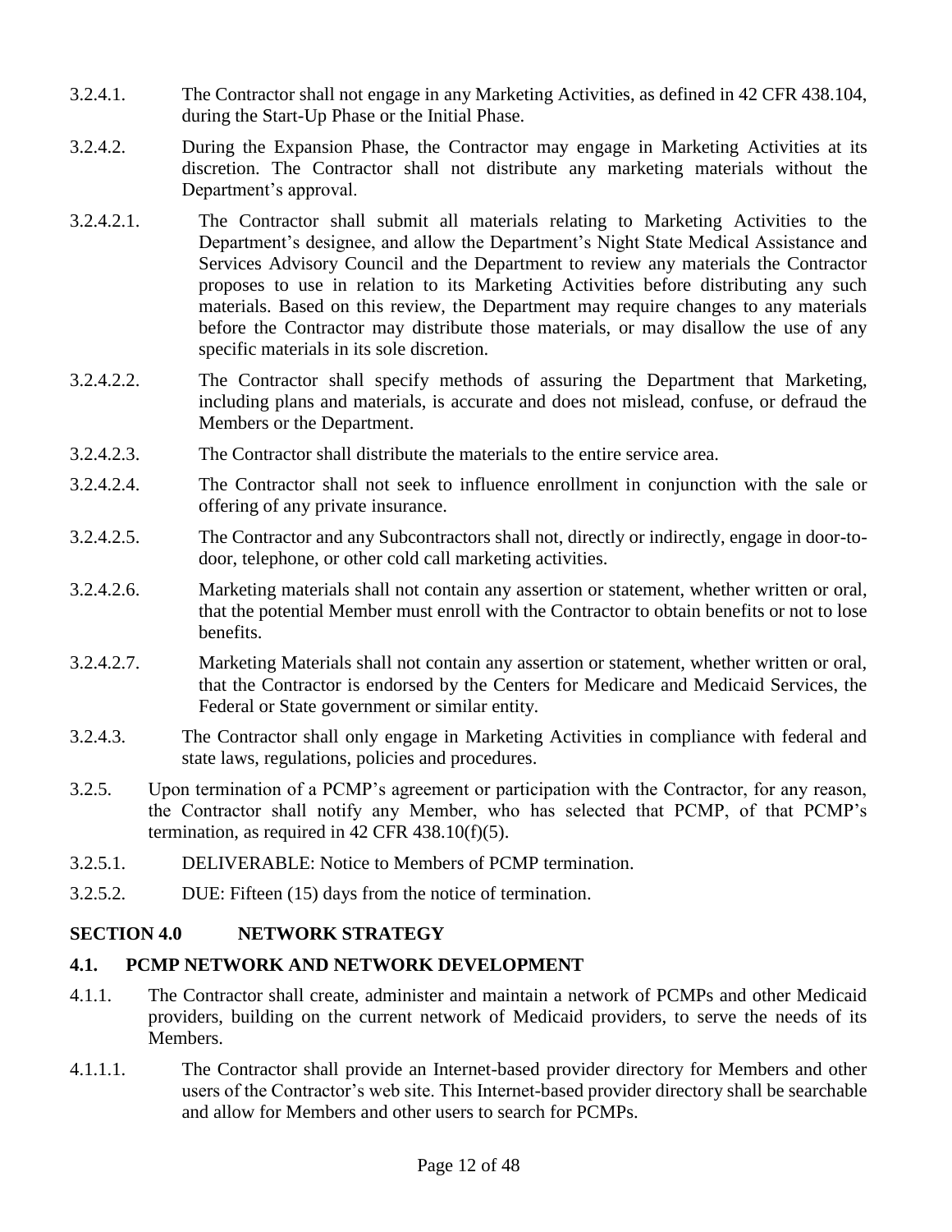3.2.4.1. The Contractor shall not engage in any Marketing Activities, as defined in 42 CFR 438.104, during the Start-Up Phase or the Initial Phase.

3.2.4.2. During the Expansion Phase, the Contractor may engage in Marketing Activities at its discretion. The Contractor shall not distribute any marketing materials without the Department's approval.

3.2.4.2.1. The Contractor shall submit all materials relating to Marketing Activities to the Department's designee, and allow the Department's Night State Medical Assistance and Services Advisory Council and the Department to review any materials the Contractor proposes to use in relation to its Marketing Activities before distributing any such materials. Based on this review, the Department may require changes to any materials before the Contractor may distribute those materials, or may disallow the use of any specific materials in its sole discretion.

3.2.4.2.2. The Contractor shall specify methods of assuring the Department that Marketing, including plans and materials, is accurate and does not mislead, confuse, or defraud the Members or the Department.

3.2.4.2.3. The Contractor shall distribute the materials to the entire service area.

3.2.4.2.4. The Contractor shall not seek to influence enrollment in conjunction with the sale or offering of any private insurance.

3.2.4.2.5. The Contractor and any Subcontractors shall not, directly or indirectly, engage in door-to-door, telephone, or other cold call marketing activities.

3.2.4.2.6. Marketing materials shall not contain any assertion or statement, whether written or oral, that the potential Member must enroll with the Contractor to obtain benefits or not to lose benefits.

3.2.4.2.7. Marketing Materials shall not contain any assertion or statement, whether written or oral, that the Contractor is endorsed by the Centers for Medicare and Medicaid Services, the Federal or State government or similar entity.

3.2.4.3. The Contractor shall only engage in Marketing Activities in compliance with federal and state laws, regulations, policies and procedures.

3.2.5. Upon termination of a PCMP's agreement or participation with the Contractor, for any reason, the Contractor shall notify any Member, who has selected that PCMP, of that PCMP's termination, as required in 42 CFR 438.10(f)(5).

3.2.5.1. DELIVERABLE: Notice to Members of PCMP termination.

3.2.5.2. DUE: Fifteen (15) days from the notice of termination.

## SECTION 4.0 NETWORK STRATEGY

### 4.1. PCMP NETWORK AND NETWORK DEVELOPMENT

4.1.1. The Contractor shall create, administer and maintain a network of PCMPs and other Medicaid providers, building on the current network of Medicaid providers, to serve the needs of its Members.

4.1.1.1. The Contractor shall provide an Internet-based provider directory for Members and other users of the Contractor's web site. This Internet-based provider directory shall be searchable and allow for Members and other users to search for PCMPs.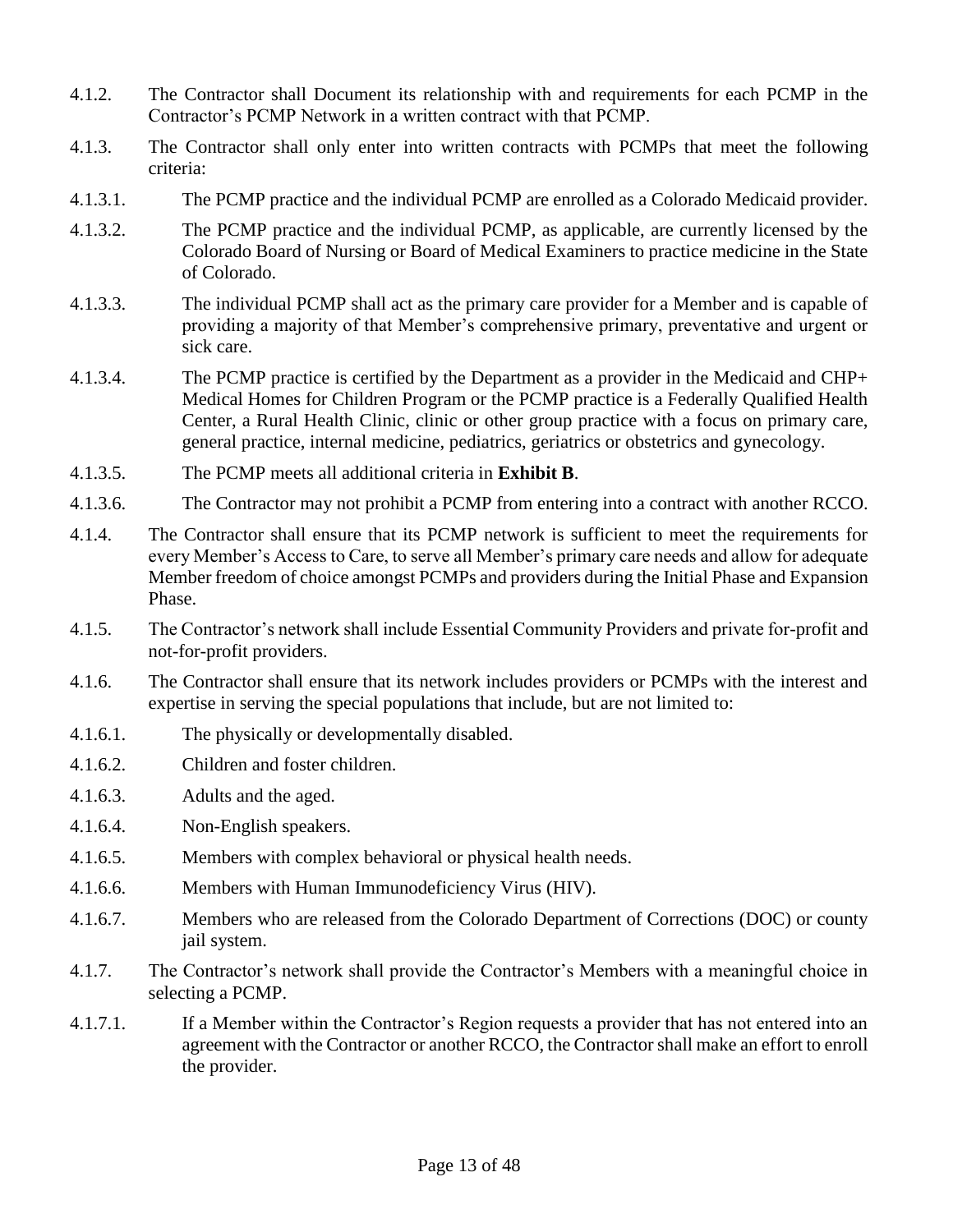4.1.2. The Contractor shall Document its relationship with and requirements for each PCMP in the Contractor's PCMP Network in a written contract with that PCMP.

4.1.3. The Contractor shall only enter into written contracts with PCMPs that meet the following criteria:

4.1.3.1. The PCMP practice and the individual PCMP are enrolled as a Colorado Medicaid provider.

4.1.3.2. The PCMP practice and the individual PCMP, as applicable, are currently licensed by the Colorado Board of Nursing or Board of Medical Examiners to practice medicine in the State of Colorado.

4.1.3.3. The individual PCMP shall act as the primary care provider for a Member and is capable of providing a majority of that Member's comprehensive primary, preventative and urgent or sick care.

4.1.3.4. The PCMP practice is certified by the Department as a provider in the Medicaid and CHP+ Medical Homes for Children Program or the PCMP practice is a Federally Qualified Health Center, a Rural Health Clinic, clinic or other group practice with a focus on primary care, general practice, internal medicine, pediatrics, geriatrics or obstetrics and gynecology.

4.1.3.5. The PCMP meets all additional criteria in **Exhibit B**.

4.1.3.6. The Contractor may not prohibit a PCMP from entering into a contract with another RCCO.

4.1.4. The Contractor shall ensure that its PCMP network is sufficient to meet the requirements for every Member's Access to Care, to serve all Member's primary care needs and allow for adequate Member freedom of choice amongst PCMPs and providers during the Initial Phase and Expansion Phase.

4.1.5. The Contractor's network shall include Essential Community Providers and private for-profit and not-for-profit providers.

4.1.6. The Contractor shall ensure that its network includes providers or PCMPs with the interest and expertise in serving the special populations that include, but are not limited to:

4.1.6.1. The physically or developmentally disabled.

4.1.6.2. Children and foster children.

4.1.6.3. Adults and the aged.

4.1.6.4. Non-English speakers.

4.1.6.5. Members with complex behavioral or physical health needs.

4.1.6.6. Members with Human Immunodeficiency Virus (HIV).

4.1.6.7. Members who are released from the Colorado Department of Corrections (DOC) or county jail system.

4.1.7. The Contractor's network shall provide the Contractor's Members with a meaningful choice in selecting a PCMP.

4.1.7.1. If a Member within the Contractor's Region requests a provider that has not entered into an agreement with the Contractor or another RCCO, the Contractor shall make an effort to enroll the provider.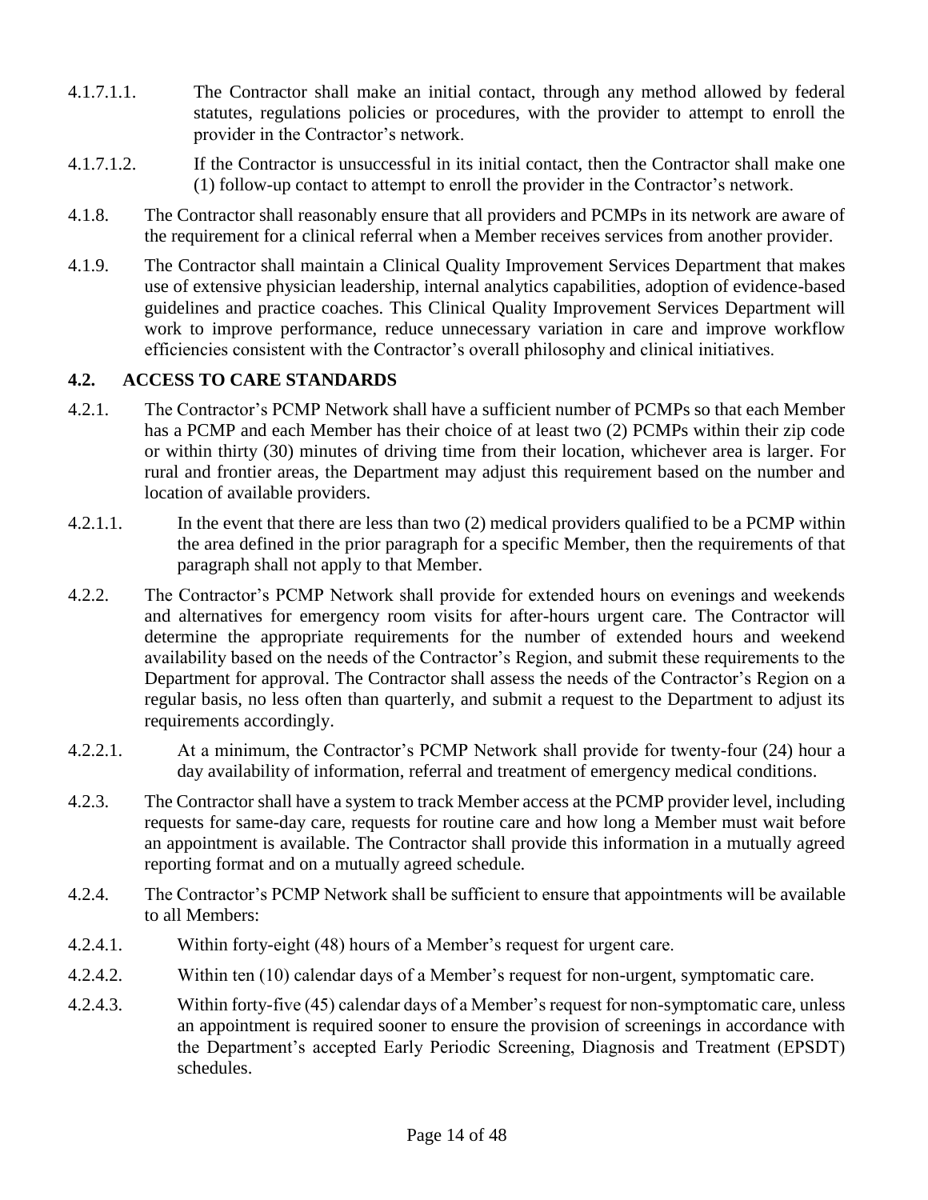4.1.7.1.1. The Contractor shall make an initial contact, through any method allowed by federal statutes, regulations policies or procedures, with the provider to attempt to enroll the provider in the Contractor's network.

4.1.7.1.2. If the Contractor is unsuccessful in its initial contact, then the Contractor shall make one (1) follow-up contact to attempt to enroll the provider in the Contractor's network.

4.1.8. The Contractor shall reasonably ensure that all providers and PCMPs in its network are aware of the requirement for a clinical referral when a Member receives services from another provider.

4.1.9. The Contractor shall maintain a Clinical Quality Improvement Services Department that makes use of extensive physician leadership, internal analytics capabilities, adoption of evidence-based guidelines and practice coaches. This Clinical Quality Improvement Services Department will work to improve performance, reduce unnecessary variation in care and improve workflow efficiencies consistent with the Contractor's overall philosophy and clinical initiatives.

### 4.2. ACCESS TO CARE STANDARDS

4.2.1. The Contractor's PCMP Network shall have a sufficient number of PCMPs so that each Member has a PCMP and each Member has their choice of at least two (2) PCMPs within their zip code or within thirty (30) minutes of driving time from their location, whichever area is larger. For rural and frontier areas, the Department may adjust this requirement based on the number and location of available providers.

4.2.1.1. In the event that there are less than two (2) medical providers qualified to be a PCMP within the area defined in the prior paragraph for a specific Member, then the requirements of that paragraph shall not apply to that Member.

4.2.2. The Contractor's PCMP Network shall provide for extended hours on evenings and weekends and alternatives for emergency room visits for after-hours urgent care. The Contractor will determine the appropriate requirements for the number of extended hours and weekend availability based on the needs of the Contractor's Region, and submit these requirements to the Department for approval. The Contractor shall assess the needs of the Contractor's Region on a regular basis, no less often than quarterly, and submit a request to the Department to adjust its requirements accordingly.

4.2.2.1. At a minimum, the Contractor's PCMP Network shall provide for twenty-four (24) hour a day availability of information, referral and treatment of emergency medical conditions.

4.2.3. The Contractor shall have a system to track Member access at the PCMP provider level, including requests for same-day care, requests for routine care and how long a Member must wait before an appointment is available. The Contractor shall provide this information in a mutually agreed reporting format and on a mutually agreed schedule.

4.2.4. The Contractor's PCMP Network shall be sufficient to ensure that appointments will be available to all Members:

4.2.4.1. Within forty-eight (48) hours of a Member's request for urgent care.

4.2.4.2. Within ten (10) calendar days of a Member's request for non-urgent, symptomatic care.

4.2.4.3. Within forty-five (45) calendar days of a Member's request for non-symptomatic care, unless an appointment is required sooner to ensure the provision of screenings in accordance with the Department's accepted Early Periodic Screening, Diagnosis and Treatment (EPSDT) schedules.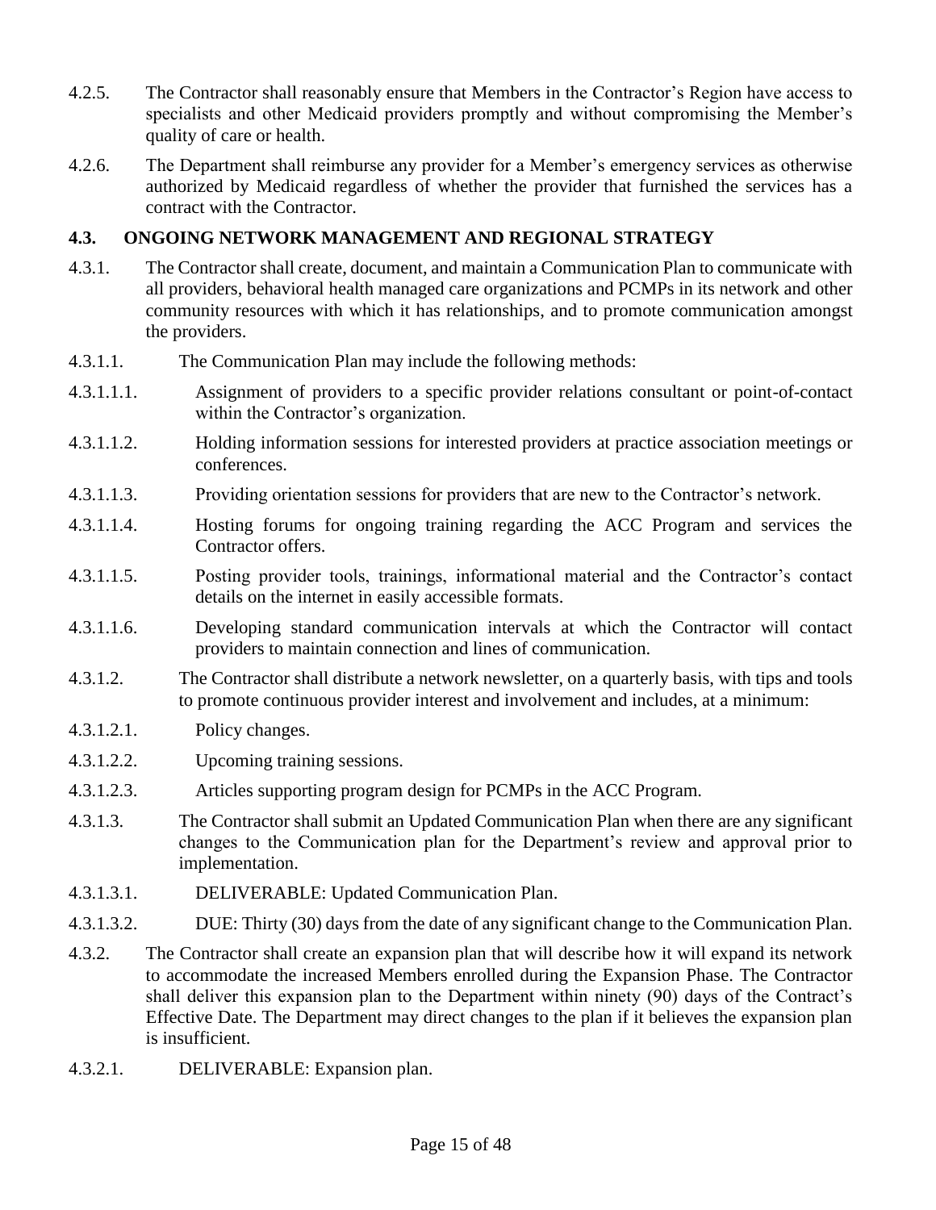4.2.5. The Contractor shall reasonably ensure that Members in the Contractor's Region have access to specialists and other Medicaid providers promptly and without compromising the Member's quality of care or health.

4.2.6. The Department shall reimburse any provider for a Member's emergency services as otherwise authorized by Medicaid regardless of whether the provider that furnished the services has a contract with the Contractor.

## 4.3. ONGOING NETWORK MANAGEMENT AND REGIONAL STRATEGY

4.3.1. The Contractor shall create, document, and maintain a Communication Plan to communicate with all providers, behavioral health managed care organizations and PCMPs in its network and other community resources with which it has relationships, and to promote communication amongst the providers.

4.3.1.1. The Communication Plan may include the following methods:

4.3.1.1.1. Assignment of providers to a specific provider relations consultant or point-of-contact within the Contractor's organization.

4.3.1.1.2. Holding information sessions for interested providers at practice association meetings or conferences.

4.3.1.1.3. Providing orientation sessions for providers that are new to the Contractor's network.

4.3.1.1.4. Hosting forums for ongoing training regarding the ACC Program and services the Contractor offers.

4.3.1.1.5. Posting provider tools, trainings, informational material and the Contractor's contact details on the internet in easily accessible formats.

4.3.1.1.6. Developing standard communication intervals at which the Contractor will contact providers to maintain connection and lines of communication.

4.3.1.2. The Contractor shall distribute a network newsletter, on a quarterly basis, with tips and tools to promote continuous provider interest and involvement and includes, at a minimum:

4.3.1.2.1. Policy changes.

4.3.1.2.2. Upcoming training sessions.

4.3.1.2.3. Articles supporting program design for PCMPs in the ACC Program.

4.3.1.3. The Contractor shall submit an Updated Communication Plan when there are any significant changes to the Communication plan for the Department's review and approval prior to implementation.

4.3.1.3.1. DELIVERABLE: Updated Communication Plan.

4.3.1.3.2. DUE: Thirty (30) days from the date of any significant change to the Communication Plan.

4.3.2. The Contractor shall create an expansion plan that will describe how it will expand its network to accommodate the increased Members enrolled during the Expansion Phase. The Contractor shall deliver this expansion plan to the Department within ninety (90) days of the Contract's Effective Date. The Department may direct changes to the plan if it believes the expansion plan is insufficient.

4.3.2.1. DELIVERABLE: Expansion plan.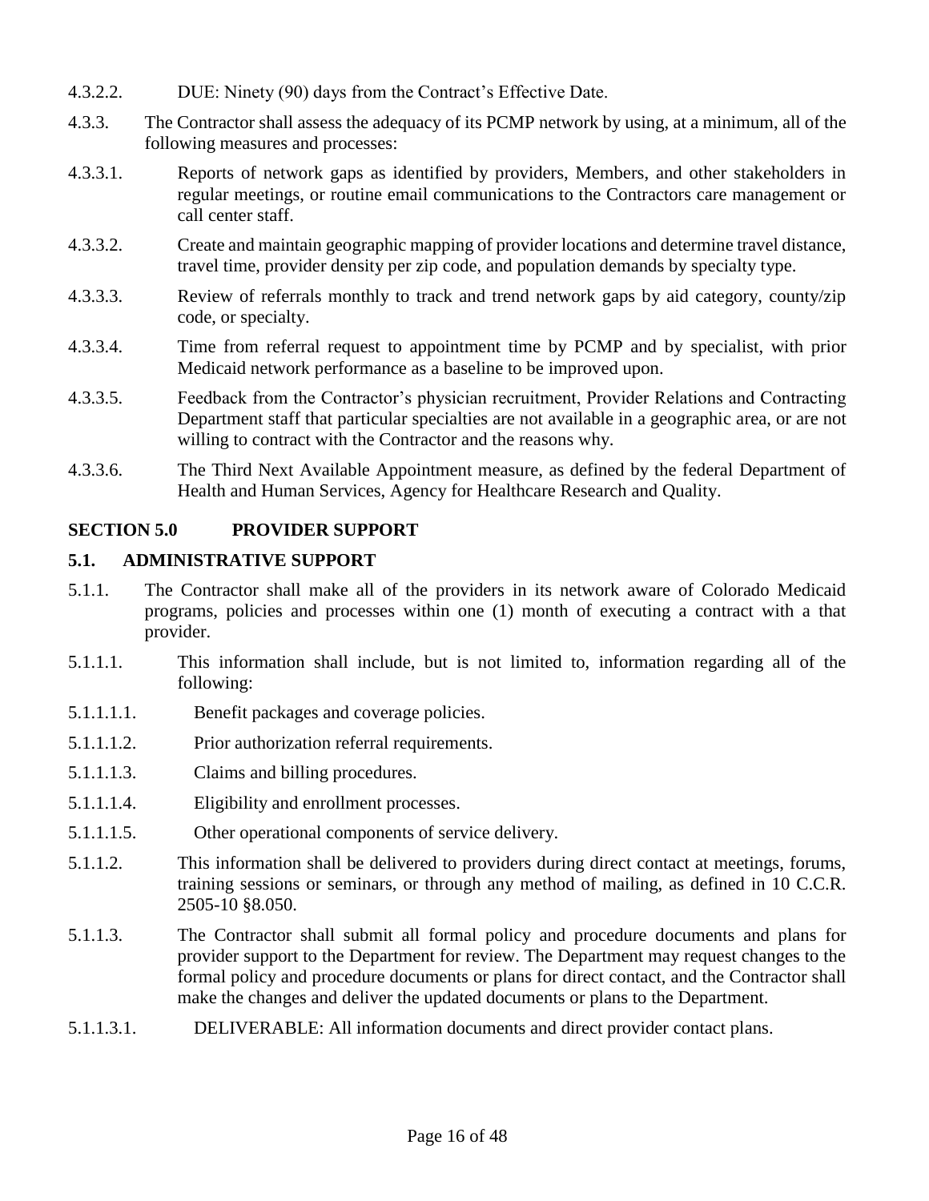4.3.2.2. DUE: Ninety (90) days from the Contract's Effective Date.

4.3.3. The Contractor shall assess the adequacy of its PCMP network by using, at a minimum, all of the following measures and processes:

4.3.3.1. Reports of network gaps as identified by providers, Members, and other stakeholders in regular meetings, or routine email communications to the Contractors care management or call center staff.

4.3.3.2. Create and maintain geographic mapping of provider locations and determine travel distance, travel time, provider density per zip code, and population demands by specialty type.

4.3.3.3. Review of referrals monthly to track and trend network gaps by aid category, county/zip code, or specialty.

4.3.3.4. Time from referral request to appointment time by PCMP and by specialist, with prior Medicaid network performance as a baseline to be improved upon.

4.3.3.5. Feedback from the Contractor's physician recruitment, Provider Relations and Contracting Department staff that particular specialties are not available in a geographic area, or are not willing to contract with the Contractor and the reasons why.

4.3.3.6. The Third Next Available Appointment measure, as defined by the federal Department of Health and Human Services, Agency for Healthcare Research and Quality.

## SECTION 5.0 PROVIDER SUPPORT

### 5.1. ADMINISTRATIVE SUPPORT

5.1.1. The Contractor shall make all of the providers in its network aware of Colorado Medicaid programs, policies and processes within one (1) month of executing a contract with a that provider.

5.1.1.1. This information shall include, but is not limited to, information regarding all of the following:

5.1.1.1.1. Benefit packages and coverage policies.

5.1.1.1.2. Prior authorization referral requirements.

5.1.1.1.3. Claims and billing procedures.

5.1.1.1.4. Eligibility and enrollment processes.

5.1.1.1.5. Other operational components of service delivery.

5.1.1.2. This information shall be delivered to providers during direct contact at meetings, forums, training sessions or seminars, or through any method of mailing, as defined in 10 C.C.R. 2505-10 §8.050.

5.1.1.3. The Contractor shall submit all formal policy and procedure documents and plans for provider support to the Department for review. The Department may request changes to the formal policy and procedure documents or plans for direct contact, and the Contractor shall make the changes and deliver the updated documents or plans to the Department.

5.1.1.3.1. DELIVERABLE: All information documents and direct provider contact plans.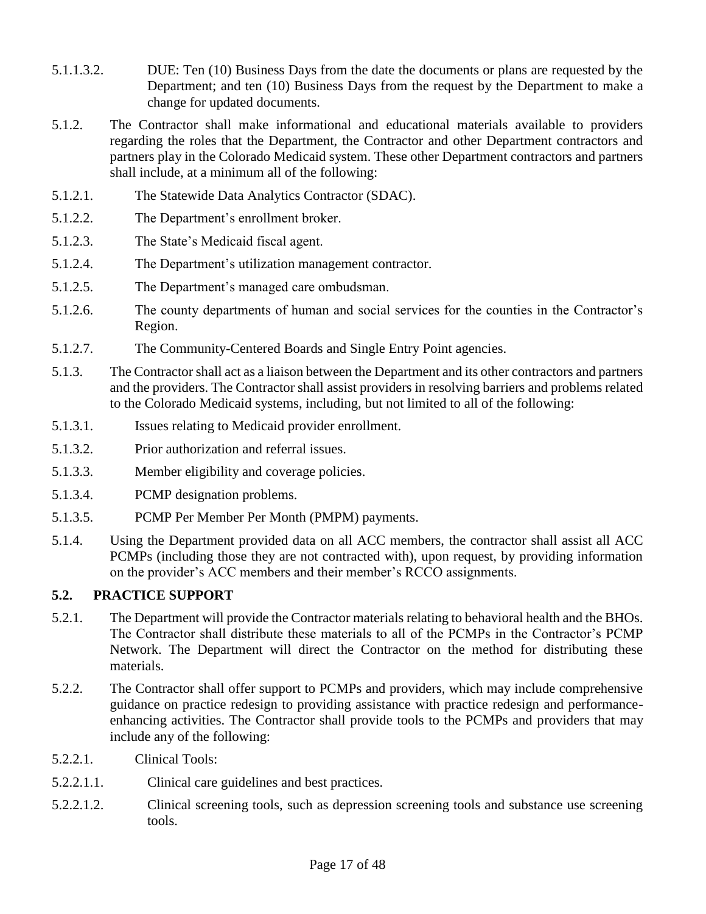5.1.1.3.2. DUE: Ten (10) Business Days from the date the documents or plans are requested by the Department; and ten (10) Business Days from the request by the Department to make a change for updated documents.

5.1.2. The Contractor shall make informational and educational materials available to providers regarding the roles that the Department, the Contractor and other Department contractors and partners play in the Colorado Medicaid system. These other Department contractors and partners shall include, at a minimum all of the following:

5.1.2.1. The Statewide Data Analytics Contractor (SDAC).

5.1.2.2. The Department's enrollment broker.

5.1.2.3. The State's Medicaid fiscal agent.

5.1.2.4. The Department's utilization management contractor.

5.1.2.5. The Department's managed care ombudsman.

5.1.2.6. The county departments of human and social services for the counties in the Contractor's Region.

5.1.2.7. The Community-Centered Boards and Single Entry Point agencies.

5.1.3. The Contractor shall act as a liaison between the Department and its other contractors and partners and the providers. The Contractor shall assist providers in resolving barriers and problems related to the Colorado Medicaid systems, including, but not limited to all of the following:

5.1.3.1. Issues relating to Medicaid provider enrollment.

5.1.3.2. Prior authorization and referral issues.

5.1.3.3. Member eligibility and coverage policies.

5.1.3.4. PCMP designation problems.

5.1.3.5. PCMP Per Member Per Month (PMPM) payments.

5.1.4. Using the Department provided data on all ACC members, the contractor shall assist all ACC PCMPs (including those they are not contracted with), upon request, by providing information on the provider's ACC members and their member's RCCO assignments.

## 5.2. PRACTICE SUPPORT

5.2.1. The Department will provide the Contractor materials relating to behavioral health and the BHOs. The Contractor shall distribute these materials to all of the PCMPs in the Contractor's PCMP Network. The Department will direct the Contractor on the method for distributing these materials.

5.2.2. The Contractor shall offer support to PCMPs and providers, which may include comprehensive guidance on practice redesign to providing assistance with practice redesign and performance-enhancing activities. The Contractor shall provide tools to the PCMPs and providers that may include any of the following:

5.2.2.1. Clinical Tools:

5.2.2.1.1. Clinical care guidelines and best practices.

5.2.2.1.2. Clinical screening tools, such as depression screening tools and substance use screening tools.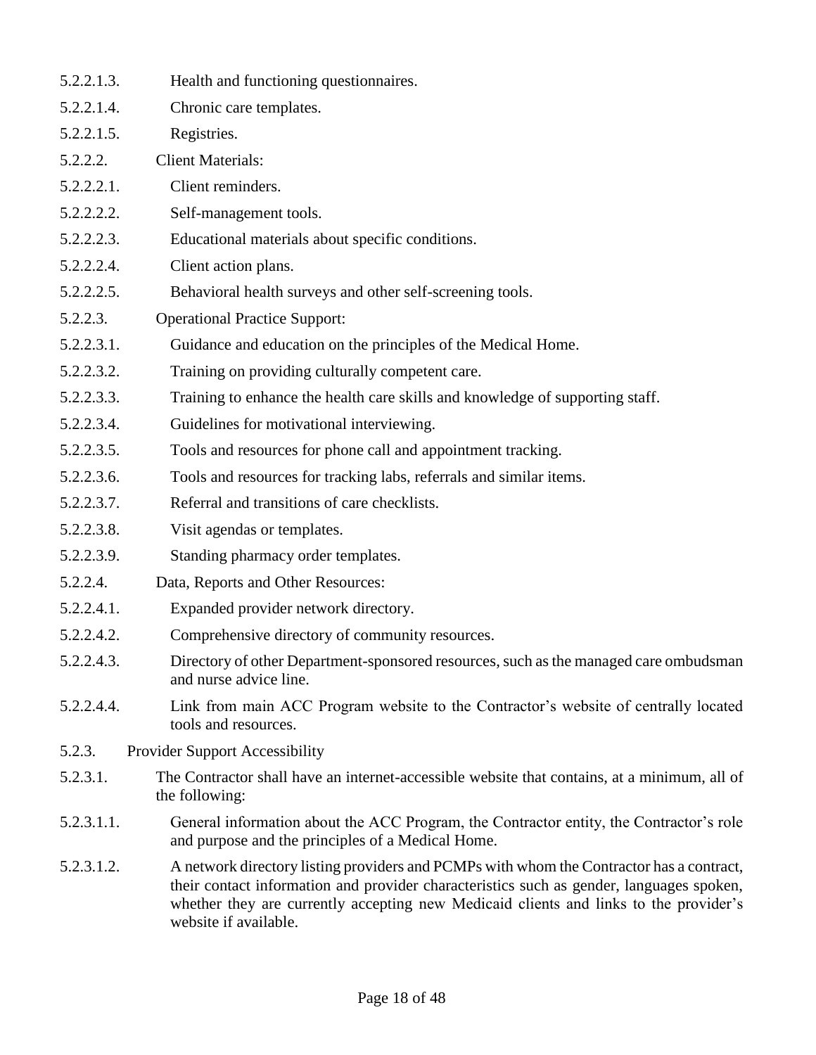5.2.2.1.3. Health and functioning questionnaires.

5.2.2.1.4. Chronic care templates.

5.2.2.1.5. Registries.

5.2.2.2. Client Materials:

5.2.2.2.1. Client reminders.

5.2.2.2.2. Self-management tools.

5.2.2.2.3. Educational materials about specific conditions.

5.2.2.2.4. Client action plans.

5.2.2.2.5. Behavioral health surveys and other self-screening tools.

5.2.2.3. Operational Practice Support:

5.2.2.3.1. Guidance and education on the principles of the Medical Home.

5.2.2.3.2. Training on providing culturally competent care.

5.2.2.3.3. Training to enhance the health care skills and knowledge of supporting staff.

5.2.2.3.4. Guidelines for motivational interviewing.

5.2.2.3.5. Tools and resources for phone call and appointment tracking.

5.2.2.3.6. Tools and resources for tracking labs, referrals and similar items.

5.2.2.3.7. Referral and transitions of care checklists.

5.2.2.3.8. Visit agendas or templates.

5.2.2.3.9. Standing pharmacy order templates.

5.2.2.4. Data, Reports and Other Resources:

5.2.2.4.1. Expanded provider network directory.

5.2.2.4.2. Comprehensive directory of community resources.

5.2.2.4.3. Directory of other Department-sponsored resources, such as the managed care ombudsman and nurse advice line.

5.2.2.4.4. Link from main ACC Program website to the Contractor's website of centrally located tools and resources.

5.2.3. Provider Support Accessibility

5.2.3.1. The Contractor shall have an internet-accessible website that contains, at a minimum, all of the following:

5.2.3.1.1. General information about the ACC Program, the Contractor entity, the Contractor's role and purpose and the principles of a Medical Home.

5.2.3.1.2. A network directory listing providers and PCMPs with whom the Contractor has a contract, their contact information and provider characteristics such as gender, languages spoken, whether they are currently accepting new Medicaid clients and links to the provider's website if available.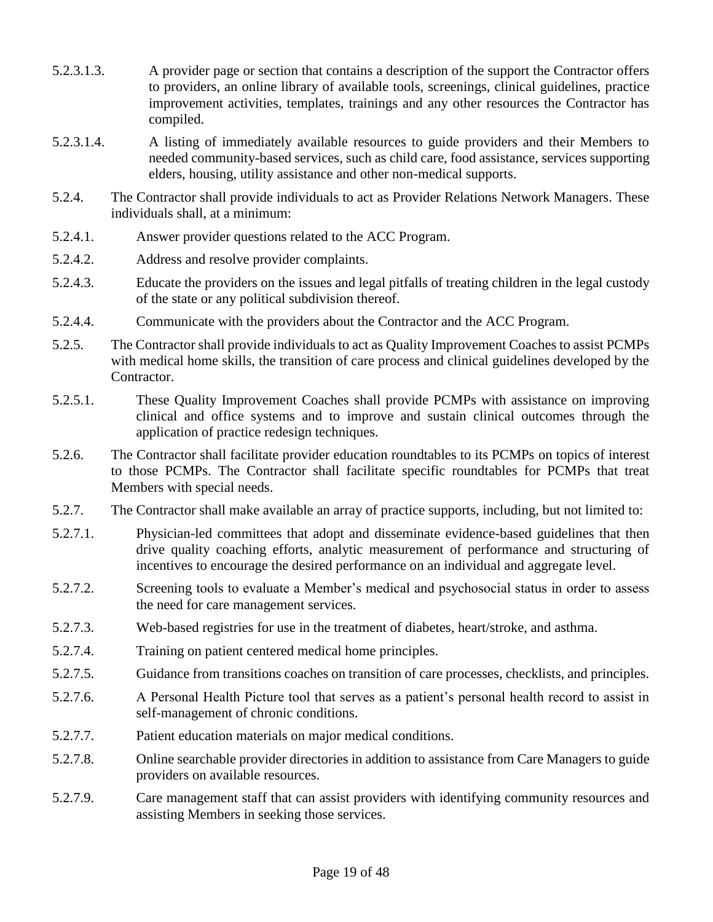5.2.3.1.3. A provider page or section that contains a description of the support the Contractor offers to providers, an online library of available tools, screenings, clinical guidelines, practice improvement activities, templates, trainings and any other resources the Contractor has compiled.

5.2.3.1.4. A listing of immediately available resources to guide providers and their Members to needed community-based services, such as child care, food assistance, services supporting elders, housing, utility assistance and other non-medical supports.

5.2.4. The Contractor shall provide individuals to act as Provider Relations Network Managers. These individuals shall, at a minimum:

5.2.4.1. Answer provider questions related to the ACC Program.

5.2.4.2. Address and resolve provider complaints.

5.2.4.3. Educate the providers on the issues and legal pitfalls of treating children in the legal custody of the state or any political subdivision thereof.

5.2.4.4. Communicate with the providers about the Contractor and the ACC Program.

5.2.5. The Contractor shall provide individuals to act as Quality Improvement Coaches to assist PCMPs with medical home skills, the transition of care process and clinical guidelines developed by the Contractor.

5.2.5.1. These Quality Improvement Coaches shall provide PCMPs with assistance on improving clinical and office systems and to improve and sustain clinical outcomes through the application of practice redesign techniques.

5.2.6. The Contractor shall facilitate provider education roundtables to its PCMPs on topics of interest to those PCMPs. The Contractor shall facilitate specific roundtables for PCMPs that treat Members with special needs.

5.2.7. The Contractor shall make available an array of practice supports, including, but not limited to:

5.2.7.1. Physician-led committees that adopt and disseminate evidence-based guidelines that then drive quality coaching efforts, analytic measurement of performance and structuring of incentives to encourage the desired performance on an individual and aggregate level.

5.2.7.2. Screening tools to evaluate a Member's medical and psychosocial status in order to assess the need for care management services.

5.2.7.3. Web-based registries for use in the treatment of diabetes, heart/stroke, and asthma.

5.2.7.4. Training on patient centered medical home principles.

5.2.7.5. Guidance from transitions coaches on transition of care processes, checklists, and principles.

5.2.7.6. A Personal Health Picture tool that serves as a patient's personal health record to assist in self-management of chronic conditions.

5.2.7.7. Patient education materials on major medical conditions.

5.2.7.8. Online searchable provider directories in addition to assistance from Care Managers to guide providers on available resources.

5.2.7.9. Care management staff that can assist providers with identifying community resources and assisting Members in seeking those services.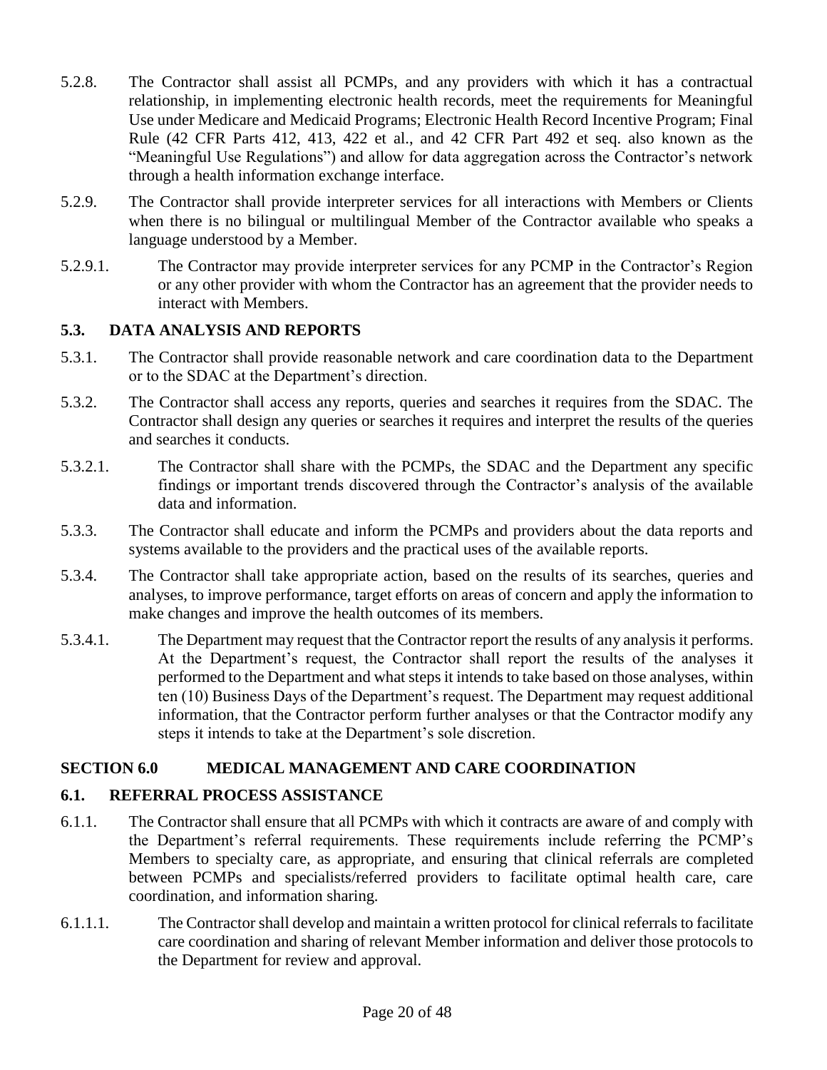5.2.8. The Contractor shall assist all PCMPs, and any providers with which it has a contractual relationship, in implementing electronic health records, meet the requirements for Meaningful Use under Medicare and Medicaid Programs; Electronic Health Record Incentive Program; Final Rule (42 CFR Parts 412, 413, 422 et al., and 42 CFR Part 492 et seq. also known as the "Meaningful Use Regulations") and allow for data aggregation across the Contractor's network through a health information exchange interface.

5.2.9. The Contractor shall provide interpreter services for all interactions with Members or Clients when there is no bilingual or multilingual Member of the Contractor available who speaks a language understood by a Member.

5.2.9.1. The Contractor may provide interpreter services for any PCMP in the Contractor's Region or any other provider with whom the Contractor has an agreement that the provider needs to interact with Members.

### 5.3. DATA ANALYSIS AND REPORTS

5.3.1. The Contractor shall provide reasonable network and care coordination data to the Department or to the SDAC at the Department's direction.

5.3.2. The Contractor shall access any reports, queries and searches it requires from the SDAC. The Contractor shall design any queries or searches it requires and interpret the results of the queries and searches it conducts.

5.3.2.1. The Contractor shall share with the PCMPs, the SDAC and the Department any specific findings or important trends discovered through the Contractor's analysis of the available data and information.

5.3.3. The Contractor shall educate and inform the PCMPs and providers about the data reports and systems available to the providers and the practical uses of the available reports.

5.3.4. The Contractor shall take appropriate action, based on the results of its searches, queries and analyses, to improve performance, target efforts on areas of concern and apply the information to make changes and improve the health outcomes of its members.

5.3.4.1. The Department may request that the Contractor report the results of any analysis it performs. At the Department's request, the Contractor shall report the results of the analyses it performed to the Department and what steps it intends to take based on those analyses, within ten (10) Business Days of the Department's request. The Department may request additional information, that the Contractor perform further analyses or that the Contractor modify any steps it intends to take at the Department's sole discretion.

## SECTION 6.0 MEDICAL MANAGEMENT AND CARE COORDINATION

### 6.1. REFERRAL PROCESS ASSISTANCE

6.1.1. The Contractor shall ensure that all PCMPs with which it contracts are aware of and comply with the Department's referral requirements. These requirements include referring the PCMP's Members to specialty care, as appropriate, and ensuring that clinical referrals are completed between PCMPs and specialists/referred providers to facilitate optimal health care, care coordination, and information sharing.

6.1.1.1. The Contractor shall develop and maintain a written protocol for clinical referrals to facilitate care coordination and sharing of relevant Member information and deliver those protocols to the Department for review and approval.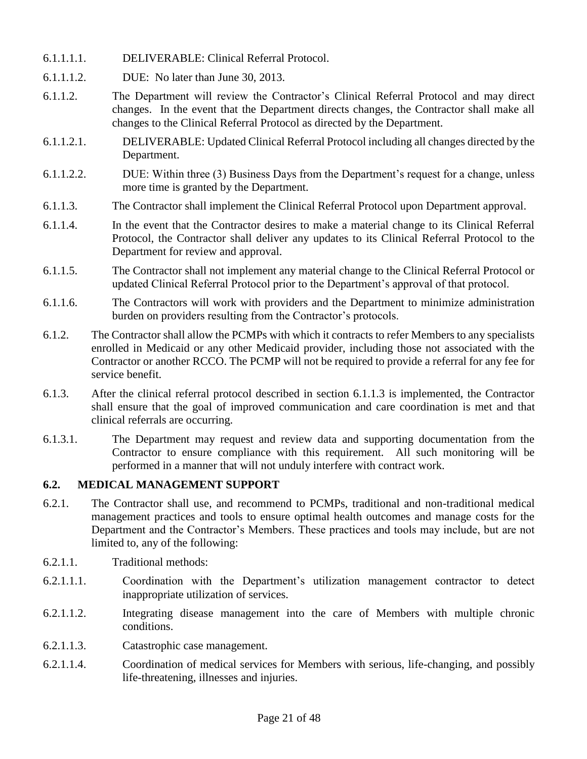6.1.1.1.1. DELIVERABLE: Clinical Referral Protocol.

6.1.1.1.2. DUE: No later than June 30, 2013.

6.1.1.2. The Department will review the Contractor's Clinical Referral Protocol and may direct changes. In the event that the Department directs changes, the Contractor shall make all changes to the Clinical Referral Protocol as directed by the Department.

6.1.1.2.1. DELIVERABLE: Updated Clinical Referral Protocol including all changes directed by the Department.

6.1.1.2.2. DUE: Within three (3) Business Days from the Department's request for a change, unless more time is granted by the Department.

6.1.1.3. The Contractor shall implement the Clinical Referral Protocol upon Department approval.

6.1.1.4. In the event that the Contractor desires to make a material change to its Clinical Referral Protocol, the Contractor shall deliver any updates to its Clinical Referral Protocol to the Department for review and approval.

6.1.1.5. The Contractor shall not implement any material change to the Clinical Referral Protocol or updated Clinical Referral Protocol prior to the Department's approval of that protocol.

6.1.1.6. The Contractors will work with providers and the Department to minimize administration burden on providers resulting from the Contractor's protocols.

6.1.2. The Contractor shall allow the PCMPs with which it contracts to refer Members to any specialists enrolled in Medicaid or any other Medicaid provider, including those not associated with the Contractor or another RCCO. The PCMP will not be required to provide a referral for any fee for service benefit.

6.1.3. After the clinical referral protocol described in section 6.1.1.3 is implemented, the Contractor shall ensure that the goal of improved communication and care coordination is met and that clinical referrals are occurring.

6.1.3.1. The Department may request and review data and supporting documentation from the Contractor to ensure compliance with this requirement. All such monitoring will be performed in a manner that will not unduly interfere with contract work.

### 6.2. MEDICAL MANAGEMENT SUPPORT

6.2.1. The Contractor shall use, and recommend to PCMPs, traditional and non-traditional medical management practices and tools to ensure optimal health outcomes and manage costs for the Department and the Contractor's Members. These practices and tools may include, but are not limited to, any of the following:

6.2.1.1. Traditional methods:

6.2.1.1.1. Coordination with the Department's utilization management contractor to detect inappropriate utilization of services.

6.2.1.1.2. Integrating disease management into the care of Members with multiple chronic conditions.

6.2.1.1.3. Catastrophic case management.

6.2.1.1.4. Coordination of medical services for Members with serious, life-changing, and possibly life-threatening, illnesses and injuries.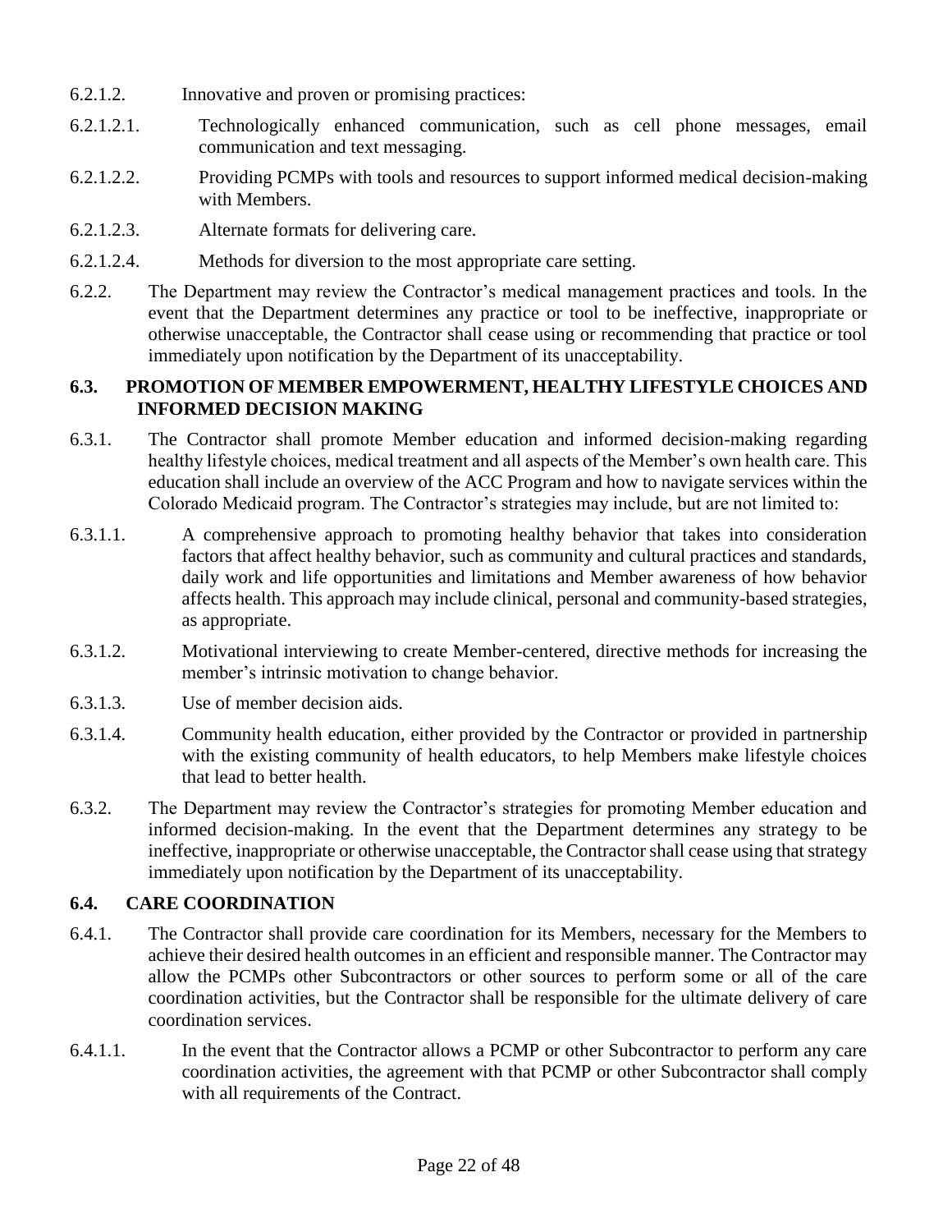6.2.1.2. Innovative and proven or promising practices:

6.2.1.2.1. Technologically enhanced communication, such as cell phone messages, email communication and text messaging.

6.2.1.2.2. Providing PCMPs with tools and resources to support informed medical decision-making with Members.

6.2.1.2.3. Alternate formats for delivering care.

6.2.1.2.4. Methods for diversion to the most appropriate care setting.

6.2.2. The Department may review the Contractor's medical management practices and tools. In the event that the Department determines any practice or tool to be ineffective, inappropriate or otherwise unacceptable, the Contractor shall cease using or recommending that practice or tool immediately upon notification by the Department of its unacceptability.

### 6.3. PROMOTION OF MEMBER EMPOWERMENT, HEALTHY LIFESTYLE CHOICES AND INFORMED DECISION MAKING

6.3.1. The Contractor shall promote Member education and informed decision-making regarding healthy lifestyle choices, medical treatment and all aspects of the Member's own health care. This education shall include an overview of the ACC Program and how to navigate services within the Colorado Medicaid program. The Contractor's strategies may include, but are not limited to:

6.3.1.1. A comprehensive approach to promoting healthy behavior that takes into consideration factors that affect healthy behavior, such as community and cultural practices and standards, daily work and life opportunities and limitations and Member awareness of how behavior affects health. This approach may include clinical, personal and community-based strategies, as appropriate.

6.3.1.2. Motivational interviewing to create Member-centered, directive methods for increasing the member's intrinsic motivation to change behavior.

6.3.1.3. Use of member decision aids.

6.3.1.4. Community health education, either provided by the Contractor or provided in partnership with the existing community of health educators, to help Members make lifestyle choices that lead to better health.

6.3.2. The Department may review the Contractor's strategies for promoting Member education and informed decision-making. In the event that the Department determines any strategy to be ineffective, inappropriate or otherwise unacceptable, the Contractor shall cease using that strategy immediately upon notification by the Department of its unacceptability.

### 6.4. CARE COORDINATION

6.4.1. The Contractor shall provide care coordination for its Members, necessary for the Members to achieve their desired health outcomes in an efficient and responsible manner. The Contractor may allow the PCMPs other Subcontractors or other sources to perform some or all of the care coordination activities, but the Contractor shall be responsible for the ultimate delivery of care coordination services.

6.4.1.1. In the event that the Contractor allows a PCMP or other Subcontractor to perform any care coordination activities, the agreement with that PCMP or other Subcontractor shall comply with all requirements of the Contract.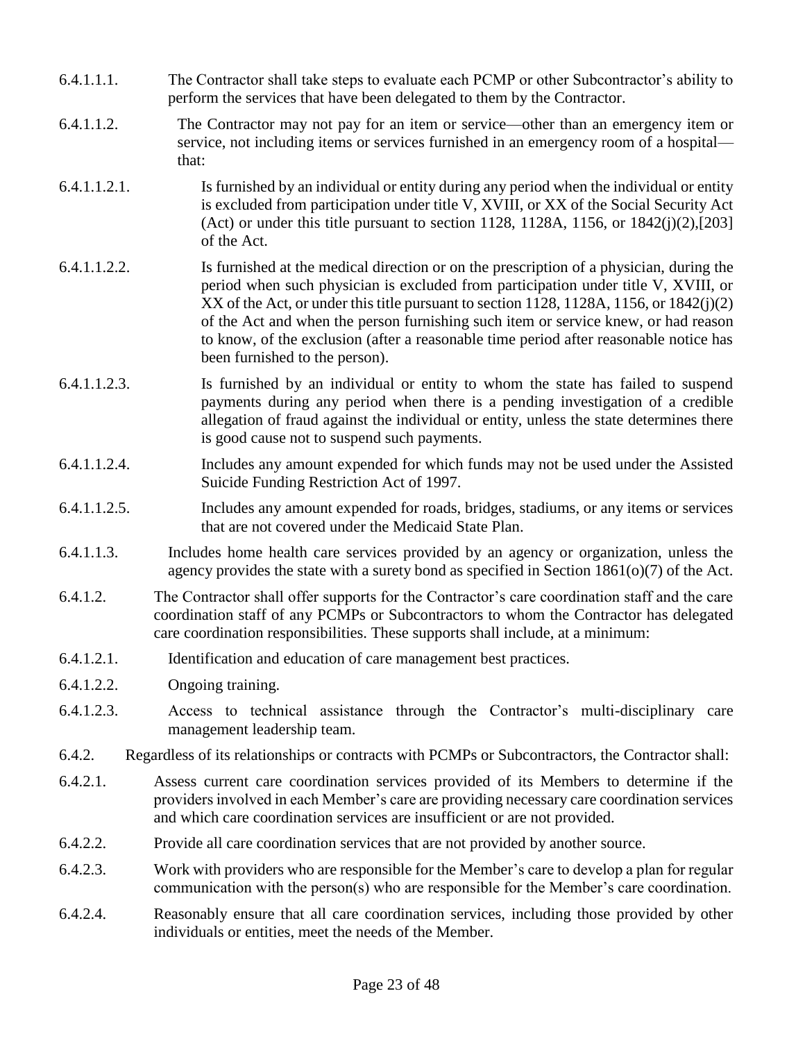6.4.1.1.1. The Contractor shall take steps to evaluate each PCMP or other Subcontractor's ability to perform the services that have been delegated to them by the Contractor.

6.4.1.1.2. The Contractor may not pay for an item or service—other than an emergency item or service, not including items or services furnished in an emergency room of a hospital—that:

6.4.1.1.2.1. Is furnished by an individual or entity during any period when the individual or entity is excluded from participation under title V, XVIII, or XX of the Social Security Act (Act) or under this title pursuant to section 1128, 1128A, 1156, or 1842(j)(2),[203] of the Act.

6.4.1.1.2.2. Is furnished at the medical direction or on the prescription of a physician, during the period when such physician is excluded from participation under title V, XVIII, or XX of the Act, or under this title pursuant to section 1128, 1128A, 1156, or 1842(j)(2) of the Act and when the person furnishing such item or service knew, or had reason to know, of the exclusion (after a reasonable time period after reasonable notice has been furnished to the person).

6.4.1.1.2.3. Is furnished by an individual or entity to whom the state has failed to suspend payments during any period when there is a pending investigation of a credible allegation of fraud against the individual or entity, unless the state determines there is good cause not to suspend such payments.

6.4.1.1.2.4. Includes any amount expended for which funds may not be used under the Assisted Suicide Funding Restriction Act of 1997.

6.4.1.1.2.5. Includes any amount expended for roads, bridges, stadiums, or any items or services that are not covered under the Medicaid State Plan.

6.4.1.1.3. Includes home health care services provided by an agency or organization, unless the agency provides the state with a surety bond as specified in Section 1861(o)(7) of the Act.

6.4.1.2. The Contractor shall offer supports for the Contractor's care coordination staff and the care coordination staff of any PCMPs or Subcontractors to whom the Contractor has delegated care coordination responsibilities. These supports shall include, at a minimum:

6.4.1.2.1. Identification and education of care management best practices.

6.4.1.2.2. Ongoing training.

6.4.1.2.3. Access to technical assistance through the Contractor's multi-disciplinary care management leadership team.

6.4.2. Regardless of its relationships or contracts with PCMPs or Subcontractors, the Contractor shall:

6.4.2.1. Assess current care coordination services provided of its Members to determine if the providers involved in each Member's care are providing necessary care coordination services and which care coordination services are insufficient or are not provided.

6.4.2.2. Provide all care coordination services that are not provided by another source.

6.4.2.3. Work with providers who are responsible for the Member's care to develop a plan for regular communication with the person(s) who are responsible for the Member's care coordination.

6.4.2.4. Reasonably ensure that all care coordination services, including those provided by other individuals or entities, meet the needs of the Member.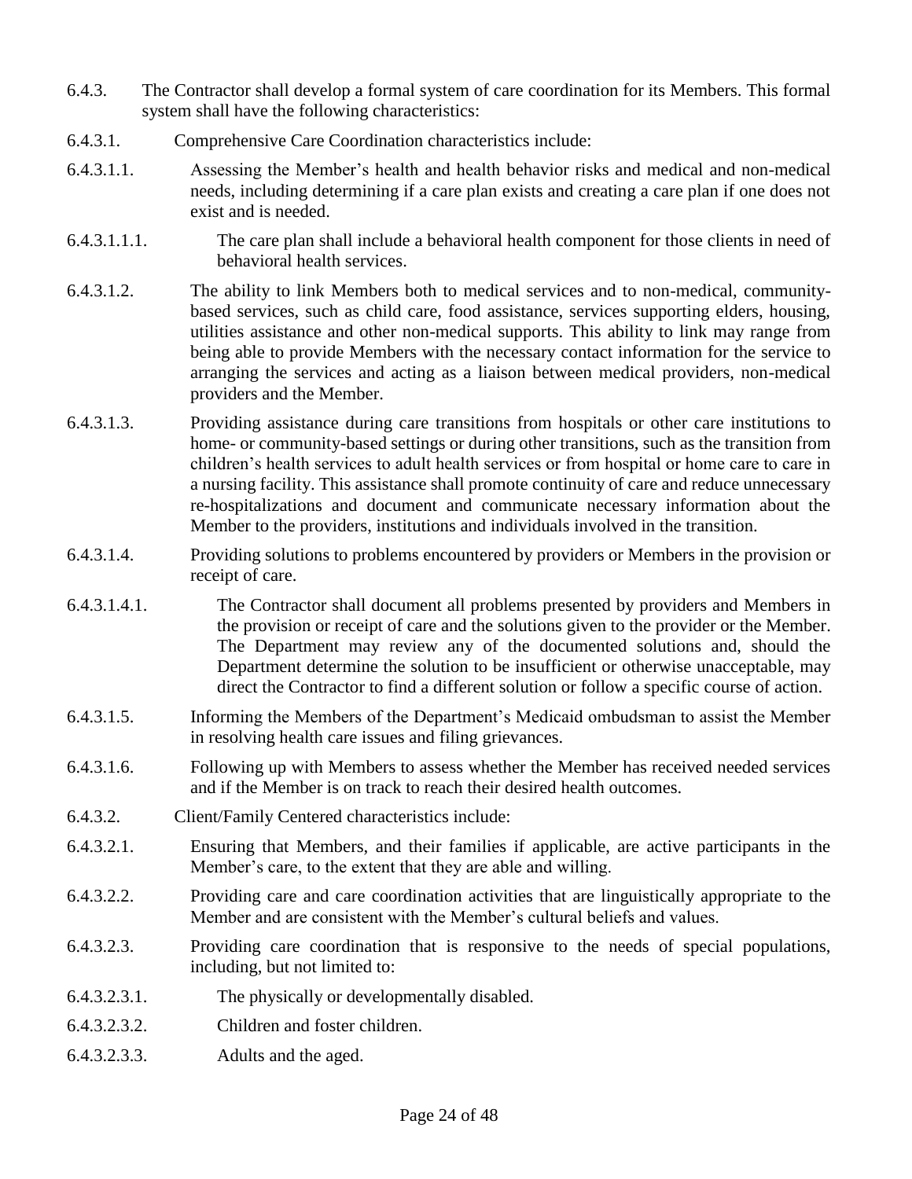6.4.3. The Contractor shall develop a formal system of care coordination for its Members. This formal system shall have the following characteristics:

6.4.3.1. Comprehensive Care Coordination characteristics include:

6.4.3.1.1. Assessing the Member's health and health behavior risks and medical and non-medical needs, including determining if a care plan exists and creating a care plan if one does not exist and is needed.

6.4.3.1.1.1. The care plan shall include a behavioral health component for those clients in need of behavioral health services.

6.4.3.1.2. The ability to link Members both to medical services and to non-medical, community-based services, such as child care, food assistance, services supporting elders, housing, utilities assistance and other non-medical supports. This ability to link may range from being able to provide Members with the necessary contact information for the service to arranging the services and acting as a liaison between medical providers, non-medical providers and the Member.

6.4.3.1.3. Providing assistance during care transitions from hospitals or other care institutions to home- or community-based settings or during other transitions, such as the transition from children's health services to adult health services or from hospital or home care to care in a nursing facility. This assistance shall promote continuity of care and reduce unnecessary re-hospitalizations and document and communicate necessary information about the Member to the providers, institutions and individuals involved in the transition.

6.4.3.1.4. Providing solutions to problems encountered by providers or Members in the provision or receipt of care.

6.4.3.1.4.1. The Contractor shall document all problems presented by providers and Members in the provision or receipt of care and the solutions given to the provider or the Member. The Department may review any of the documented solutions and, should the Department determine the solution to be insufficient or otherwise unacceptable, may direct the Contractor to find a different solution or follow a specific course of action.

6.4.3.1.5. Informing the Members of the Department's Medicaid ombudsman to assist the Member in resolving health care issues and filing grievances.

6.4.3.1.6. Following up with Members to assess whether the Member has received needed services and if the Member is on track to reach their desired health outcomes.

6.4.3.2. Client/Family Centered characteristics include:

6.4.3.2.1. Ensuring that Members, and their families if applicable, are active participants in the Member's care, to the extent that they are able and willing.

6.4.3.2.2. Providing care and care coordination activities that are linguistically appropriate to the Member and are consistent with the Member's cultural beliefs and values.

6.4.3.2.3. Providing care coordination that is responsive to the needs of special populations, including, but not limited to:

6.4.3.2.3.1. The physically or developmentally disabled.

6.4.3.2.3.2. Children and foster children.

6.4.3.2.3.3. Adults and the aged.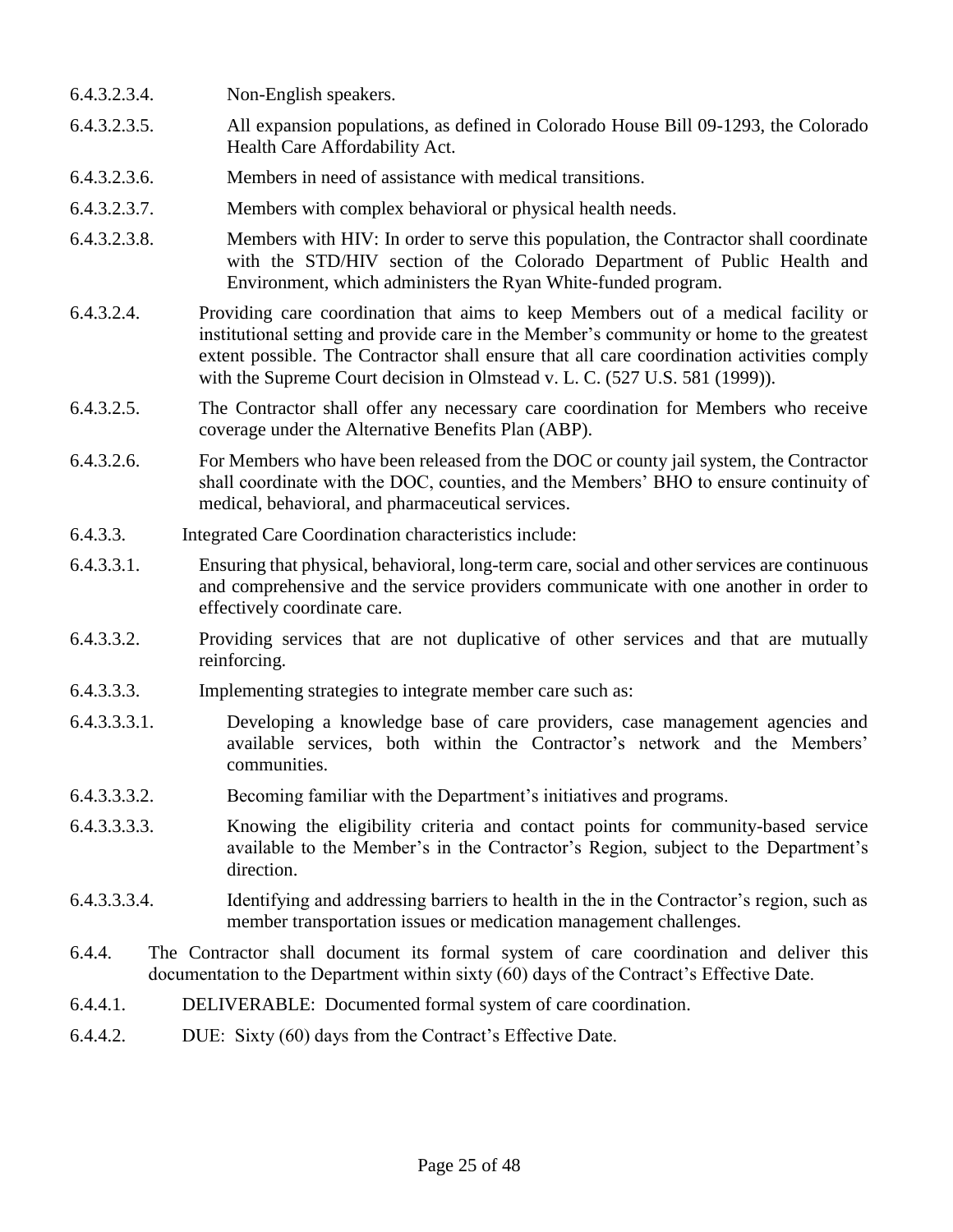6.4.3.2.3.4. Non-English speakers.

6.4.3.2.3.5. All expansion populations, as defined in Colorado House Bill 09-1293, the Colorado Health Care Affordability Act.

6.4.3.2.3.6. Members in need of assistance with medical transitions.

6.4.3.2.3.7. Members with complex behavioral or physical health needs.

6.4.3.2.3.8. Members with HIV: In order to serve this population, the Contractor shall coordinate with the STD/HIV section of the Colorado Department of Public Health and Environment, which administers the Ryan White-funded program.

6.4.3.2.4. Providing care coordination that aims to keep Members out of a medical facility or institutional setting and provide care in the Member's community or home to the greatest extent possible. The Contractor shall ensure that all care coordination activities comply with the Supreme Court decision in Olmstead v. L. C. (527 U.S. 581 (1999)).

6.4.3.2.5. The Contractor shall offer any necessary care coordination for Members who receive coverage under the Alternative Benefits Plan (ABP).

6.4.3.2.6. For Members who have been released from the DOC or county jail system, the Contractor shall coordinate with the DOC, counties, and the Members' BHO to ensure continuity of medical, behavioral, and pharmaceutical services.

6.4.3.3. Integrated Care Coordination characteristics include:

6.4.3.3.1. Ensuring that physical, behavioral, long-term care, social and other services are continuous and comprehensive and the service providers communicate with one another in order to effectively coordinate care.

6.4.3.3.2. Providing services that are not duplicative of other services and that are mutually reinforcing.

6.4.3.3.3. Implementing strategies to integrate member care such as:

6.4.3.3.3.1. Developing a knowledge base of care providers, case management agencies and available services, both within the Contractor's network and the Members' communities.

6.4.3.3.3.2. Becoming familiar with the Department's initiatives and programs.

6.4.3.3.3.3. Knowing the eligibility criteria and contact points for community-based service available to the Member's in the Contractor's Region, subject to the Department's direction.

6.4.3.3.3.4. Identifying and addressing barriers to health in the in the Contractor's region, such as member transportation issues or medication management challenges.

6.4.4. The Contractor shall document its formal system of care coordination and deliver this documentation to the Department within sixty (60) days of the Contract's Effective Date.

6.4.4.1. DELIVERABLE: Documented formal system of care coordination.

6.4.4.2. DUE: Sixty (60) days from the Contract's Effective Date.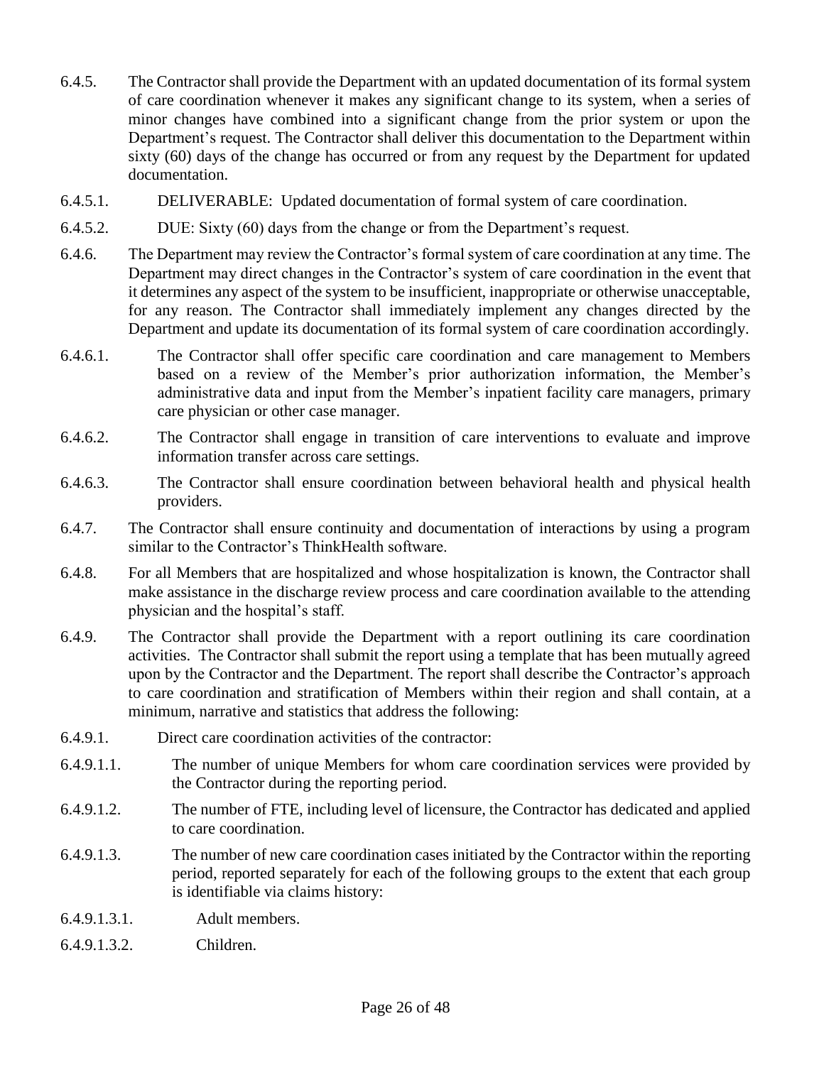6.4.5. The Contractor shall provide the Department with an updated documentation of its formal system of care coordination whenever it makes any significant change to its system, when a series of minor changes have combined into a significant change from the prior system or upon the Department's request. The Contractor shall deliver this documentation to the Department within sixty (60) days of the change has occurred or from any request by the Department for updated documentation.

6.4.5.1. DELIVERABLE: Updated documentation of formal system of care coordination.

6.4.5.2. DUE: Sixty (60) days from the change or from the Department's request.

6.4.6. The Department may review the Contractor's formal system of care coordination at any time. The Department may direct changes in the Contractor's system of care coordination in the event that it determines any aspect of the system to be insufficient, inappropriate or otherwise unacceptable, for any reason. The Contractor shall immediately implement any changes directed by the Department and update its documentation of its formal system of care coordination accordingly.

6.4.6.1. The Contractor shall offer specific care coordination and care management to Members based on a review of the Member's prior authorization information, the Member's administrative data and input from the Member's inpatient facility care managers, primary care physician or other case manager.

6.4.6.2. The Contractor shall engage in transition of care interventions to evaluate and improve information transfer across care settings.

6.4.6.3. The Contractor shall ensure coordination between behavioral health and physical health providers.

6.4.7. The Contractor shall ensure continuity and documentation of interactions by using a program similar to the Contractor's ThinkHealth software.

6.4.8. For all Members that are hospitalized and whose hospitalization is known, the Contractor shall make assistance in the discharge review process and care coordination available to the attending physician and the hospital's staff.

6.4.9. The Contractor shall provide the Department with a report outlining its care coordination activities. The Contractor shall submit the report using a template that has been mutually agreed upon by the Contractor and the Department. The report shall describe the Contractor's approach to care coordination and stratification of Members within their region and shall contain, at a minimum, narrative and statistics that address the following:

6.4.9.1. Direct care coordination activities of the contractor:

6.4.9.1.1. The number of unique Members for whom care coordination services were provided by the Contractor during the reporting period.

6.4.9.1.2. The number of FTE, including level of licensure, the Contractor has dedicated and applied to care coordination.

6.4.9.1.3. The number of new care coordination cases initiated by the Contractor within the reporting period, reported separately for each of the following groups to the extent that each group is identifiable via claims history:

6.4.9.1.3.1. Adult members.

6.4.9.1.3.2. Children.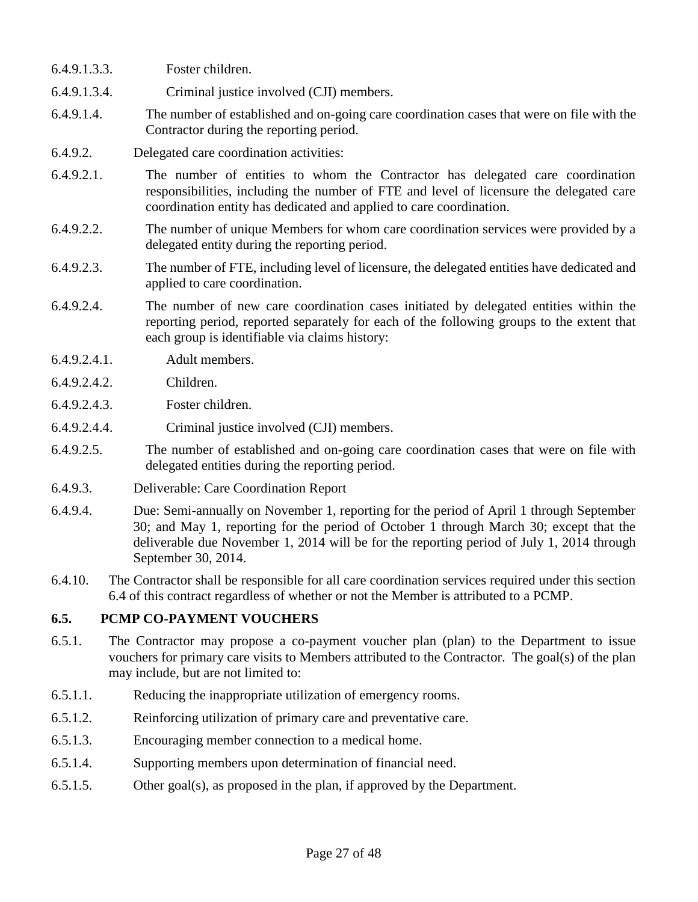6.4.9.1.3.3. Foster children.

6.4.9.1.3.4. Criminal justice involved (CJI) members.

6.4.9.1.4. The number of established and on-going care coordination cases that were on file with the Contractor during the reporting period.

6.4.9.2. Delegated care coordination activities:

6.4.9.2.1. The number of entities to whom the Contractor has delegated care coordination responsibilities, including the number of FTE and level of licensure the delegated care coordination entity has dedicated and applied to care coordination.

6.4.9.2.2. The number of unique Members for whom care coordination services were provided by a delegated entity during the reporting period.

6.4.9.2.3. The number of FTE, including level of licensure, the delegated entities have dedicated and applied to care coordination.

6.4.9.2.4. The number of new care coordination cases initiated by delegated entities within the reporting period, reported separately for each of the following groups to the extent that each group is identifiable via claims history:

6.4.9.2.4.1. Adult members.

6.4.9.2.4.2. Children.

6.4.9.2.4.3. Foster children.

6.4.9.2.4.4. Criminal justice involved (CJI) members.

6.4.9.2.5. The number of established and on-going care coordination cases that were on file with delegated entities during the reporting period.

6.4.9.3. Deliverable: Care Coordination Report

6.4.9.4. Due: Semi-annually on November 1, reporting for the period of April 1 through September 30; and May 1, reporting for the period of October 1 through March 30; except that the deliverable due November 1, 2014 will be for the reporting period of July 1, 2014 through September 30, 2014.

6.4.10. The Contractor shall be responsible for all care coordination services required under this section 6.4 of this contract regardless of whether or not the Member is attributed to a PCMP.

## 6.5. PCMP CO-PAYMENT VOUCHERS

6.5.1. The Contractor may propose a co-payment voucher plan (plan) to the Department to issue vouchers for primary care visits to Members attributed to the Contractor. The goal(s) of the plan may include, but are not limited to:

6.5.1.1. Reducing the inappropriate utilization of emergency rooms.

6.5.1.2. Reinforcing utilization of primary care and preventative care.

6.5.1.3. Encouraging member connection to a medical home.

6.5.1.4. Supporting members upon determination of financial need.

6.5.1.5. Other goal(s), as proposed in the plan, if approved by the Department.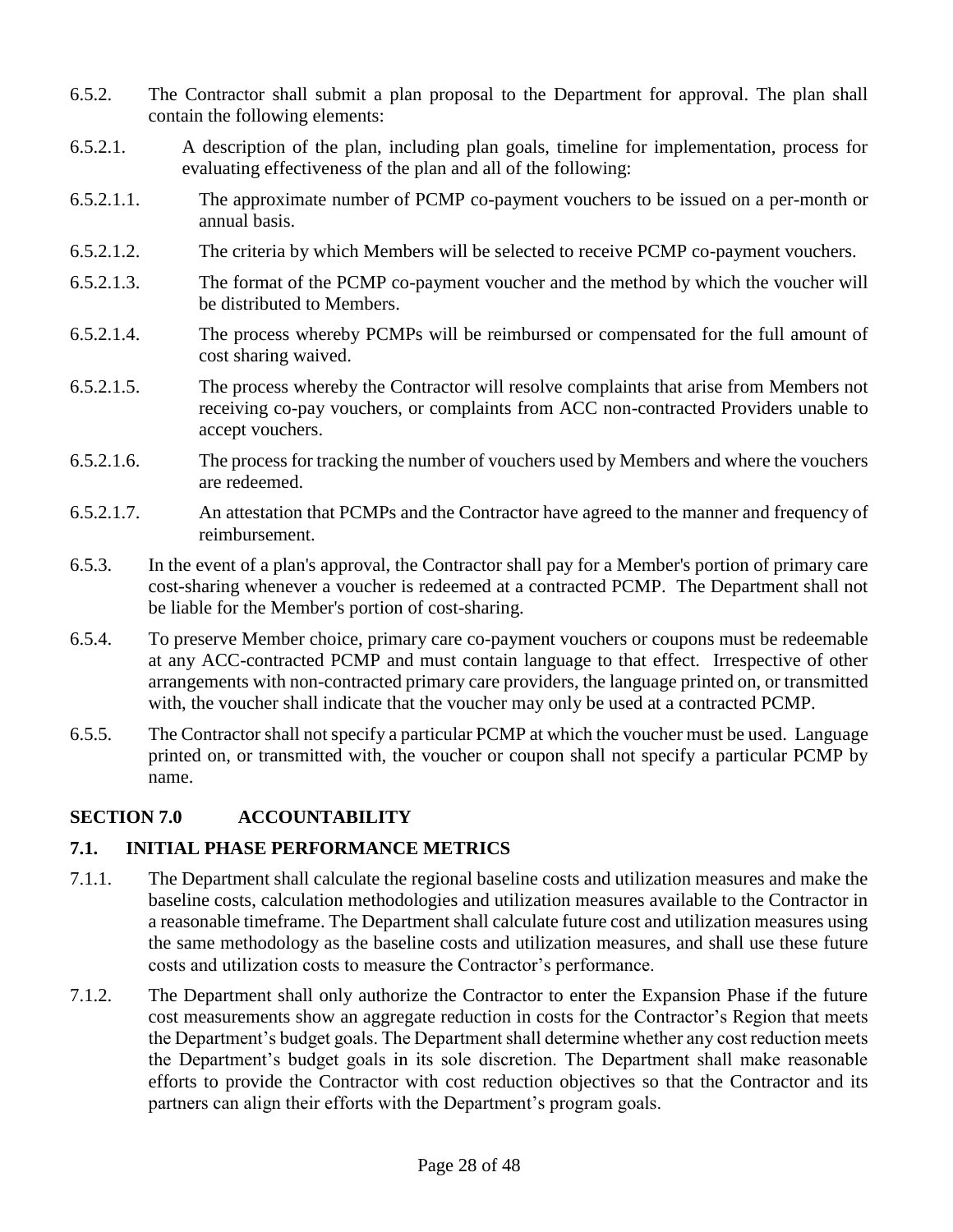6.5.2. The Contractor shall submit a plan proposal to the Department for approval. The plan shall contain the following elements:

6.5.2.1. A description of the plan, including plan goals, timeline for implementation, process for evaluating effectiveness of the plan and all of the following:

6.5.2.1.1. The approximate number of PCMP co-payment vouchers to be issued on a per-month or annual basis.

6.5.2.1.2. The criteria by which Members will be selected to receive PCMP co-payment vouchers.

6.5.2.1.3. The format of the PCMP co-payment voucher and the method by which the voucher will be distributed to Members.

6.5.2.1.4. The process whereby PCMPs will be reimbursed or compensated for the full amount of cost sharing waived.

6.5.2.1.5. The process whereby the Contractor will resolve complaints that arise from Members not receiving co-pay vouchers, or complaints from ACC non-contracted Providers unable to accept vouchers.

6.5.2.1.6. The process for tracking the number of vouchers used by Members and where the vouchers are redeemed.

6.5.2.1.7. An attestation that PCMPs and the Contractor have agreed to the manner and frequency of reimbursement.

6.5.3. In the event of a plan's approval, the Contractor shall pay for a Member's portion of primary care cost-sharing whenever a voucher is redeemed at a contracted PCMP. The Department shall not be liable for the Member's portion of cost-sharing.

6.5.4. To preserve Member choice, primary care co-payment vouchers or coupons must be redeemable at any ACC-contracted PCMP and must contain language to that effect. Irrespective of other arrangements with non-contracted primary care providers, the language printed on, or transmitted with, the voucher shall indicate that the voucher may only be used at a contracted PCMP.

6.5.5. The Contractor shall not specify a particular PCMP at which the voucher must be used. Language printed on, or transmitted with, the voucher or coupon shall not specify a particular PCMP by name.

## SECTION 7.0 ACCOUNTABILITY

### 7.1. INITIAL PHASE PERFORMANCE METRICS

7.1.1. The Department shall calculate the regional baseline costs and utilization measures and make the baseline costs, calculation methodologies and utilization measures available to the Contractor in a reasonable timeframe. The Department shall calculate future cost and utilization measures using the same methodology as the baseline costs and utilization measures, and shall use these future costs and utilization costs to measure the Contractor's performance.

7.1.2. The Department shall only authorize the Contractor to enter the Expansion Phase if the future cost measurements show an aggregate reduction in costs for the Contractor's Region that meets the Department's budget goals. The Department shall determine whether any cost reduction meets the Department's budget goals in its sole discretion. The Department shall make reasonable efforts to provide the Contractor with cost reduction objectives so that the Contractor and its partners can align their efforts with the Department's program goals.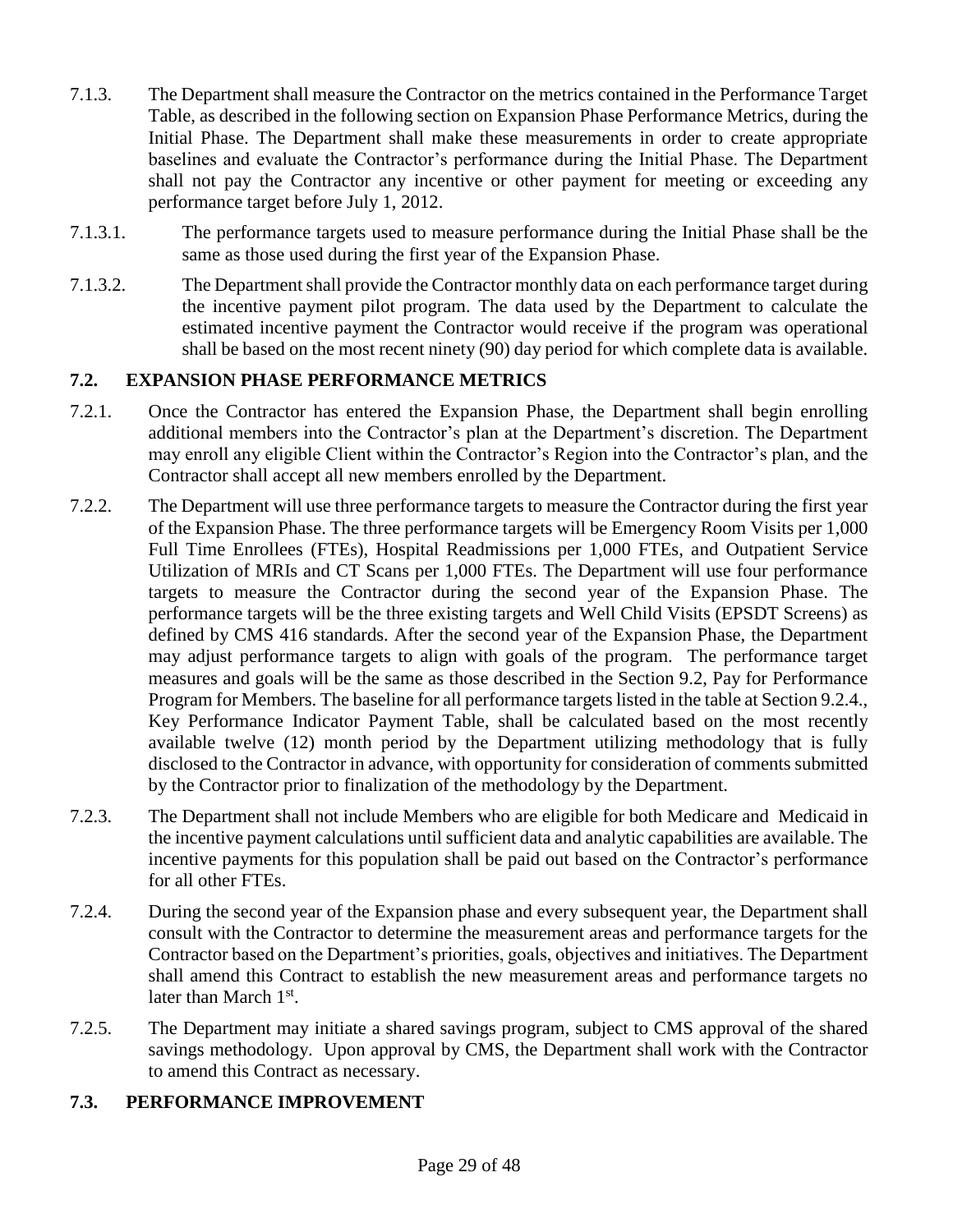7.1.3. The Department shall measure the Contractor on the metrics contained in the Performance Target Table, as described in the following section on Expansion Phase Performance Metrics, during the Initial Phase. The Department shall make these measurements in order to create appropriate baselines and evaluate the Contractor's performance during the Initial Phase. The Department shall not pay the Contractor any incentive or other payment for meeting or exceeding any performance target before July 1, 2012.

7.1.3.1. The performance targets used to measure performance during the Initial Phase shall be the same as those used during the first year of the Expansion Phase.

7.1.3.2. The Department shall provide the Contractor monthly data on each performance target during the incentive payment pilot program. The data used by the Department to calculate the estimated incentive payment the Contractor would receive if the program was operational shall be based on the most recent ninety (90) day period for which complete data is available.

## 7.2. EXPANSION PHASE PERFORMANCE METRICS

7.2.1. Once the Contractor has entered the Expansion Phase, the Department shall begin enrolling additional members into the Contractor's plan at the Department's discretion. The Department may enroll any eligible Client within the Contractor's Region into the Contractor's plan, and the Contractor shall accept all new members enrolled by the Department.

7.2.2. The Department will use three performance targets to measure the Contractor during the first year of the Expansion Phase. The three performance targets will be Emergency Room Visits per 1,000 Full Time Enrollees (FTEs), Hospital Readmissions per 1,000 FTEs, and Outpatient Service Utilization of MRIs and CT Scans per 1,000 FTEs. The Department will use four performance targets to measure the Contractor during the second year of the Expansion Phase. The performance targets will be the three existing targets and Well Child Visits (EPSDT Screens) as defined by CMS 416 standards. After the second year of the Expansion Phase, the Department may adjust performance targets to align with goals of the program. The performance target measures and goals will be the same as those described in the Section 9.2, Pay for Performance Program for Members. The baseline for all performance targets listed in the table at Section 9.2.4., Key Performance Indicator Payment Table, shall be calculated based on the most recently available twelve (12) month period by the Department utilizing methodology that is fully disclosed to the Contractor in advance, with opportunity for consideration of comments submitted by the Contractor prior to finalization of the methodology by the Department.

7.2.3. The Department shall not include Members who are eligible for both Medicare and Medicaid in the incentive payment calculations until sufficient data and analytic capabilities are available. The incentive payments for this population shall be paid out based on the Contractor's performance for all other FTEs.

7.2.4. During the second year of the Expansion phase and every subsequent year, the Department shall consult with the Contractor to determine the measurement areas and performance targets for the Contractor based on the Department's priorities, goals, objectives and initiatives. The Department shall amend this Contract to establish the new measurement areas and performance targets no later than March 1st.

7.2.5. The Department may initiate a shared savings program, subject to CMS approval of the shared savings methodology. Upon approval by CMS, the Department shall work with the Contractor to amend this Contract as necessary.

## 7.3. PERFORMANCE IMPROVEMENT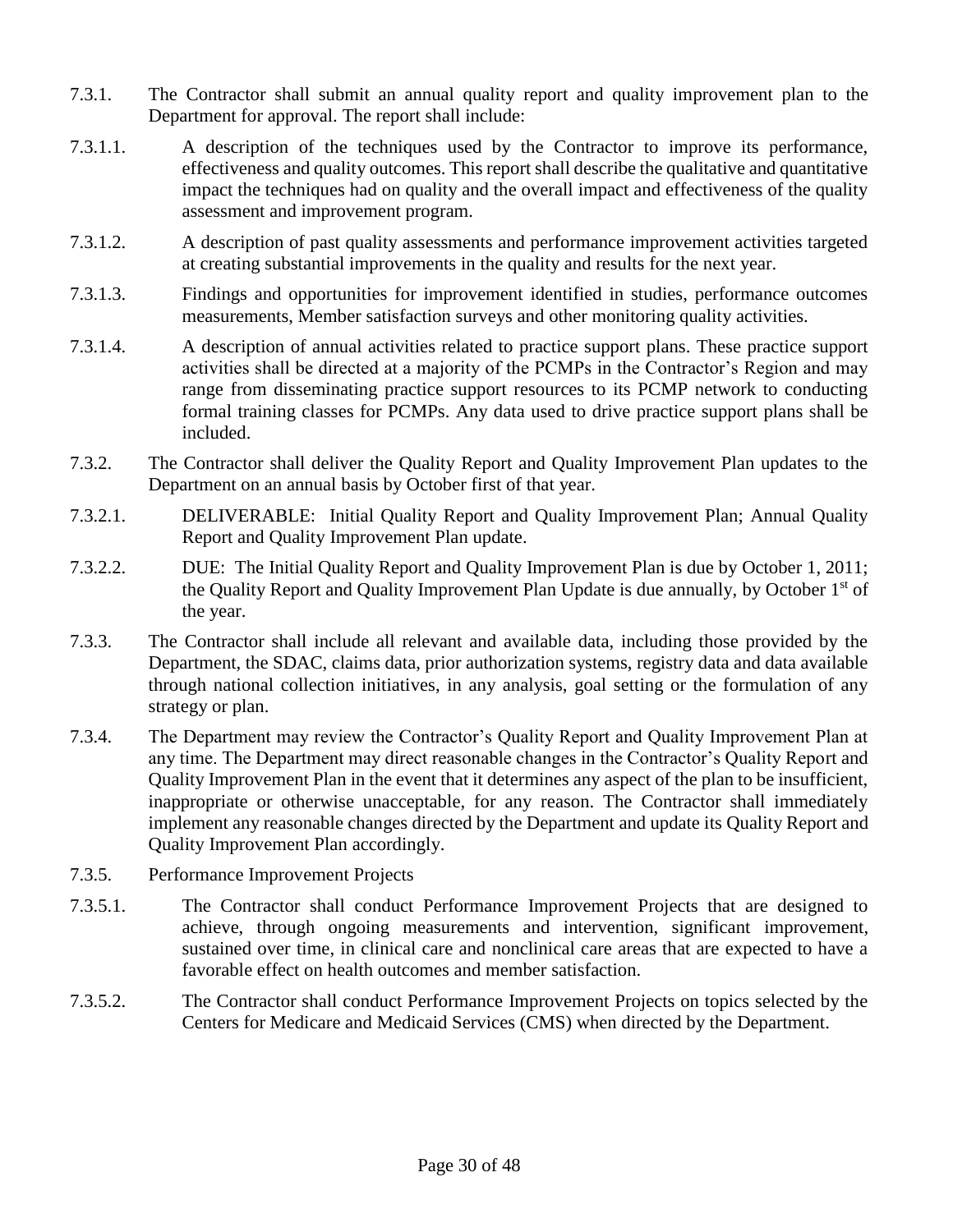7.3.1. The Contractor shall submit an annual quality report and quality improvement plan to the Department for approval. The report shall include:

7.3.1.1. A description of the techniques used by the Contractor to improve its performance, effectiveness and quality outcomes. This report shall describe the qualitative and quantitative impact the techniques had on quality and the overall impact and effectiveness of the quality assessment and improvement program.

7.3.1.2. A description of past quality assessments and performance improvement activities targeted at creating substantial improvements in the quality and results for the next year.

7.3.1.3. Findings and opportunities for improvement identified in studies, performance outcomes measurements, Member satisfaction surveys and other monitoring quality activities.

7.3.1.4. A description of annual activities related to practice support plans. These practice support activities shall be directed at a majority of the PCMPs in the Contractor's Region and may range from disseminating practice support resources to its PCMP network to conducting formal training classes for PCMPs. Any data used to drive practice support plans shall be included.

7.3.2. The Contractor shall deliver the Quality Report and Quality Improvement Plan updates to the Department on an annual basis by October first of that year.

7.3.2.1. DELIVERABLE: Initial Quality Report and Quality Improvement Plan; Annual Quality Report and Quality Improvement Plan update.

7.3.2.2. DUE: The Initial Quality Report and Quality Improvement Plan is due by October 1, 2011; the Quality Report and Quality Improvement Plan Update is due annually, by October 1st of the year.

7.3.3. The Contractor shall include all relevant and available data, including those provided by the Department, the SDAC, claims data, prior authorization systems, registry data and data available through national collection initiatives, in any analysis, goal setting or the formulation of any strategy or plan.

7.3.4. The Department may review the Contractor's Quality Report and Quality Improvement Plan at any time. The Department may direct reasonable changes in the Contractor's Quality Report and Quality Improvement Plan in the event that it determines any aspect of the plan to be insufficient, inappropriate or otherwise unacceptable, for any reason. The Contractor shall immediately implement any reasonable changes directed by the Department and update its Quality Report and Quality Improvement Plan accordingly.

7.3.5. Performance Improvement Projects

7.3.5.1. The Contractor shall conduct Performance Improvement Projects that are designed to achieve, through ongoing measurements and intervention, significant improvement, sustained over time, in clinical care and nonclinical care areas that are expected to have a favorable effect on health outcomes and member satisfaction.

7.3.5.2. The Contractor shall conduct Performance Improvement Projects on topics selected by the Centers for Medicare and Medicaid Services (CMS) when directed by the Department.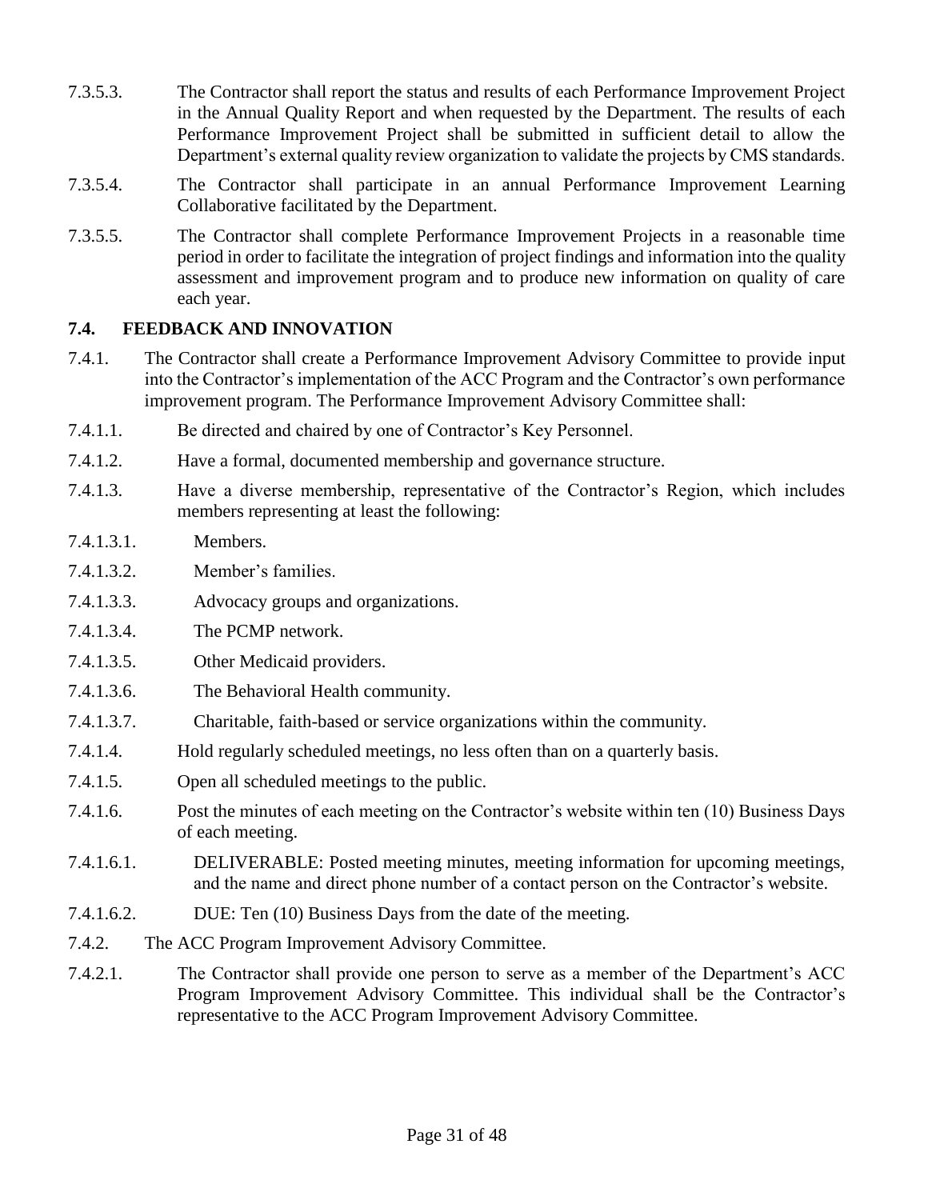7.3.5.3. The Contractor shall report the status and results of each Performance Improvement Project in the Annual Quality Report and when requested by the Department. The results of each Performance Improvement Project shall be submitted in sufficient detail to allow the Department's external quality review organization to validate the projects by CMS standards.

7.3.5.4. The Contractor shall participate in an annual Performance Improvement Learning Collaborative facilitated by the Department.

7.3.5.5. The Contractor shall complete Performance Improvement Projects in a reasonable time period in order to facilitate the integration of project findings and information into the quality assessment and improvement program and to produce new information on quality of care each year.

### 7.4. FEEDBACK AND INNOVATION

7.4.1. The Contractor shall create a Performance Improvement Advisory Committee to provide input into the Contractor's implementation of the ACC Program and the Contractor's own performance improvement program. The Performance Improvement Advisory Committee shall:

7.4.1.1. Be directed and chaired by one of Contractor's Key Personnel.

7.4.1.2. Have a formal, documented membership and governance structure.

7.4.1.3. Have a diverse membership, representative of the Contractor's Region, which includes members representing at least the following:

7.4.1.3.1. Members.

7.4.1.3.2. Member's families.

7.4.1.3.3. Advocacy groups and organizations.

7.4.1.3.4. The PCMP network.

7.4.1.3.5. Other Medicaid providers.

7.4.1.3.6. The Behavioral Health community.

7.4.1.3.7. Charitable, faith-based or service organizations within the community.

7.4.1.4. Hold regularly scheduled meetings, no less often than on a quarterly basis.

7.4.1.5. Open all scheduled meetings to the public.

7.4.1.6. Post the minutes of each meeting on the Contractor's website within ten (10) Business Days of each meeting.

7.4.1.6.1. DELIVERABLE: Posted meeting minutes, meeting information for upcoming meetings, and the name and direct phone number of a contact person on the Contractor's website.

7.4.1.6.2. DUE: Ten (10) Business Days from the date of the meeting.

7.4.2. The ACC Program Improvement Advisory Committee.

7.4.2.1. The Contractor shall provide one person to serve as a member of the Department's ACC Program Improvement Advisory Committee. This individual shall be the Contractor's representative to the ACC Program Improvement Advisory Committee.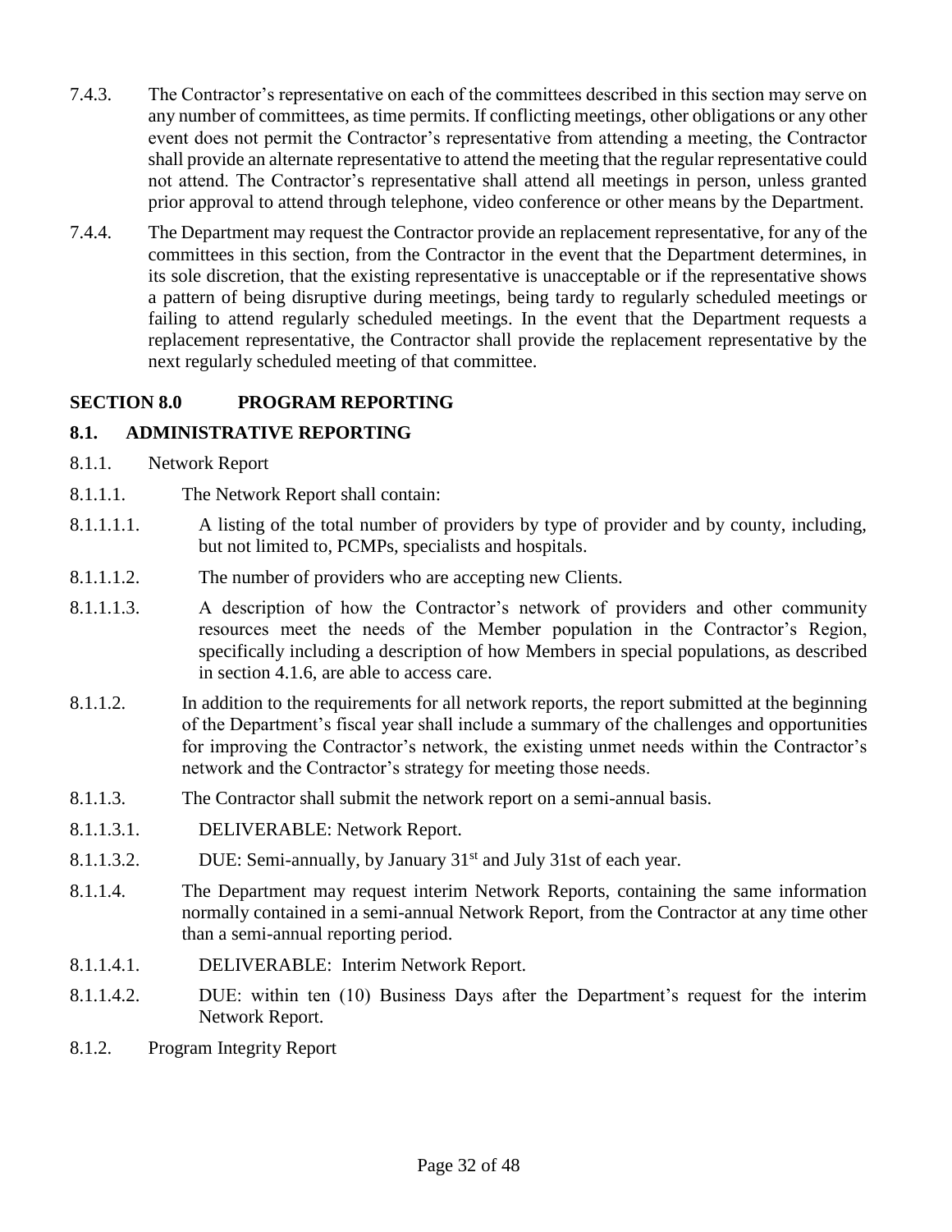7.4.3. The Contractor's representative on each of the committees described in this section may serve on any number of committees, as time permits. If conflicting meetings, other obligations or any other event does not permit the Contractor's representative from attending a meeting, the Contractor shall provide an alternate representative to attend the meeting that the regular representative could not attend. The Contractor's representative shall attend all meetings in person, unless granted prior approval to attend through telephone, video conference or other means by the Department.

7.4.4. The Department may request the Contractor provide an replacement representative, for any of the committees in this section, from the Contractor in the event that the Department determines, in its sole discretion, that the existing representative is unacceptable or if the representative shows a pattern of being disruptive during meetings, being tardy to regularly scheduled meetings or failing to attend regularly scheduled meetings. In the event that the Department requests a replacement representative, the Contractor shall provide the replacement representative by the next regularly scheduled meeting of that committee.

## SECTION 8.0 PROGRAM REPORTING

### 8.1. ADMINISTRATIVE REPORTING

8.1.1. Network Report

8.1.1.1. The Network Report shall contain:

8.1.1.1.1. A listing of the total number of providers by type of provider and by county, including, but not limited to, PCMPs, specialists and hospitals.

8.1.1.1.2. The number of providers who are accepting new Clients.

8.1.1.1.3. A description of how the Contractor's network of providers and other community resources meet the needs of the Member population in the Contractor's Region, specifically including a description of how Members in special populations, as described in section 4.1.6, are able to access care.

8.1.1.2. In addition to the requirements for all network reports, the report submitted at the beginning of the Department's fiscal year shall include a summary of the challenges and opportunities for improving the Contractor's network, the existing unmet needs within the Contractor's network and the Contractor's strategy for meeting those needs.

8.1.1.3. The Contractor shall submit the network report on a semi-annual basis.

8.1.1.3.1. DELIVERABLE: Network Report.

8.1.1.3.2. DUE: Semi-annually, by January 31st and July 31st of each year.

8.1.1.4. The Department may request interim Network Reports, containing the same information normally contained in a semi-annual Network Report, from the Contractor at any time other than a semi-annual reporting period.

8.1.1.4.1. DELIVERABLE: Interim Network Report.

8.1.1.4.2. DUE: within ten (10) Business Days after the Department's request for the interim Network Report.

8.1.2. Program Integrity Report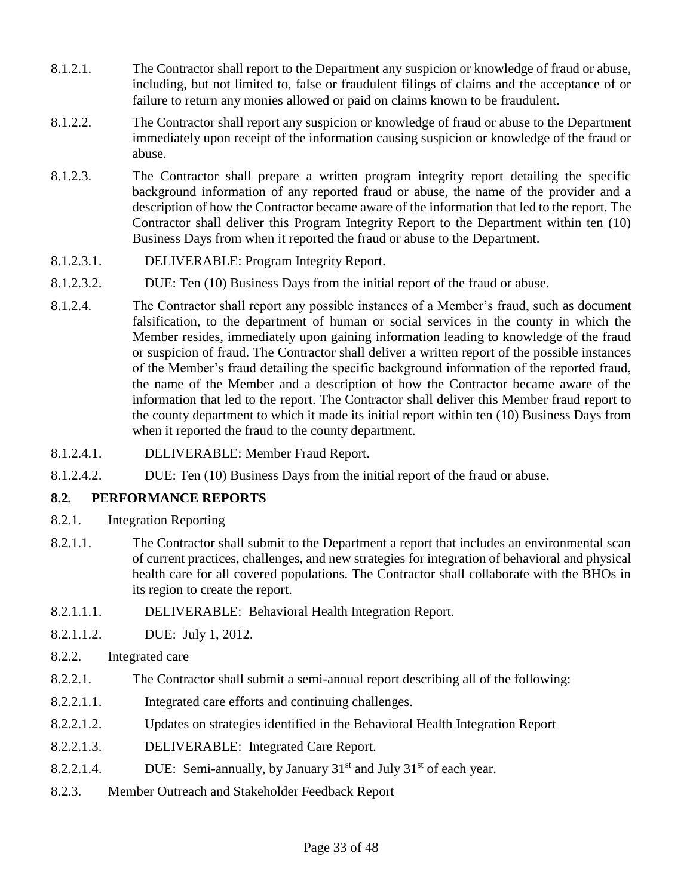8.1.2.1. The Contractor shall report to the Department any suspicion or knowledge of fraud or abuse, including, but not limited to, false or fraudulent filings of claims and the acceptance of or failure to return any monies allowed or paid on claims known to be fraudulent.

8.1.2.2. The Contractor shall report any suspicion or knowledge of fraud or abuse to the Department immediately upon receipt of the information causing suspicion or knowledge of the fraud or abuse.

8.1.2.3. The Contractor shall prepare a written program integrity report detailing the specific background information of any reported fraud or abuse, the name of the provider and a description of how the Contractor became aware of the information that led to the report. The Contractor shall deliver this Program Integrity Report to the Department within ten (10) Business Days from when it reported the fraud or abuse to the Department.

8.1.2.3.1. DELIVERABLE: Program Integrity Report.

8.1.2.3.2. DUE: Ten (10) Business Days from the initial report of the fraud or abuse.

8.1.2.4. The Contractor shall report any possible instances of a Member's fraud, such as document falsification, to the department of human or social services in the county in which the Member resides, immediately upon gaining information leading to knowledge of the fraud or suspicion of fraud. The Contractor shall deliver a written report of the possible instances of the Member's fraud detailing the specific background information of the reported fraud, the name of the Member and a description of how the Contractor became aware of the information that led to the report. The Contractor shall deliver this Member fraud report to the county department to which it made its initial report within ten (10) Business Days from when it reported the fraud to the county department.

8.1.2.4.1. DELIVERABLE: Member Fraud Report.

8.1.2.4.2. DUE: Ten (10) Business Days from the initial report of the fraud or abuse.

## 8.2. PERFORMANCE REPORTS

8.2.1. Integration Reporting

8.2.1.1. The Contractor shall submit to the Department a report that includes an environmental scan of current practices, challenges, and new strategies for integration of behavioral and physical health care for all covered populations. The Contractor shall collaborate with the BHOs in its region to create the report.

8.2.1.1.1. DELIVERABLE: Behavioral Health Integration Report.

8.2.1.1.2. DUE: July 1, 2012.

8.2.2. Integrated care

8.2.2.1. The Contractor shall submit a semi-annual report describing all of the following:

8.2.2.1.1. Integrated care efforts and continuing challenges.

8.2.2.1.2. Updates on strategies identified in the Behavioral Health Integration Report

8.2.2.1.3. DELIVERABLE: Integrated Care Report.

8.2.2.1.4. DUE: Semi-annually, by January 31st and July 31st of each year.

8.2.3. Member Outreach and Stakeholder Feedback Report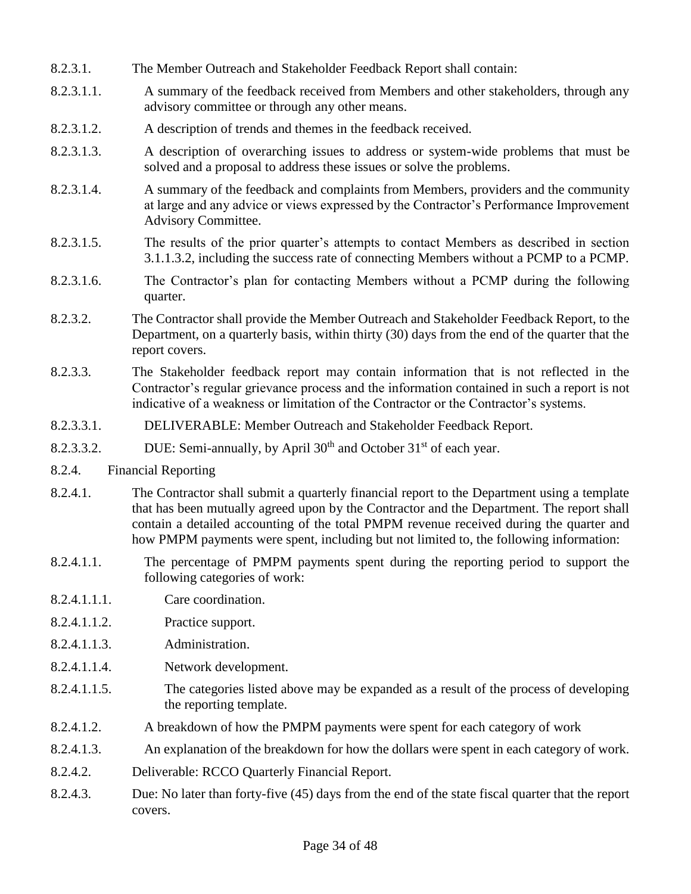8.2.3.1. The Member Outreach and Stakeholder Feedback Report shall contain:

8.2.3.1.1. A summary of the feedback received from Members and other stakeholders, through any advisory committee or through any other means.

8.2.3.1.2. A description of trends and themes in the feedback received.

8.2.3.1.3. A description of overarching issues to address or system-wide problems that must be solved and a proposal to address these issues or solve the problems.

8.2.3.1.4. A summary of the feedback and complaints from Members, providers and the community at large and any advice or views expressed by the Contractor's Performance Improvement Advisory Committee.

8.2.3.1.5. The results of the prior quarter's attempts to contact Members as described in section 3.1.1.3.2, including the success rate of connecting Members without a PCMP to a PCMP.

8.2.3.1.6. The Contractor's plan for contacting Members without a PCMP during the following quarter.

8.2.3.2. The Contractor shall provide the Member Outreach and Stakeholder Feedback Report, to the Department, on a quarterly basis, within thirty (30) days from the end of the quarter that the report covers.

8.2.3.3. The Stakeholder feedback report may contain information that is not reflected in the Contractor's regular grievance process and the information contained in such a report is not indicative of a weakness or limitation of the Contractor or the Contractor's systems.

8.2.3.3.1. DELIVERABLE: Member Outreach and Stakeholder Feedback Report.

8.2.3.3.2. DUE: Semi-annually, by April 30th and October 31st of each year.

8.2.4. Financial Reporting

8.2.4.1. The Contractor shall submit a quarterly financial report to the Department using a template that has been mutually agreed upon by the Contractor and the Department. The report shall contain a detailed accounting of the total PMPM revenue received during the quarter and how PMPM payments were spent, including but not limited to, the following information:

8.2.4.1.1. The percentage of PMPM payments spent during the reporting period to support the following categories of work:

8.2.4.1.1.1. Care coordination.

8.2.4.1.1.2. Practice support.

8.2.4.1.1.3. Administration.

8.2.4.1.1.4. Network development.

8.2.4.1.1.5. The categories listed above may be expanded as a result of the process of developing the reporting template.

8.2.4.1.2. A breakdown of how the PMPM payments were spent for each category of work

8.2.4.1.3. An explanation of the breakdown for how the dollars were spent in each category of work.

8.2.4.2. Deliverable: RCCO Quarterly Financial Report.

8.2.4.3. Due: No later than forty-five (45) days from the end of the state fiscal quarter that the report covers.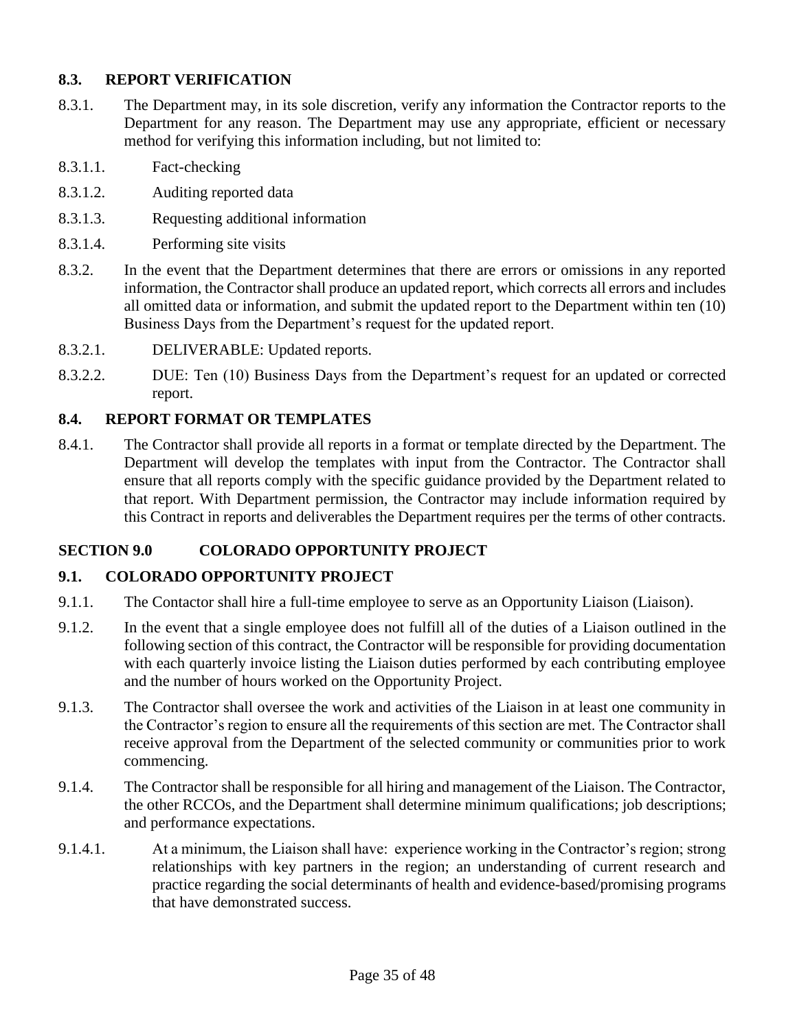### 8.3. REPORT VERIFICATION

8.3.1. The Department may, in its sole discretion, verify any information the Contractor reports to the Department for any reason. The Department may use any appropriate, efficient or necessary method for verifying this information including, but not limited to:

8.3.1.1. Fact-checking

8.3.1.2. Auditing reported data

8.3.1.3. Requesting additional information

8.3.1.4. Performing site visits

8.3.2. In the event that the Department determines that there are errors or omissions in any reported information, the Contractor shall produce an updated report, which corrects all errors and includes all omitted data or information, and submit the updated report to the Department within ten (10) Business Days from the Department's request for the updated report.

8.3.2.1. DELIVERABLE: Updated reports.

8.3.2.2. DUE: Ten (10) Business Days from the Department's request for an updated or corrected report.

### 8.4. REPORT FORMAT OR TEMPLATES

8.4.1. The Contractor shall provide all reports in a format or template directed by the Department. The Department will develop the templates with input from the Contractor. The Contractor shall ensure that all reports comply with the specific guidance provided by the Department related to that report. With Department permission, the Contractor may include information required by this Contract in reports and deliverables the Department requires per the terms of other contracts.

## SECTION 9.0 COLORADO OPPORTUNITY PROJECT

### 9.1. COLORADO OPPORTUNITY PROJECT

9.1.1. The Contactor shall hire a full-time employee to serve as an Opportunity Liaison (Liaison).

9.1.2. In the event that a single employee does not fulfill all of the duties of a Liaison outlined in the following section of this contract, the Contractor will be responsible for providing documentation with each quarterly invoice listing the Liaison duties performed by each contributing employee and the number of hours worked on the Opportunity Project.

9.1.3. The Contractor shall oversee the work and activities of the Liaison in at least one community in the Contractor's region to ensure all the requirements of this section are met. The Contractor shall receive approval from the Department of the selected community or communities prior to work commencing.

9.1.4. The Contractor shall be responsible for all hiring and management of the Liaison. The Contractor, the other RCCOs, and the Department shall determine minimum qualifications; job descriptions; and performance expectations.

9.1.4.1. At a minimum, the Liaison shall have: experience working in the Contractor's region; strong relationships with key partners in the region; an understanding of current research and practice regarding the social determinants of health and evidence-based/promising programs that have demonstrated success.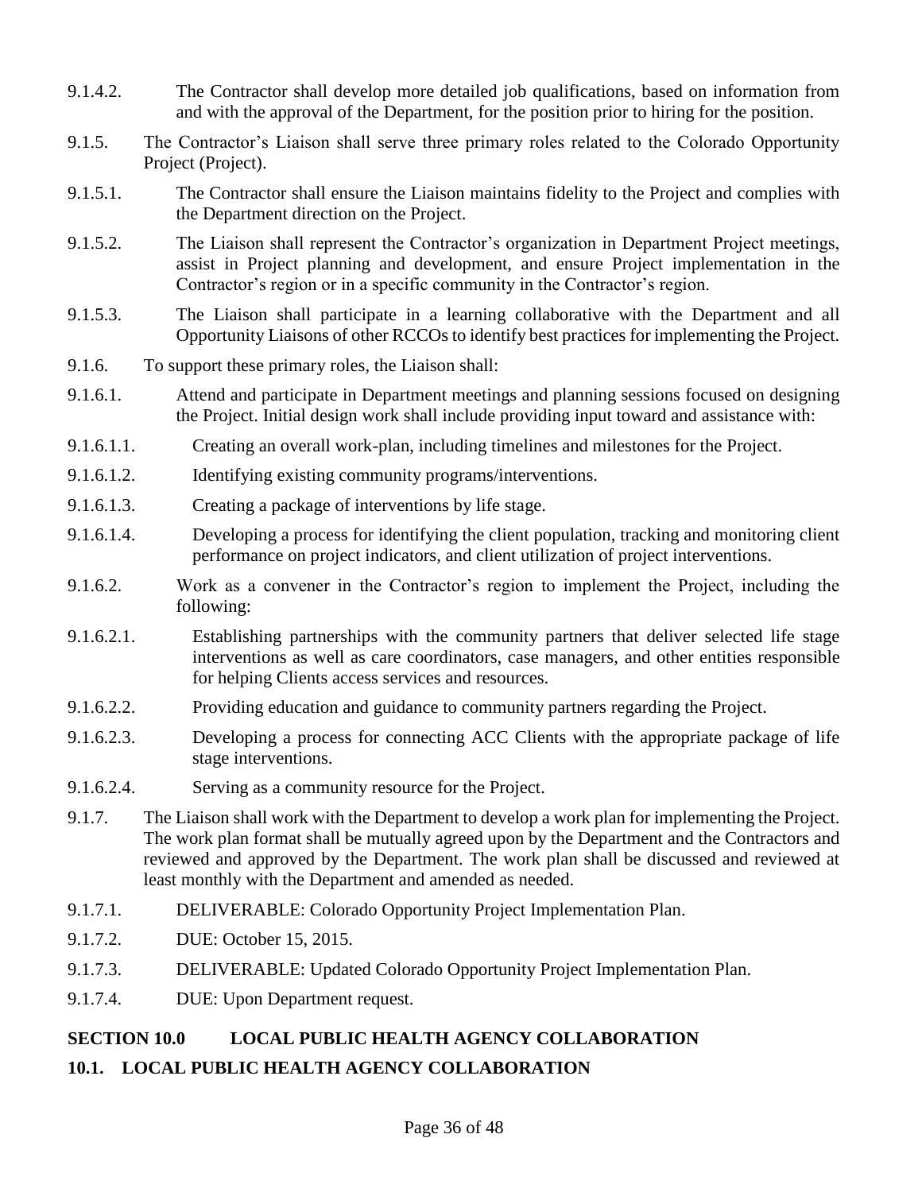9.1.4.2. The Contractor shall develop more detailed job qualifications, based on information from and with the approval of the Department, for the position prior to hiring for the position.

9.1.5. The Contractor's Liaison shall serve three primary roles related to the Colorado Opportunity Project (Project).

9.1.5.1. The Contractor shall ensure the Liaison maintains fidelity to the Project and complies with the Department direction on the Project.

9.1.5.2. The Liaison shall represent the Contractor's organization in Department Project meetings, assist in Project planning and development, and ensure Project implementation in the Contractor's region or in a specific community in the Contractor's region.

9.1.5.3. The Liaison shall participate in a learning collaborative with the Department and all Opportunity Liaisons of other RCCOs to identify best practices for implementing the Project.

9.1.6. To support these primary roles, the Liaison shall:

9.1.6.1. Attend and participate in Department meetings and planning sessions focused on designing the Project. Initial design work shall include providing input toward and assistance with:

9.1.6.1.1. Creating an overall work-plan, including timelines and milestones for the Project.

9.1.6.1.2. Identifying existing community programs/interventions.

9.1.6.1.3. Creating a package of interventions by life stage.

9.1.6.1.4. Developing a process for identifying the client population, tracking and monitoring client performance on project indicators, and client utilization of project interventions.

9.1.6.2. Work as a convener in the Contractor's region to implement the Project, including the following:

9.1.6.2.1. Establishing partnerships with the community partners that deliver selected life stage interventions as well as care coordinators, case managers, and other entities responsible for helping Clients access services and resources.

9.1.6.2.2. Providing education and guidance to community partners regarding the Project.

9.1.6.2.3. Developing a process for connecting ACC Clients with the appropriate package of life stage interventions.

9.1.6.2.4. Serving as a community resource for the Project.

9.1.7. The Liaison shall work with the Department to develop a work plan for implementing the Project. The work plan format shall be mutually agreed upon by the Department and the Contractors and reviewed and approved by the Department. The work plan shall be discussed and reviewed at least monthly with the Department and amended as needed.

9.1.7.1. DELIVERABLE: Colorado Opportunity Project Implementation Plan.

9.1.7.2. DUE: October 15, 2015.

9.1.7.3. DELIVERABLE: Updated Colorado Opportunity Project Implementation Plan.

9.1.7.4. DUE: Upon Department request.

## SECTION 10.0 LOCAL PUBLIC HEALTH AGENCY COLLABORATION

### 10.1. LOCAL PUBLIC HEALTH AGENCY COLLABORATION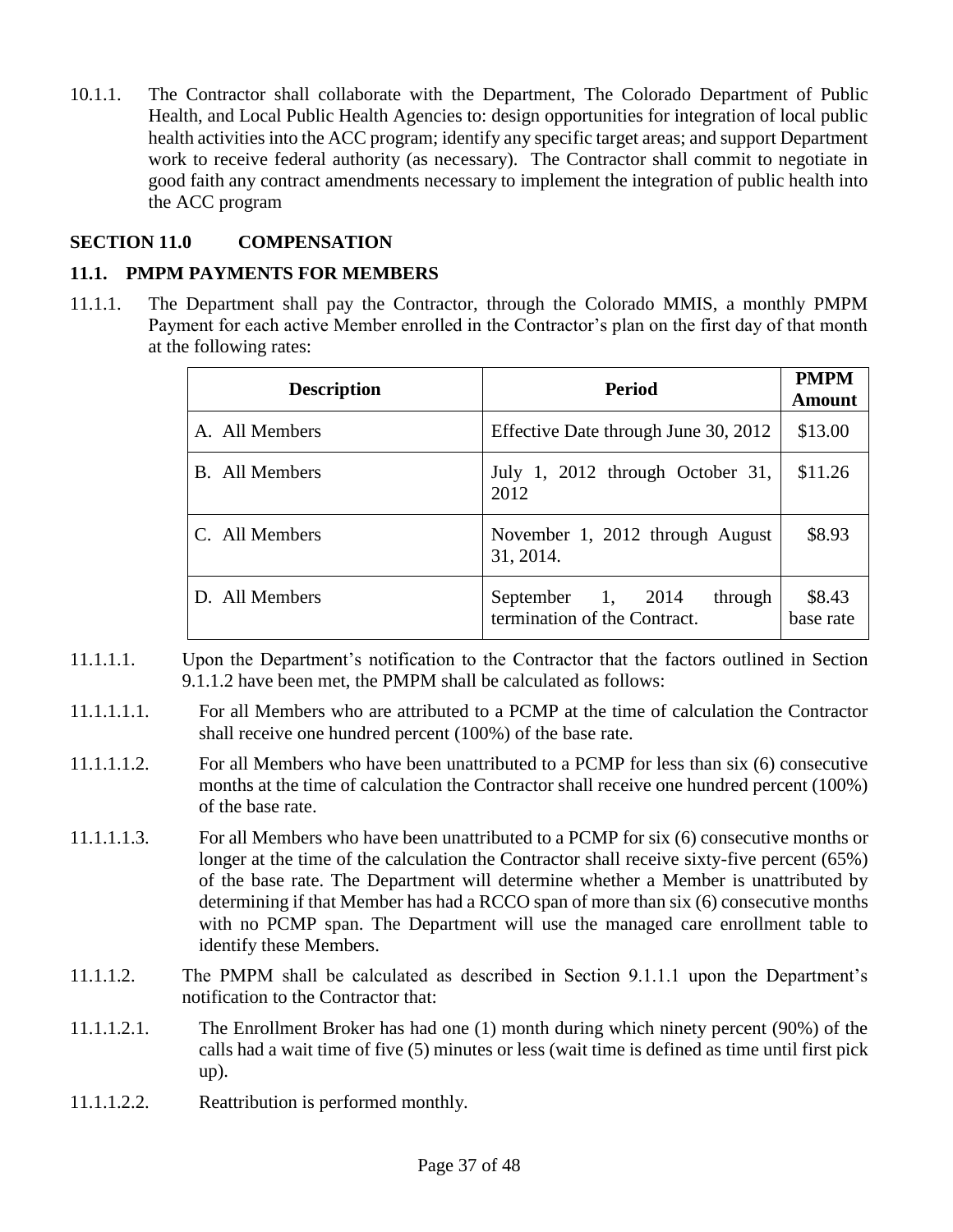10.1.1. The Contractor shall collaborate with the Department, The Colorado Department of Public Health, and Local Public Health Agencies to: design opportunities for integration of local public health activities into the ACC program; identify any specific target areas; and support Department work to receive federal authority (as necessary). The Contractor shall commit to negotiate in good faith any contract amendments necessary to implement the integration of public health into the ACC program

## SECTION 11.0 COMPENSATION

### 11.1. PMPM PAYMENTS FOR MEMBERS

11.1.1. The Department shall pay the Contractor, through the Colorado MMIS, a monthly PMPM Payment for each active Member enrolled in the Contractor's plan on the first day of that month at the following rates:

| Description | Period | PMPM Amount |
|---|---|---|
| A. All Members | Effective Date through June 30, 2012 | \$13.00 |
| B. All Members | July 1, 2012 through October 31, 2012 | \$11.26 |
| C. All Members | November 1, 2012 through August 31, 2014. | \$8.93 |
| D. All Members | September 1, 2014 through termination of the Contract. | \$8.43 base rate |

11.1.1.1. Upon the Department's notification to the Contractor that the factors outlined in Section 9.1.1.2 have been met, the PMPM shall be calculated as follows:

11.1.1.1.1. For all Members who are attributed to a PCMP at the time of calculation the Contractor shall receive one hundred percent (100%) of the base rate.

11.1.1.1.2. For all Members who have been unattributed to a PCMP for less than six (6) consecutive months at the time of calculation the Contractor shall receive one hundred percent (100%) of the base rate.

11.1.1.1.3. For all Members who have been unattributed to a PCMP for six (6) consecutive months or longer at the time of the calculation the Contractor shall receive sixty-five percent (65%) of the base rate. The Department will determine whether a Member is unattributed by determining if that Member has had a RCCO span of more than six (6) consecutive months with no PCMP span. The Department will use the managed care enrollment table to identify these Members.

11.1.1.2. The PMPM shall be calculated as described in Section 9.1.1.1 upon the Department's notification to the Contractor that:

11.1.1.2.1. The Enrollment Broker has had one (1) month during which ninety percent (90%) of the calls had a wait time of five (5) minutes or less (wait time is defined as time until first pick up).

11.1.1.2.2. Reattribution is performed monthly.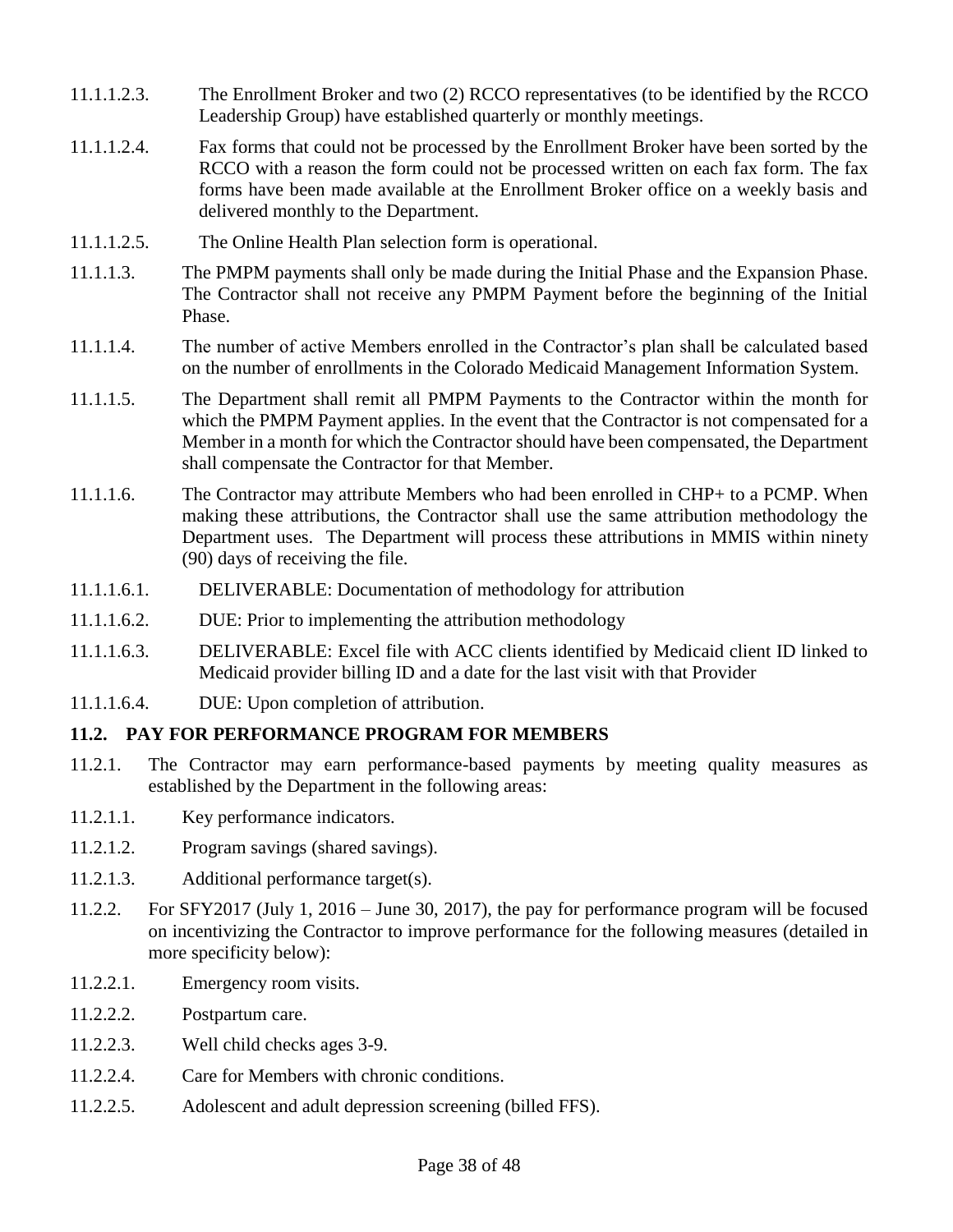11.1.1.2.3. The Enrollment Broker and two (2) RCCO representatives (to be identified by the RCCO Leadership Group) have established quarterly or monthly meetings.

11.1.1.2.4. Fax forms that could not be processed by the Enrollment Broker have been sorted by the RCCO with a reason the form could not be processed written on each fax form. The fax forms have been made available at the Enrollment Broker office on a weekly basis and delivered monthly to the Department.

11.1.1.2.5. The Online Health Plan selection form is operational.

11.1.1.3. The PMPM payments shall only be made during the Initial Phase and the Expansion Phase. The Contractor shall not receive any PMPM Payment before the beginning of the Initial Phase.

11.1.1.4. The number of active Members enrolled in the Contractor's plan shall be calculated based on the number of enrollments in the Colorado Medicaid Management Information System.

11.1.1.5. The Department shall remit all PMPM Payments to the Contractor within the month for which the PMPM Payment applies. In the event that the Contractor is not compensated for a Member in a month for which the Contractor should have been compensated, the Department shall compensate the Contractor for that Member.

11.1.1.6. The Contractor may attribute Members who had been enrolled in CHP+ to a PCMP. When making these attributions, the Contractor shall use the same attribution methodology the Department uses. The Department will process these attributions in MMIS within ninety (90) days of receiving the file.

11.1.1.6.1. DELIVERABLE: Documentation of methodology for attribution

11.1.1.6.2. DUE: Prior to implementing the attribution methodology

11.1.1.6.3. DELIVERABLE: Excel file with ACC clients identified by Medicaid client ID linked to Medicaid provider billing ID and a date for the last visit with that Provider

11.1.1.6.4. DUE: Upon completion of attribution.

## 11.2. PAY FOR PERFORMANCE PROGRAM FOR MEMBERS

11.2.1. The Contractor may earn performance-based payments by meeting quality measures as established by the Department in the following areas:

11.2.1.1. Key performance indicators.

11.2.1.2. Program savings (shared savings).

11.2.1.3. Additional performance target(s).

11.2.2. For SFY2017 (July 1, 2016 – June 30, 2017), the pay for performance program will be focused on incentivizing the Contractor to improve performance for the following measures (detailed in more specificity below):

11.2.2.1. Emergency room visits.

11.2.2.2. Postpartum care.

11.2.2.3. Well child checks ages 3-9.

11.2.2.4. Care for Members with chronic conditions.

11.2.2.5. Adolescent and adult depression screening (billed FFS).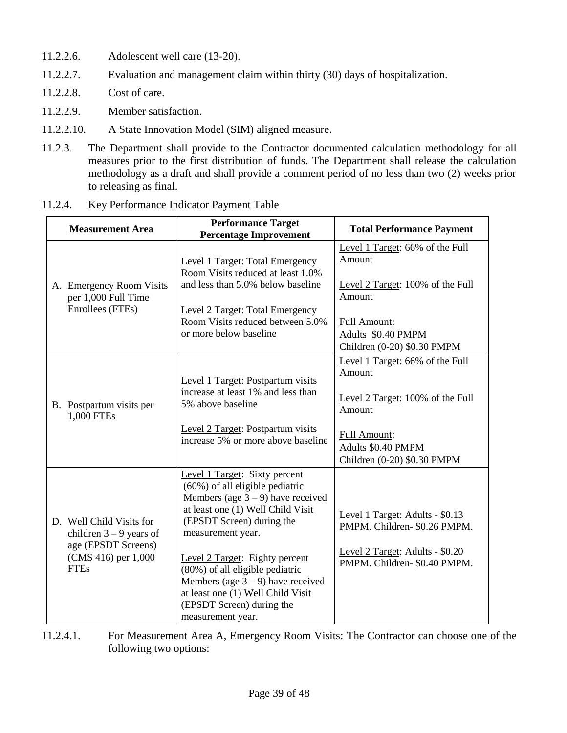11.2.2.6. Adolescent well care (13-20).

11.2.2.7. Evaluation and management claim within thirty (30) days of hospitalization.

11.2.2.8. Cost of care.

11.2.2.9. Member satisfaction.

11.2.2.10. A State Innovation Model (SIM) aligned measure.

11.2.3. The Department shall provide to the Contractor documented calculation methodology for all measures prior to the first distribution of funds. The Department shall release the calculation methodology as a draft and shall provide a comment period of no less than two (2) weeks prior to releasing as final.

11.2.4. Key Performance Indicator Payment Table

| Measurement Area | Performance Target Percentage Improvement | Total Performance Payment |
|---|---|---|
| A. Emergency Room Visits per 1,000 Full Time Enrollees (FTEs) | Level 1 Target: Total Emergency Room Visits reduced at least 1.0% and less than 5.0% below baseline<br><br>Level 2 Target: Total Emergency Room Visits reduced between 5.0% or more below baseline | Level 1 Target: 66% of the Full Amount<br><br>Level 2 Target: 100% of the Full Amount<br><br>Full Amount:<br>Adults $0.40 PMPM<br>Children (0-20) $0.30 PMPM |
| B. Postpartum visits per 1,000 FTEs | Level 1 Target: Postpartum visits increase at least 1% and less than 5% above baseline<br><br>Level 2 Target: Postpartum visits increase 5% or more above baseline | Level 1 Target: 66% of the Full Amount<br><br>Level 2 Target: 100% of the Full Amount<br><br>Full Amount:<br>Adults $0.40 PMPM<br>Children (0-20) $0.30 PMPM |
| D. Well Child Visits for children 3 – 9 years of age (EPSDT Screens) (CMS 416) per 1,000 FTEs | Level 1 Target: Sixty percent (60%) of all eligible pediatric Members (age 3 – 9) have received at least one (1) Well Child Visit (EPSDT Screen) during the measurement year.<br><br>Level 2 Target: Eighty percent (80%) of all eligible pediatric Members (age 3 – 9) have received at least one (1) Well Child Visit (EPSDT Screen) during the measurement year. | Level 1 Target: Adults - $0.13 PMPM. Children- $0.26 PMPM.<br><br>Level 2 Target: Adults - $0.20 PMPM. Children- $0.40 PMPM. |

11.2.4.1. For Measurement Area A, Emergency Room Visits: The Contractor can choose one of the following two options: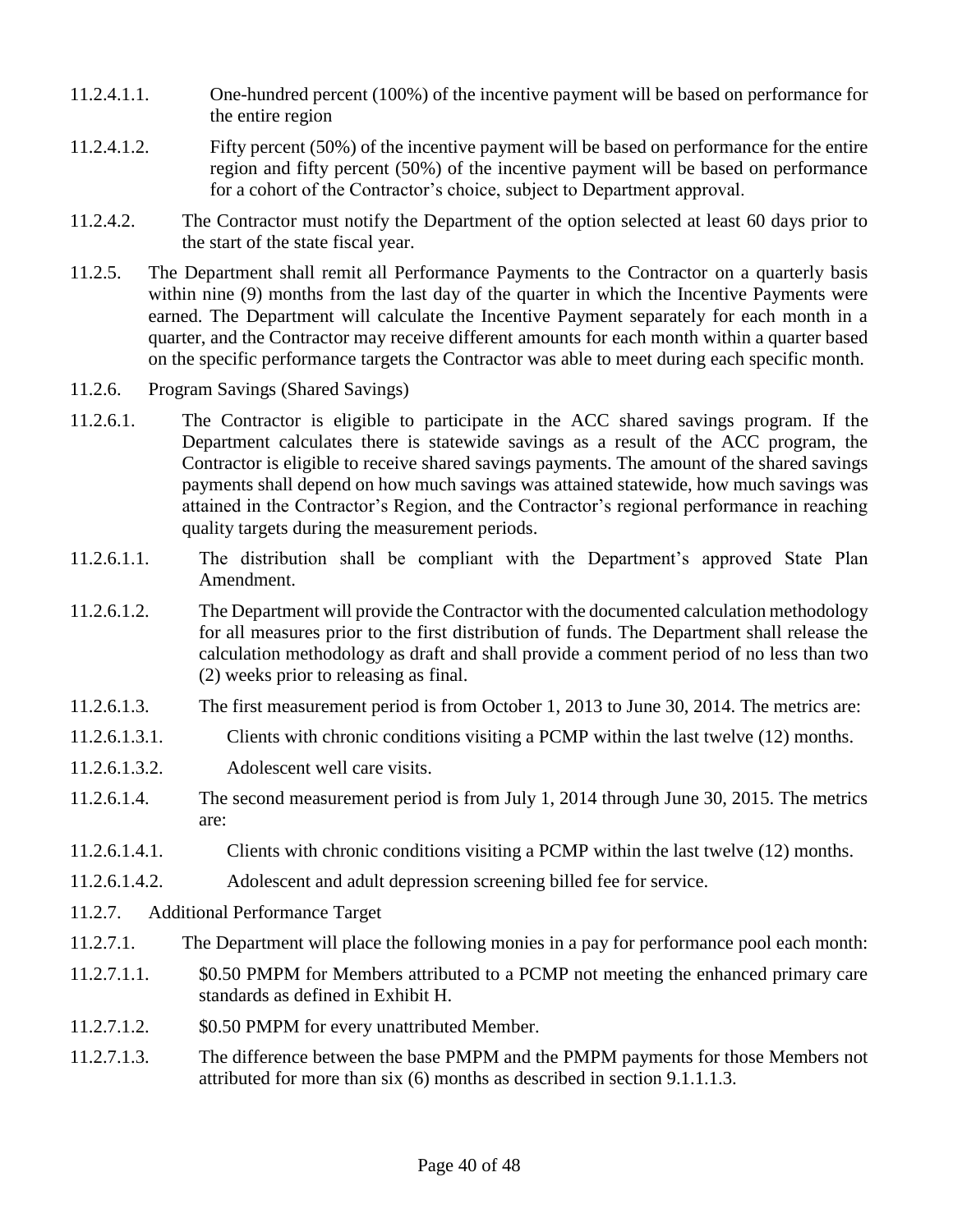11.2.4.1.1. One-hundred percent (100%) of the incentive payment will be based on performance for the entire region

11.2.4.1.2. Fifty percent (50%) of the incentive payment will be based on performance for the entire region and fifty percent (50%) of the incentive payment will be based on performance for a cohort of the Contractor's choice, subject to Department approval.

11.2.4.2. The Contractor must notify the Department of the option selected at least 60 days prior to the start of the state fiscal year.

11.2.5. The Department shall remit all Performance Payments to the Contractor on a quarterly basis within nine (9) months from the last day of the quarter in which the Incentive Payments were earned. The Department will calculate the Incentive Payment separately for each month in a quarter, and the Contractor may receive different amounts for each month within a quarter based on the specific performance targets the Contractor was able to meet during each specific month.

11.2.6. Program Savings (Shared Savings)

11.2.6.1. The Contractor is eligible to participate in the ACC shared savings program. If the Department calculates there is statewide savings as a result of the ACC program, the Contractor is eligible to receive shared savings payments. The amount of the shared savings payments shall depend on how much savings was attained statewide, how much savings was attained in the Contractor's Region, and the Contractor's regional performance in reaching quality targets during the measurement periods.

11.2.6.1.1. The distribution shall be compliant with the Department's approved State Plan Amendment.

11.2.6.1.2. The Department will provide the Contractor with the documented calculation methodology for all measures prior to the first distribution of funds. The Department shall release the calculation methodology as draft and shall provide a comment period of no less than two (2) weeks prior to releasing as final.

11.2.6.1.3. The first measurement period is from October 1, 2013 to June 30, 2014. The metrics are:

11.2.6.1.3.1. Clients with chronic conditions visiting a PCMP within the last twelve (12) months.

11.2.6.1.3.2. Adolescent well care visits.

11.2.6.1.4. The second measurement period is from July 1, 2014 through June 30, 2015. The metrics are:

11.2.6.1.4.1. Clients with chronic conditions visiting a PCMP within the last twelve (12) months.

11.2.6.1.4.2. Adolescent and adult depression screening billed fee for service.

11.2.7. Additional Performance Target

11.2.7.1. The Department will place the following monies in a pay for performance pool each month:

11.2.7.1.1. $0.50 PMPM for Members attributed to a PCMP not meeting the enhanced primary care standards as defined in Exhibit H.

11.2.7.1.2. $0.50 PMPM for every unattributed Member.

11.2.7.1.3. The difference between the base PMPM and the PMPM payments for those Members not attributed for more than six (6) months as described in section 9.1.1.1.3.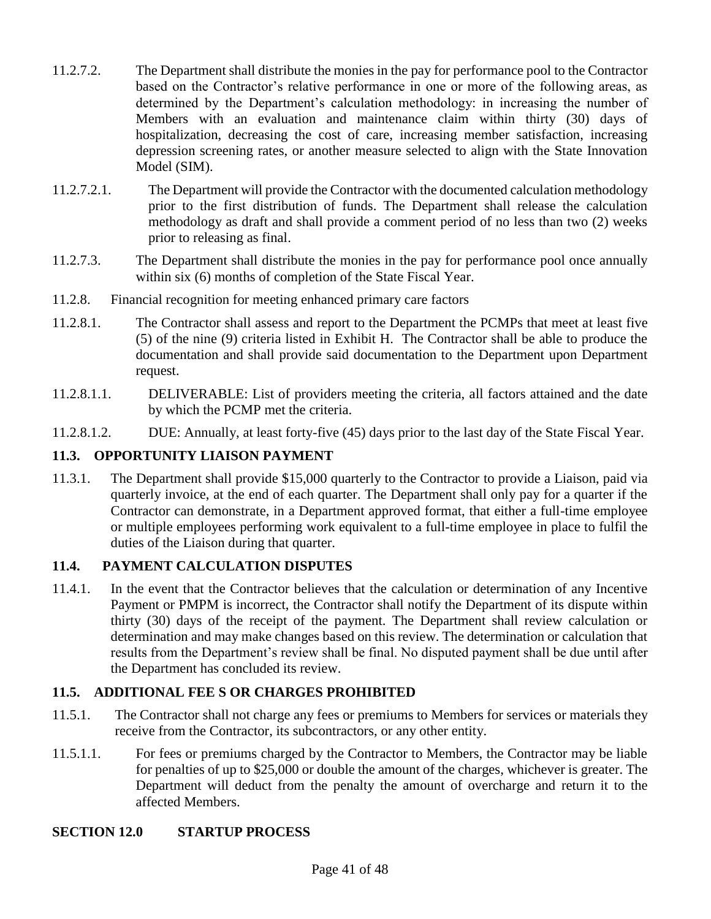11.2.7.2. The Department shall distribute the monies in the pay for performance pool to the Contractor based on the Contractor's relative performance in one or more of the following areas, as determined by the Department's calculation methodology: in increasing the number of Members with an evaluation and maintenance claim within thirty (30) days of hospitalization, decreasing the cost of care, increasing member satisfaction, increasing depression screening rates, or another measure selected to align with the State Innovation Model (SIM).

11.2.7.2.1. The Department will provide the Contractor with the documented calculation methodology prior to the first distribution of funds. The Department shall release the calculation methodology as draft and shall provide a comment period of no less than two (2) weeks prior to releasing as final.

11.2.7.3. The Department shall distribute the monies in the pay for performance pool once annually within six (6) months of completion of the State Fiscal Year.

11.2.8. Financial recognition for meeting enhanced primary care factors

11.2.8.1. The Contractor shall assess and report to the Department the PCMPs that meet at least five (5) of the nine (9) criteria listed in Exhibit H. The Contractor shall be able to produce the documentation and shall provide said documentation to the Department upon Department request.

11.2.8.1.1. DELIVERABLE: List of providers meeting the criteria, all factors attained and the date by which the PCMP met the criteria.

11.2.8.1.2. DUE: Annually, at least forty-five (45) days prior to the last day of the State Fiscal Year.

### 11.3. OPPORTUNITY LIAISON PAYMENT

11.3.1. The Department shall provide $15,000 quarterly to the Contractor to provide a Liaison, paid via quarterly invoice, at the end of each quarter. The Department shall only pay for a quarter if the Contractor can demonstrate, in a Department approved format, that either a full-time employee or multiple employees performing work equivalent to a full-time employee in place to fulfil the duties of the Liaison during that quarter.

### 11.4. PAYMENT CALCULATION DISPUTES

11.4.1. In the event that the Contractor believes that the calculation or determination of any Incentive Payment or PMPM is incorrect, the Contractor shall notify the Department of its dispute within thirty (30) days of the receipt of the payment. The Department shall review calculation or determination and may make changes based on this review. The determination or calculation that results from the Department's review shall be final. No disputed payment shall be due until after the Department has concluded its review.

### 11.5. ADDITIONAL FEE S OR CHARGES PROHIBITED

11.5.1. The Contractor shall not charge any fees or premiums to Members for services or materials they receive from the Contractor, its subcontractors, or any other entity.

11.5.1.1. For fees or premiums charged by the Contractor to Members, the Contractor may be liable for penalties of up to $25,000 or double the amount of the charges, whichever is greater. The Department will deduct from the penalty the amount of overcharge and return it to the affected Members.

## SECTION 12.0 STARTUP PROCESS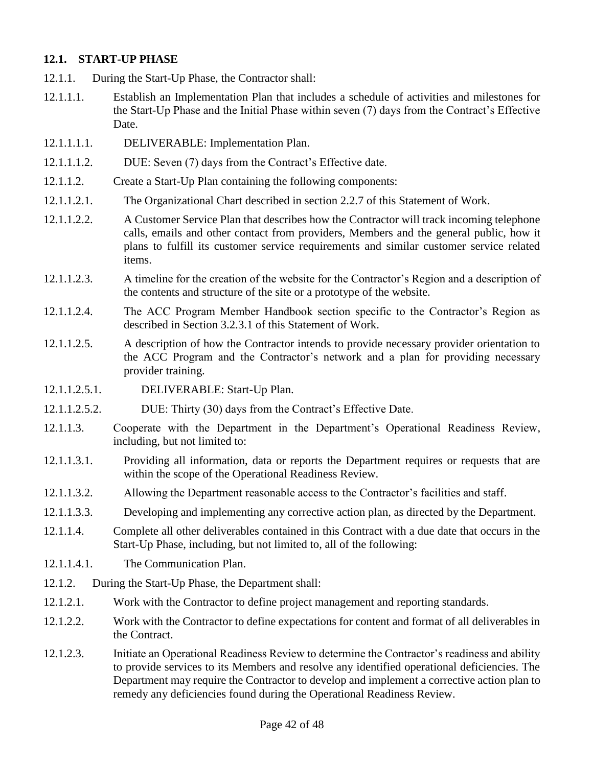### 12.1. START-UP PHASE

12.1.1. During the Start-Up Phase, the Contractor shall:

12.1.1.1. Establish an Implementation Plan that includes a schedule of activities and milestones for the Start-Up Phase and the Initial Phase within seven (7) days from the Contract's Effective Date.

12.1.1.1.1. DELIVERABLE: Implementation Plan.

12.1.1.1.2. DUE: Seven (7) days from the Contract's Effective date.

12.1.1.2. Create a Start-Up Plan containing the following components:

12.1.1.2.1. The Organizational Chart described in section 2.2.7 of this Statement of Work.

12.1.1.2.2. A Customer Service Plan that describes how the Contractor will track incoming telephone calls, emails and other contact from providers, Members and the general public, how it plans to fulfill its customer service requirements and similar customer service related items.

12.1.1.2.3. A timeline for the creation of the website for the Contractor's Region and a description of the contents and structure of the site or a prototype of the website.

12.1.1.2.4. The ACC Program Member Handbook section specific to the Contractor's Region as described in Section 3.2.3.1 of this Statement of Work.

12.1.1.2.5. A description of how the Contractor intends to provide necessary provider orientation to the ACC Program and the Contractor's network and a plan for providing necessary provider training.

12.1.1.2.5.1. DELIVERABLE: Start-Up Plan.

12.1.1.2.5.2. DUE: Thirty (30) days from the Contract's Effective Date.

12.1.1.3. Cooperate with the Department in the Department's Operational Readiness Review, including, but not limited to:

12.1.1.3.1. Providing all information, data or reports the Department requires or requests that are within the scope of the Operational Readiness Review.

12.1.1.3.2. Allowing the Department reasonable access to the Contractor's facilities and staff.

12.1.1.3.3. Developing and implementing any corrective action plan, as directed by the Department.

12.1.1.4. Complete all other deliverables contained in this Contract with a due date that occurs in the Start-Up Phase, including, but not limited to, all of the following:

12.1.1.4.1. The Communication Plan.

12.1.2. During the Start-Up Phase, the Department shall:

12.1.2.1. Work with the Contractor to define project management and reporting standards.

12.1.2.2. Work with the Contractor to define expectations for content and format of all deliverables in the Contract.

12.1.2.3. Initiate an Operational Readiness Review to determine the Contractor's readiness and ability to provide services to its Members and resolve any identified operational deficiencies. The Department may require the Contractor to develop and implement a corrective action plan to remedy any deficiencies found during the Operational Readiness Review.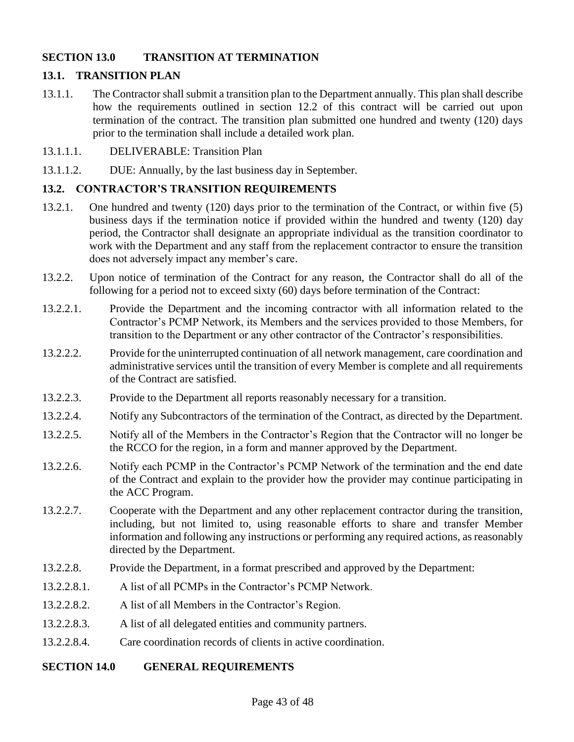## SECTION 13.0 TRANSITION AT TERMINATION

### 13.1. TRANSITION PLAN

13.1.1. The Contractor shall submit a transition plan to the Department annually. This plan shall describe how the requirements outlined in section 12.2 of this contract will be carried out upon termination of the contract. The transition plan submitted one hundred and twenty (120) days prior to the termination shall include a detailed work plan.

13.1.1.1. DELIVERABLE: Transition Plan

13.1.1.2. DUE: Annually, by the last business day in September.

### 13.2. CONTRACTOR'S TRANSITION REQUIREMENTS

13.2.1. One hundred and twenty (120) days prior to the termination of the Contract, or within five (5) business days if the termination notice if provided within the hundred and twenty (120) day period, the Contractor shall designate an appropriate individual as the transition coordinator to work with the Department and any staff from the replacement contractor to ensure the transition does not adversely impact any member's care.

13.2.2. Upon notice of termination of the Contract for any reason, the Contractor shall do all of the following for a period not to exceed sixty (60) days before termination of the Contract:

13.2.2.1. Provide the Department and the incoming contractor with all information related to the Contractor's PCMP Network, its Members and the services provided to those Members, for transition to the Department or any other contractor of the Contractor's responsibilities.

13.2.2.2. Provide for the uninterrupted continuation of all network management, care coordination and administrative services until the transition of every Member is complete and all requirements of the Contract are satisfied.

13.2.2.3. Provide to the Department all reports reasonably necessary for a transition.

13.2.2.4. Notify any Subcontractors of the termination of the Contract, as directed by the Department.

13.2.2.5. Notify all of the Members in the Contractor's Region that the Contractor will no longer be the RCCO for the region, in a form and manner approved by the Department.

13.2.2.6. Notify each PCMP in the Contractor's PCMP Network of the termination and the end date of the Contract and explain to the provider how the provider may continue participating in the ACC Program.

13.2.2.7. Cooperate with the Department and any other replacement contractor during the transition, including, but not limited to, using reasonable efforts to share and transfer Member information and following any instructions or performing any required actions, as reasonably directed by the Department.

13.2.2.8. Provide the Department, in a format prescribed and approved by the Department:

13.2.2.8.1. A list of all PCMPs in the Contractor's PCMP Network.

13.2.2.8.2. A list of all Members in the Contractor's Region.

13.2.2.8.3. A list of all delegated entities and community partners.

13.2.2.8.4. Care coordination records of clients in active coordination.

## SECTION 14.0 GENERAL REQUIREMENTS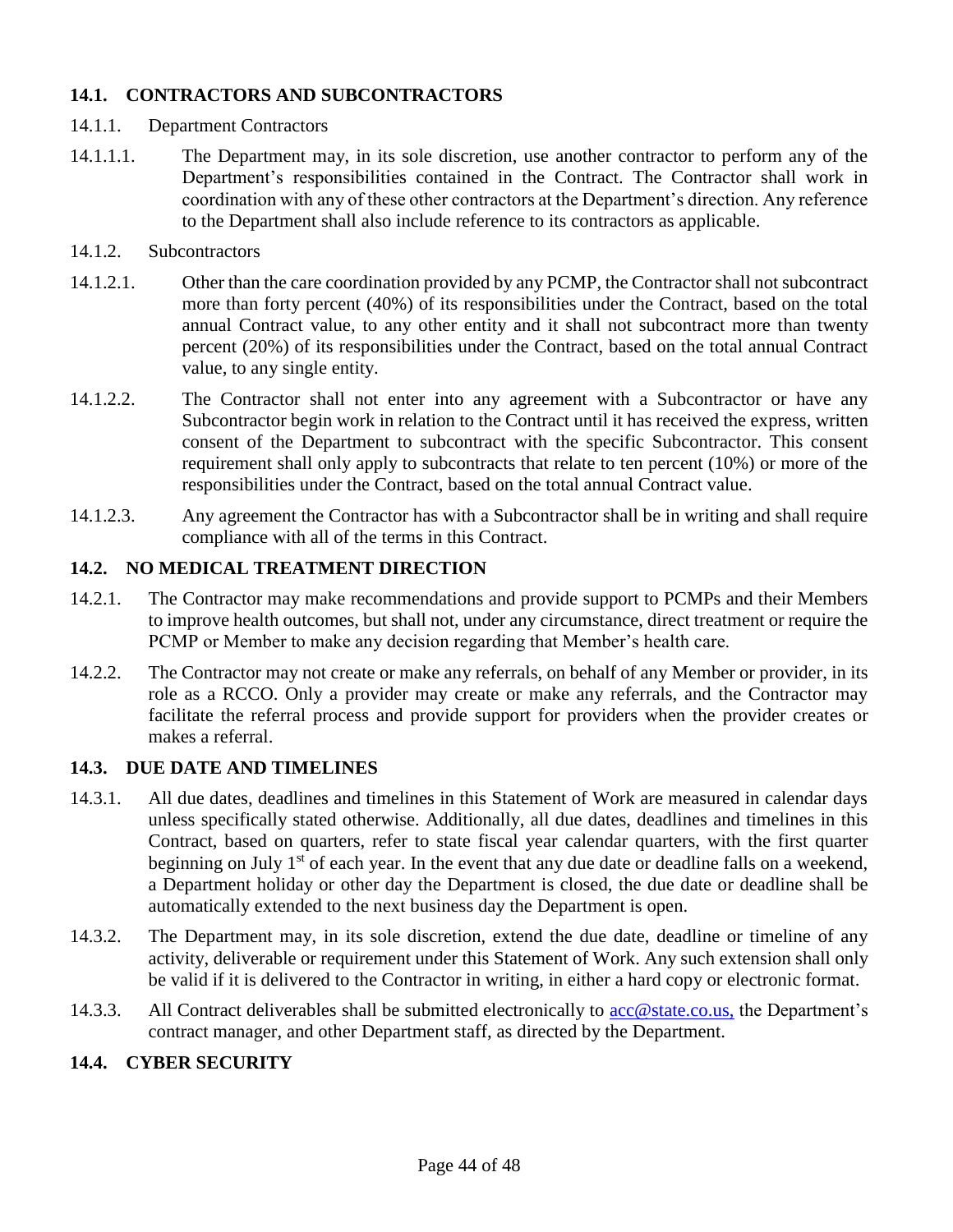## 14.1. CONTRACTORS AND SUBCONTRACTORS

14.1.1. Department Contractors

14.1.1.1. The Department may, in its sole discretion, use another contractor to perform any of the Department's responsibilities contained in the Contract. The Contractor shall work in coordination with any of these other contractors at the Department's direction. Any reference to the Department shall also include reference to its contractors as applicable.

14.1.2. Subcontractors

14.1.2.1. Other than the care coordination provided by any PCMP, the Contractor shall not subcontract more than forty percent (40%) of its responsibilities under the Contract, based on the total annual Contract value, to any other entity and it shall not subcontract more than twenty percent (20%) of its responsibilities under the Contract, based on the total annual Contract value, to any single entity.

14.1.2.2. The Contractor shall not enter into any agreement with a Subcontractor or have any Subcontractor begin work in relation to the Contract until it has received the express, written consent of the Department to subcontract with the specific Subcontractor. This consent requirement shall only apply to subcontracts that relate to ten percent (10%) or more of the responsibilities under the Contract, based on the total annual Contract value.

14.1.2.3. Any agreement the Contractor has with a Subcontractor shall be in writing and shall require compliance with all of the terms in this Contract.

## 14.2. NO MEDICAL TREATMENT DIRECTION

14.2.1. The Contractor may make recommendations and provide support to PCMPs and their Members to improve health outcomes, but shall not, under any circumstance, direct treatment or require the PCMP or Member to make any decision regarding that Member's health care.

14.2.2. The Contractor may not create or make any referrals, on behalf of any Member or provider, in its role as a RCCO. Only a provider may create or make any referrals, and the Contractor may facilitate the referral process and provide support for providers when the provider creates or makes a referral.

## 14.3. DUE DATE AND TIMELINES

14.3.1. All due dates, deadlines and timelines in this Statement of Work are measured in calendar days unless specifically stated otherwise. Additionally, all due dates, deadlines and timelines in this Contract, based on quarters, refer to state fiscal year calendar quarters, with the first quarter beginning on July 1st of each year. In the event that any due date or deadline falls on a weekend, a Department holiday or other day the Department is closed, the due date or deadline shall be automatically extended to the next business day the Department is open.

14.3.2. The Department may, in its sole discretion, extend the due date, deadline or timeline of any activity, deliverable or requirement under this Statement of Work. Any such extension shall only be valid if it is delivered to the Contractor in writing, in either a hard copy or electronic format.

14.3.3. All Contract deliverables shall be submitted electronically to acc@state.co.us, the Department's contract manager, and other Department staff, as directed by the Department.

## 14.4. CYBER SECURITY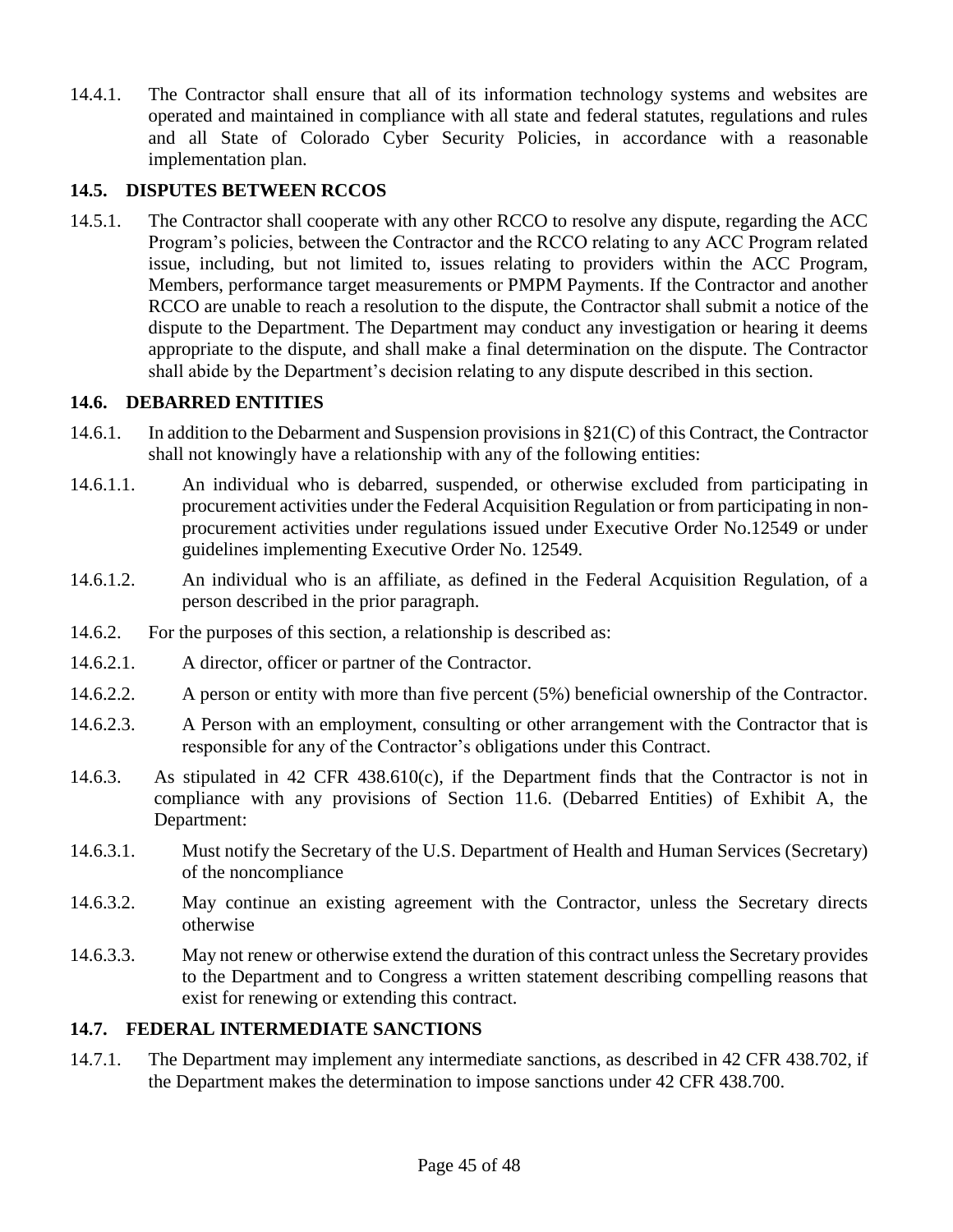14.4.1. The Contractor shall ensure that all of its information technology systems and websites are operated and maintained in compliance with all state and federal statutes, regulations and rules and all State of Colorado Cyber Security Policies, in accordance with a reasonable implementation plan.

### 14.5. DISPUTES BETWEEN RCCOS

14.5.1. The Contractor shall cooperate with any other RCCO to resolve any dispute, regarding the ACC Program's policies, between the Contractor and the RCCO relating to any ACC Program related issue, including, but not limited to, issues relating to providers within the ACC Program, Members, performance target measurements or PMPM Payments. If the Contractor and another RCCO are unable to reach a resolution to the dispute, the Contractor shall submit a notice of the dispute to the Department. The Department may conduct any investigation or hearing it deems appropriate to the dispute, and shall make a final determination on the dispute. The Contractor shall abide by the Department's decision relating to any dispute described in this section.

### 14.6. DEBARRED ENTITIES

14.6.1. In addition to the Debarment and Suspension provisions in §21(C) of this Contract, the Contractor shall not knowingly have a relationship with any of the following entities:

14.6.1.1. An individual who is debarred, suspended, or otherwise excluded from participating in procurement activities under the Federal Acquisition Regulation or from participating in non-procurement activities under regulations issued under Executive Order No.12549 or under guidelines implementing Executive Order No. 12549.

14.6.1.2. An individual who is an affiliate, as defined in the Federal Acquisition Regulation, of a person described in the prior paragraph.

14.6.2. For the purposes of this section, a relationship is described as:

14.6.2.1. A director, officer or partner of the Contractor.

14.6.2.2. A person or entity with more than five percent (5%) beneficial ownership of the Contractor.

14.6.2.3. A Person with an employment, consulting or other arrangement with the Contractor that is responsible for any of the Contractor's obligations under this Contract.

14.6.3. As stipulated in 42 CFR 438.610(c), if the Department finds that the Contractor is not in compliance with any provisions of Section 11.6. (Debarred Entities) of Exhibit A, the Department:

14.6.3.1. Must notify the Secretary of the U.S. Department of Health and Human Services (Secretary) of the noncompliance

14.6.3.2. May continue an existing agreement with the Contractor, unless the Secretary directs otherwise

14.6.3.3. May not renew or otherwise extend the duration of this contract unless the Secretary provides to the Department and to Congress a written statement describing compelling reasons that exist for renewing or extending this contract.

### 14.7. FEDERAL INTERMEDIATE SANCTIONS

14.7.1. The Department may implement any intermediate sanctions, as described in 42 CFR 438.702, if the Department makes the determination to impose sanctions under 42 CFR 438.700.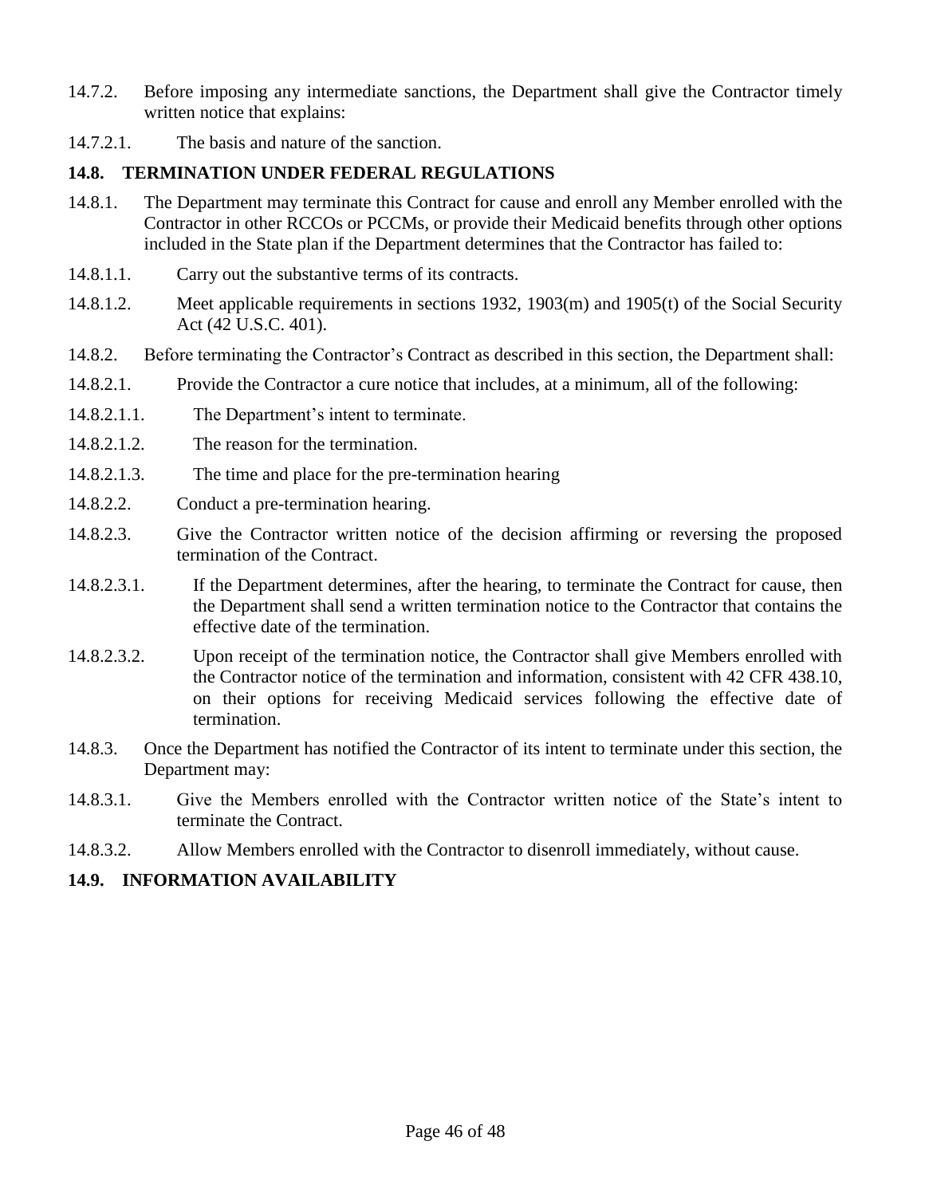14.7.2. Before imposing any intermediate sanctions, the Department shall give the Contractor timely written notice that explains:

14.7.2.1. The basis and nature of the sanction.

## 14.8. TERMINATION UNDER FEDERAL REGULATIONS

14.8.1. The Department may terminate this Contract for cause and enroll any Member enrolled with the Contractor in other RCCOs or PCCMs, or provide their Medicaid benefits through other options included in the State plan if the Department determines that the Contractor has failed to:

14.8.1.1. Carry out the substantive terms of its contracts.

14.8.1.2. Meet applicable requirements in sections 1932, 1903(m) and 1905(t) of the Social Security Act (42 U.S.C. 401).

14.8.2. Before terminating the Contractor's Contract as described in this section, the Department shall:

14.8.2.1. Provide the Contractor a cure notice that includes, at a minimum, all of the following:

14.8.2.1.1. The Department's intent to terminate.

14.8.2.1.2. The reason for the termination.

14.8.2.1.3. The time and place for the pre-termination hearing

14.8.2.2. Conduct a pre-termination hearing.

14.8.2.3. Give the Contractor written notice of the decision affirming or reversing the proposed termination of the Contract.

14.8.2.3.1. If the Department determines, after the hearing, to terminate the Contract for cause, then the Department shall send a written termination notice to the Contractor that contains the effective date of the termination.

14.8.2.3.2. Upon receipt of the termination notice, the Contractor shall give Members enrolled with the Contractor notice of the termination and information, consistent with 42 CFR 438.10, on their options for receiving Medicaid services following the effective date of termination.

14.8.3. Once the Department has notified the Contractor of its intent to terminate under this section, the Department may:

14.8.3.1. Give the Members enrolled with the Contractor written notice of the State's intent to terminate the Contract.

14.8.3.2. Allow Members enrolled with the Contractor to disenroll immediately, without cause.

## 14.9. INFORMATION AVAILABILITY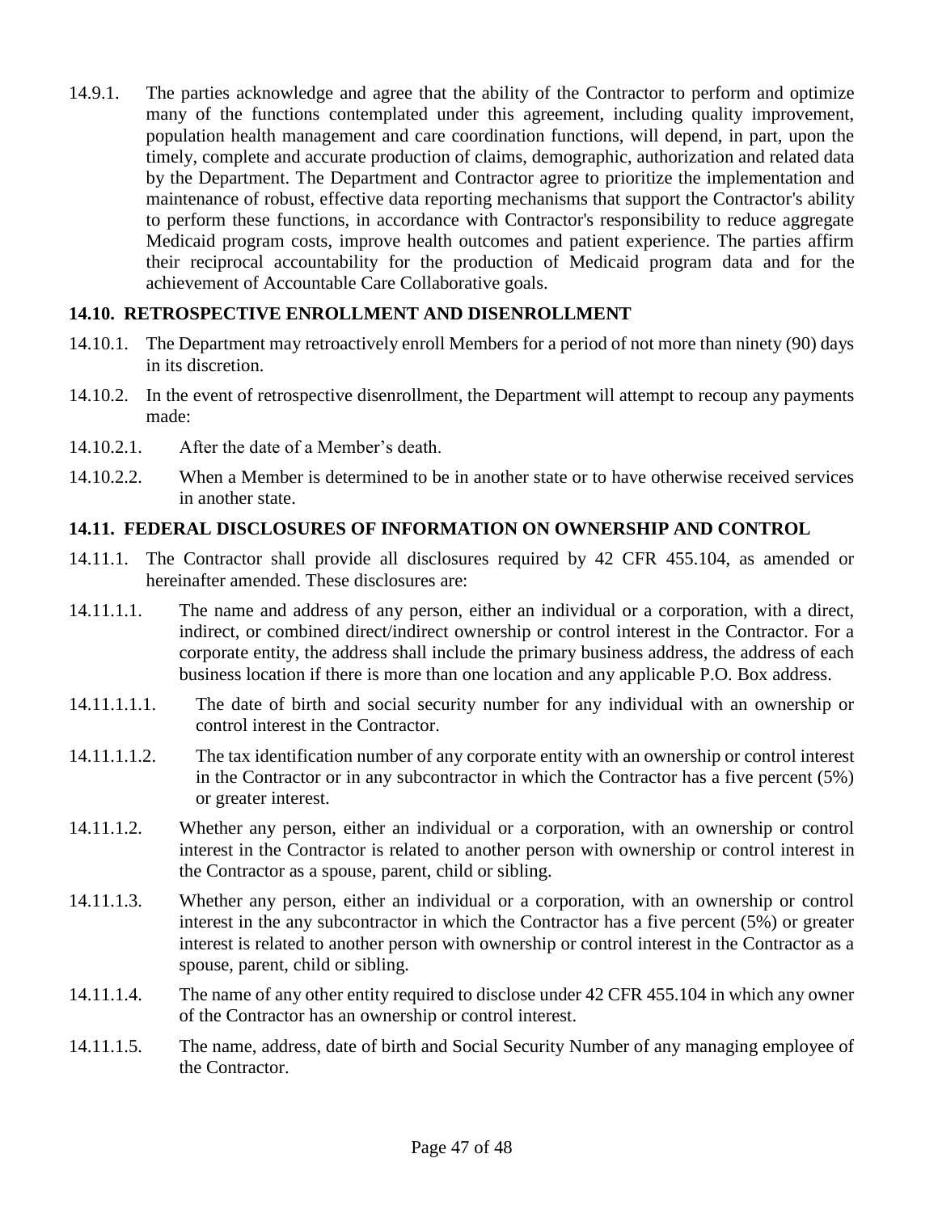14.9.1. The parties acknowledge and agree that the ability of the Contractor to perform and optimize many of the functions contemplated under this agreement, including quality improvement, population health management and care coordination functions, will depend, in part, upon the timely, complete and accurate production of claims, demographic, authorization and related data by the Department. The Department and Contractor agree to prioritize the implementation and maintenance of robust, effective data reporting mechanisms that support the Contractor's ability to perform these functions, in accordance with Contractor's responsibility to reduce aggregate Medicaid program costs, improve health outcomes and patient experience. The parties affirm their reciprocal accountability for the production of Medicaid program data and for the achievement of Accountable Care Collaborative goals.

### 14.10. RETROSPECTIVE ENROLLMENT AND DISENROLLMENT

14.10.1. The Department may retroactively enroll Members for a period of not more than ninety (90) days in its discretion.

14.10.2. In the event of retrospective disenrollment, the Department will attempt to recoup any payments made:

14.10.2.1. After the date of a Member's death.

14.10.2.2. When a Member is determined to be in another state or to have otherwise received services in another state.

### 14.11. FEDERAL DISCLOSURES OF INFORMATION ON OWNERSHIP AND CONTROL

14.11.1. The Contractor shall provide all disclosures required by 42 CFR 455.104, as amended or hereinafter amended. These disclosures are:

14.11.1.1. The name and address of any person, either an individual or a corporation, with a direct, indirect, or combined direct/indirect ownership or control interest in the Contractor. For a corporate entity, the address shall include the primary business address, the address of each business location if there is more than one location and any applicable P.O. Box address.

14.11.1.1.1. The date of birth and social security number for any individual with an ownership or control interest in the Contractor.

14.11.1.1.2. The tax identification number of any corporate entity with an ownership or control interest in the Contractor or in any subcontractor in which the Contractor has a five percent (5%) or greater interest.

14.11.1.2. Whether any person, either an individual or a corporation, with an ownership or control interest in the Contractor is related to another person with ownership or control interest in the Contractor as a spouse, parent, child or sibling.

14.11.1.3. Whether any person, either an individual or a corporation, with an ownership or control interest in the any subcontractor in which the Contractor has a five percent (5%) or greater interest is related to another person with ownership or control interest in the Contractor as a spouse, parent, child or sibling.

14.11.1.4. The name of any other entity required to disclose under 42 CFR 455.104 in which any owner of the Contractor has an ownership or control interest.

14.11.1.5. The name, address, date of birth and Social Security Number of any managing employee of the Contractor.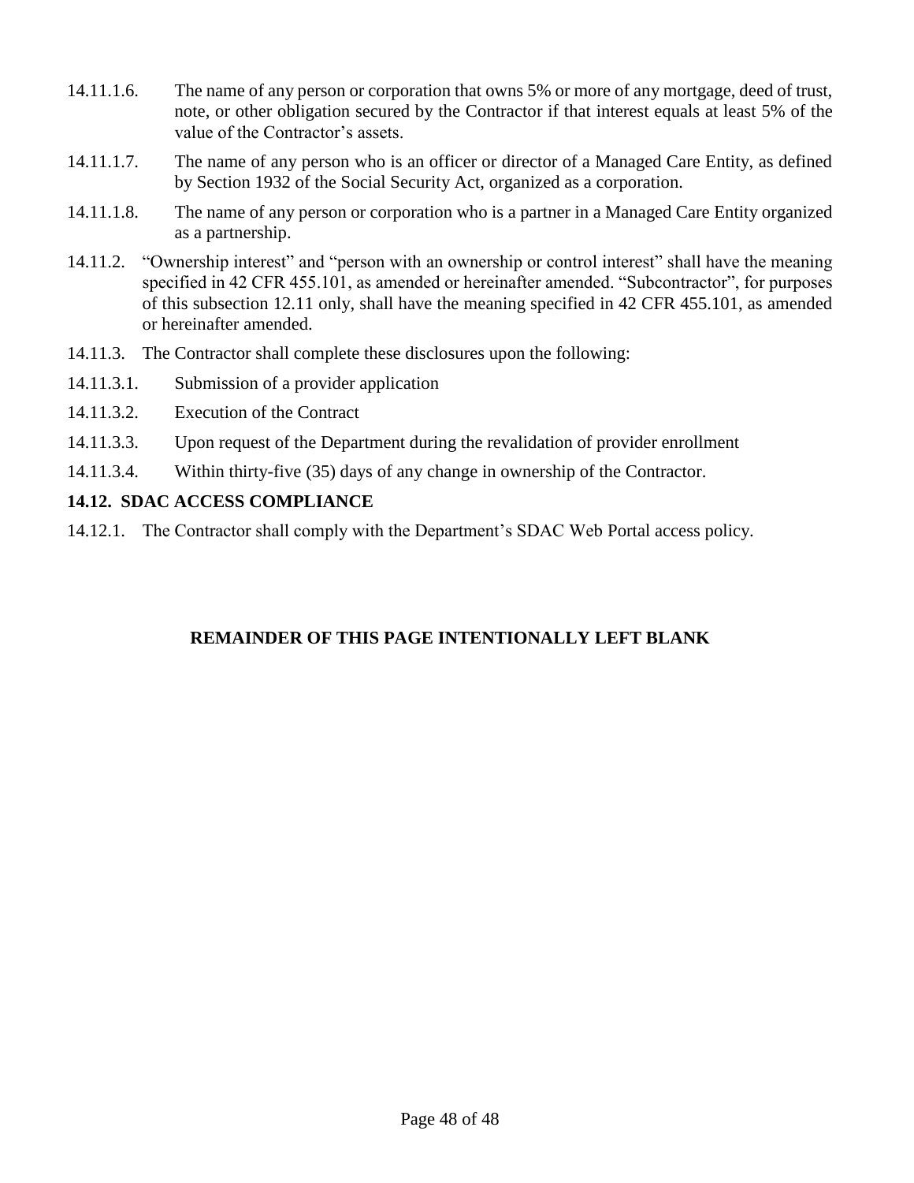14.11.1.6. The name of any person or corporation that owns 5% or more of any mortgage, deed of trust, note, or other obligation secured by the Contractor if that interest equals at least 5% of the value of the Contractor's assets.

14.11.1.7. The name of any person who is an officer or director of a Managed Care Entity, as defined by Section 1932 of the Social Security Act, organized as a corporation.

14.11.1.8. The name of any person or corporation who is a partner in a Managed Care Entity organized as a partnership.

14.11.2. "Ownership interest" and "person with an ownership or control interest" shall have the meaning specified in 42 CFR 455.101, as amended or hereinafter amended. "Subcontractor", for purposes of this subsection 12.11 only, shall have the meaning specified in 42 CFR 455.101, as amended or hereinafter amended.

14.11.3. The Contractor shall complete these disclosures upon the following:

14.11.3.1. Submission of a provider application

14.11.3.2. Execution of the Contract

14.11.3.3. Upon request of the Department during the revalidation of provider enrollment

14.11.3.4. Within thirty-five (35) days of any change in ownership of the Contractor.

**14.12. SDAC ACCESS COMPLIANCE**

14.12.1. The Contractor shall comply with the Department's SDAC Web Portal access policy.

**REMAINDER OF THIS PAGE INTENTIONALLY LEFT BLANK**